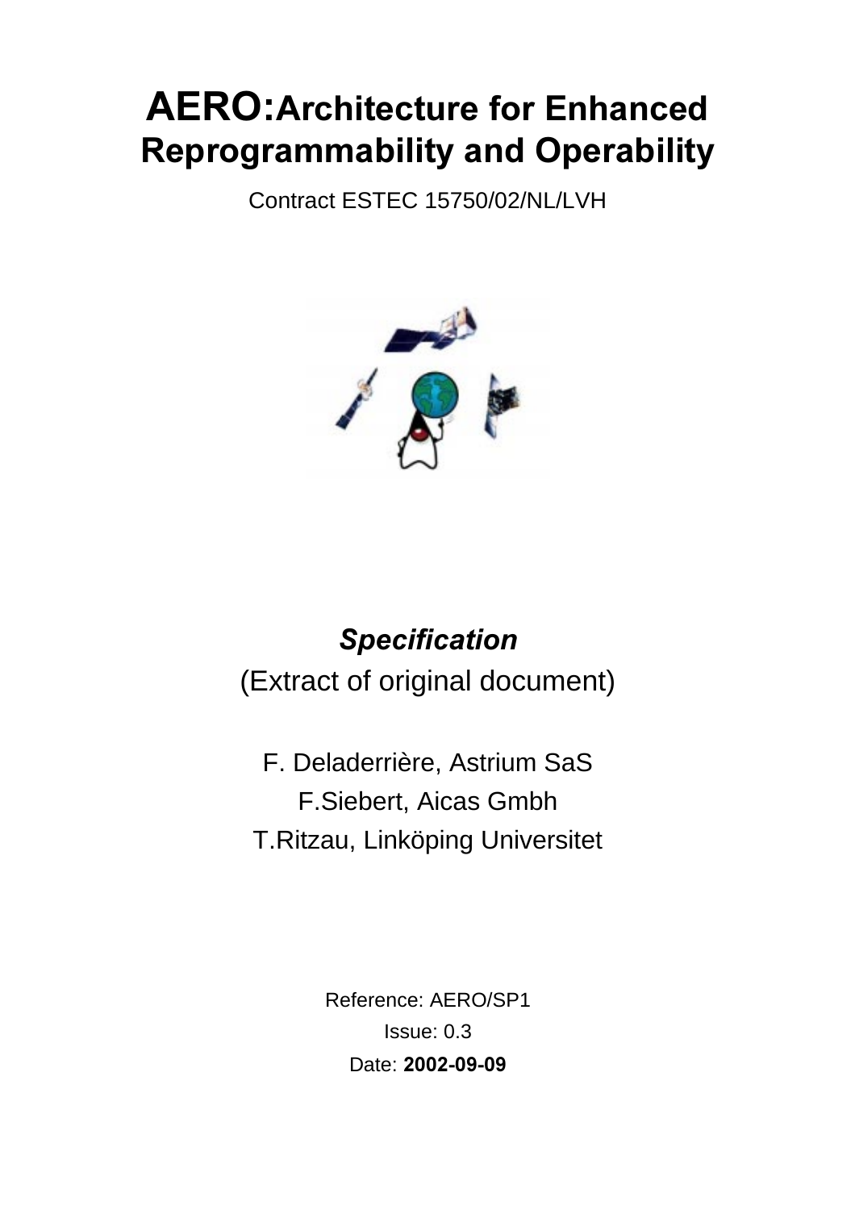# AERO: Architecture for Enhanced Reprogrammability and Operability

Contract ESTEC 15750/02/NL/LVH

***Specification***

(Extract of original document)

F. Deladerrière, Astrium SaS

F.Siebert, Aicas Gmbh

T.Ritzau, Linköping Universitet

Reference: AERO/SP1

Issue: 0.3

Date: **2002-09-09**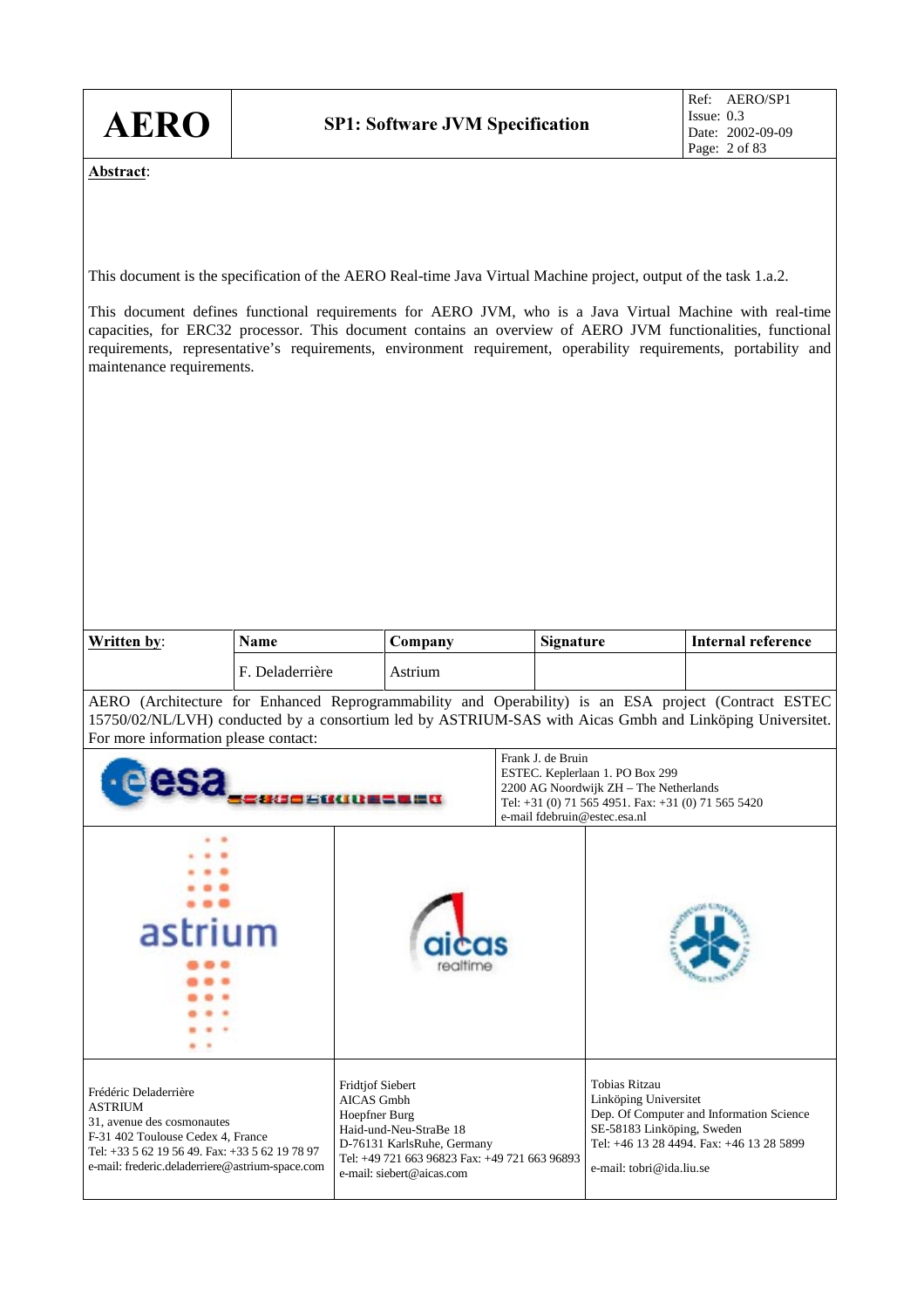**Abstract**:

This document is the specification of the AERO Real-time Java Virtual Machine project, output of the task 1.a.2.

This document defines functional requirements for AERO JVM, who is a Java Virtual Machine with real-time capacities, for ERC32 processor. This document contains an overview of AERO JVM functionalities, functional requirements, representative's requirements, environment requirement, operability requirements, portability and maintenance requirements.

| **Written by**: | **Name** | **Company** | **Signature** | **Internal reference** |
|---|---|---|---|---|
| | F. Deladerrière | Astrium | | |

AERO (Architecture for Enhanced Reprogrammability and Operability) is an ESA project (Contract ESTEC 15750/02/NL/LVH) conducted by a consortium led by ASTRIUM-SAS with Aicas Gmbh and Linköping Universitet. For more information please contact:

Frank J. de Bruin
ESTEC. Keplerlaan 1. PO Box 299
2200 AG Noordwijk ZH – The Netherlands
Tel: +31 (0) 71 565 4951. Fax: +31 (0) 71 565 5420
e-mail fdebruin@estec.esa.nl

| Frédéric Deladerrière<br>ASTRIUM<br>31, avenue des cosmonautes<br>F-31 402 Toulouse Cedex 4, France<br>Tel: +33 5 62 19 56 49. Fax: +33 5 62 19 78 97<br>e-mail: frederic.deladerriere@astrium-space.com | Fridtjof Siebert<br>AICAS Gmbh<br>Hoepfner Burg<br>Haid-und-Neu-StraBe 18<br>D-76131 KarlsRuhe, Germany<br>Tel: +49 721 663 96823 Fax: +49 721 663 96893<br>e-mail: siebert@aicas.com | Tobias Ritzau<br>Linköping Universitet<br>Dep. Of Computer and Information Science<br>SE-58183 Linköping, Sweden<br>Tel: +46 13 28 4494. Fax: +46 13 28 5899<br>e-mail: tobri@ida.liu.se |
|---|---|---|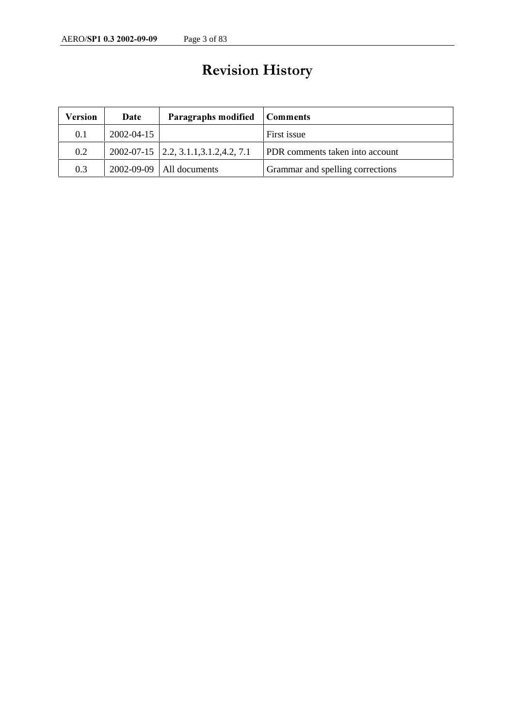# Revision History

| Version | Date | Paragraphs modified | Comments |
|---|---|---|---|
| 0.1 | 2002-04-15 | | First issue |
| 0.2 | 2002-07-15 | 2.2, 3.1.1,3.1.2,4.2, 7.1 | PDR comments taken into account |
| 0.3 | 2002-09-09 | All documents | Grammar and spelling corrections |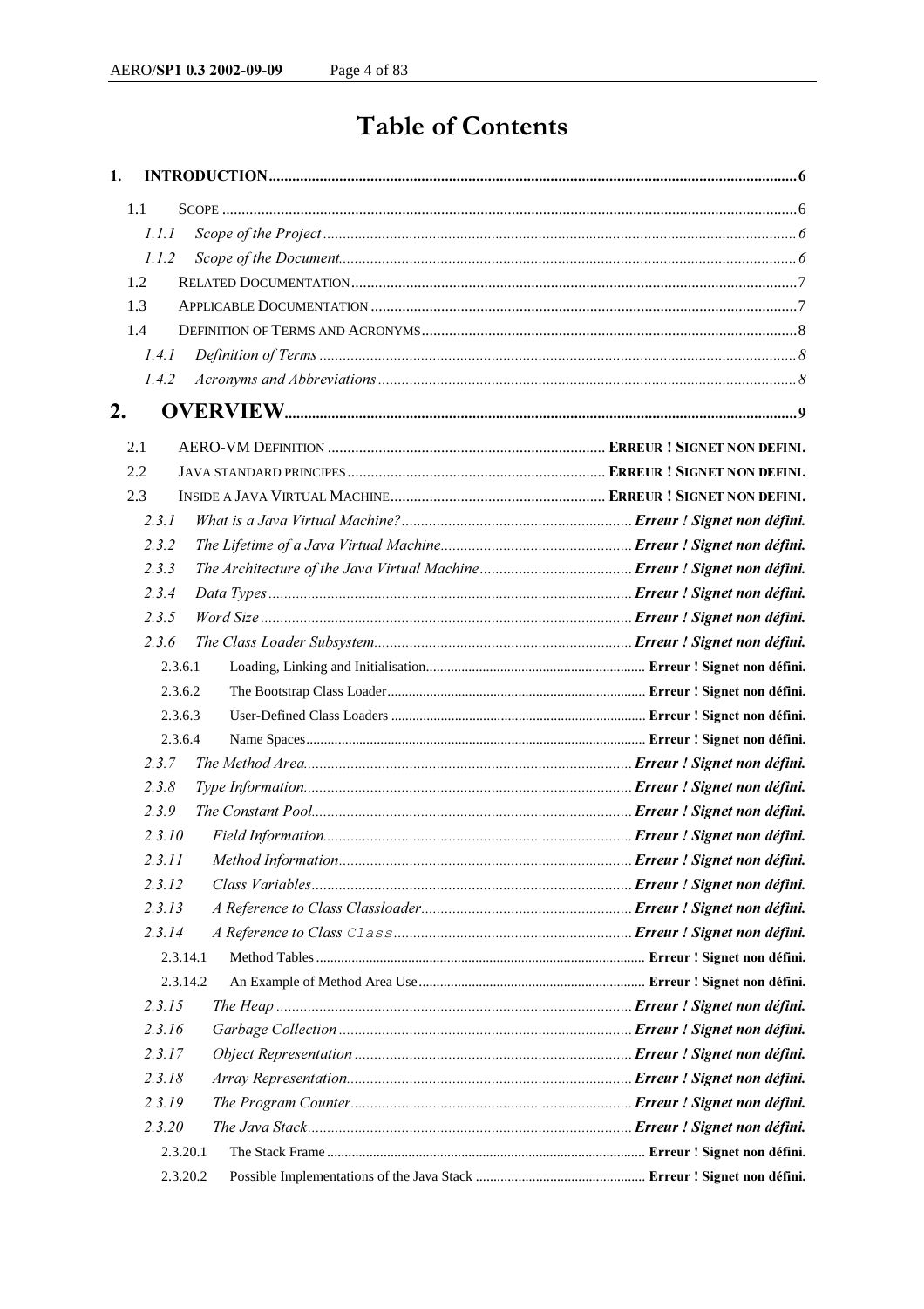# Table of Contents

**1. INTRODUCTION** ..... 6

- 1.1 SCOPE ..... 6
  - *1.1.1 Scope of the Project* ..... 6
  - *1.1.2 Scope of the Document* ..... 6
- 1.2 RELATED DOCUMENTATION ..... 7
- 1.3 APPLICABLE DOCUMENTATION ..... 7
- 1.4 DEFINITION OF TERMS AND ACRONYMS ..... 8
  - *1.4.1 Definition of Terms* ..... 8
  - *1.4.2 Acronyms and Abbreviations* ..... 8

**2. OVERVIEW** ..... 9

- 2.1 AERO-VM DEFINITION ..... **ERREUR ! SIGNET NON DEFINI.**
- 2.2 JAVA STANDARD PRINCIPLES ..... **ERREUR ! SIGNET NON DEFINI.**
- 2.3 INSIDE A JAVA VIRTUAL MACHINE ..... **ERREUR ! SIGNET NON DEFINI.**
  - *2.3.1 What is a Java Virtual Machine?* ..... ***Erreur ! Signet non défini.***
  - *2.3.2 The Lifetime of a Java Virtual Machine* ..... ***Erreur ! Signet non défini.***
  - *2.3.3 The Architecture of the Java Virtual Machine* ..... ***Erreur ! Signet non défini.***
  - *2.3.4 Data Types* ..... ***Erreur ! Signet non défini.***
  - *2.3.5 Word Size* ..... ***Erreur ! Signet non défini.***
  - *2.3.6 The Class Loader Subsystem* ..... ***Erreur ! Signet non défini.***
    - 2.3.6.1 Loading, Linking and Initialisation ..... **Erreur ! Signet non défini.**
    - 2.3.6.2 The Bootstrap Class Loader ..... **Erreur ! Signet non défini.**
    - 2.3.6.3 User-Defined Class Loaders ..... **Erreur ! Signet non défini.**
    - 2.3.6.4 Name Spaces ..... **Erreur ! Signet non défini.**
  - *2.3.7 The Method Area* ..... ***Erreur ! Signet non défini.***
  - *2.3.8 Type Information* ..... ***Erreur ! Signet non défini.***
  - *2.3.9 The Constant Pool* ..... ***Erreur ! Signet non défini.***
  - *2.3.10 Field Information* ..... ***Erreur ! Signet non défini.***
  - *2.3.11 Method Information* ..... ***Erreur ! Signet non défini.***
  - *2.3.12 Class Variables* ..... ***Erreur ! Signet non défini.***
  - *2.3.13 A Reference to Class Classloader* ..... ***Erreur ! Signet non défini.***
  - *2.3.14 A Reference to Class `Class`* ..... ***Erreur ! Signet non défini.***
    - 2.3.14.1 Method Tables ..... **Erreur ! Signet non défini.**
    - 2.3.14.2 An Example of Method Area Use ..... **Erreur ! Signet non défini.**
  - *2.3.15 The Heap* ..... ***Erreur ! Signet non défini.***
  - *2.3.16 Garbage Collection* ..... ***Erreur ! Signet non défini.***
  - *2.3.17 Object Representation* ..... ***Erreur ! Signet non défini.***
  - *2.3.18 Array Representation* ..... ***Erreur ! Signet non défini.***
  - *2.3.19 The Program Counter* ..... ***Erreur ! Signet non défini.***
  - *2.3.20 The Java Stack* ..... ***Erreur ! Signet non défini.***
    - 2.3.20.1 The Stack Frame ..... **Erreur ! Signet non défini.**
    - 2.3.20.2 Possible Implementations of the Java Stack ..... **Erreur ! Signet non défini.**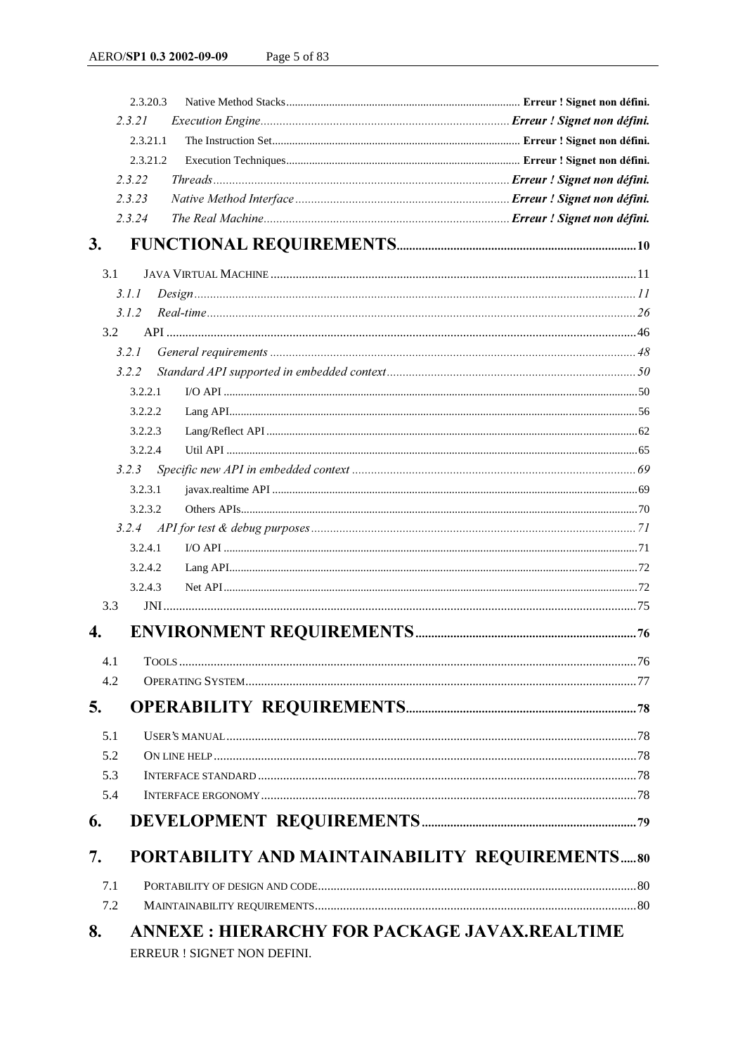- 2.3.20.3 Native Method Stacks .......... Erreur ! Signet non défini.
- *2.3.21 Execution Engine .......... Erreur ! Signet non défini.*
  - 2.3.21.1 The Instruction Set .......... Erreur ! Signet non défini.
  - 2.3.21.2 Execution Techniques .......... Erreur ! Signet non défini.
- *2.3.22 Threads .......... Erreur ! Signet non défini.*
- *2.3.23 Native Method Interface .......... Erreur ! Signet non défini.*
- *2.3.24 The Real Machine .......... Erreur ! Signet non défini.*

**3. FUNCTIONAL REQUIREMENTS .......... 10**

- 3.1 JAVA VIRTUAL MACHINE .......... 11
  - *3.1.1 Design .......... 11*
  - *3.1.2 Real-time .......... 26*
- 3.2 API .......... 46
  - *3.2.1 General requirements .......... 48*
  - *3.2.2 Standard API supported in embedded context .......... 50*
    - 3.2.2.1 I/O API .......... 50
    - 3.2.2.2 Lang API .......... 56
    - 3.2.2.3 Lang/Reflect API .......... 62
    - 3.2.2.4 Util API .......... 65
  - *3.2.3 Specific new API in embedded context .......... 69*
    - 3.2.3.1 javax.realtime API .......... 69
    - 3.2.3.2 Others APIs .......... 70
  - *3.2.4 API for test & debug purposes .......... 71*
    - 3.2.4.1 I/O API .......... 71
    - 3.2.4.2 Lang API .......... 72
    - 3.2.4.3 Net API .......... 72
- 3.3 JNI .......... 75

**4. ENVIRONMENT REQUIREMENTS .......... 76**

- 4.1 TOOLS .......... 76
- 4.2 OPERATING SYSTEM .......... 77

**5. OPERABILITY REQUIREMENTS .......... 78**

- 5.1 USER'S MANUAL .......... 78
- 5.2 ON LINE HELP .......... 78
- 5.3 INTERFACE STANDARD .......... 78
- 5.4 INTERFACE ERGONOMY .......... 78

**6. DEVELOPMENT REQUIREMENTS .......... 79**

**7. PORTABILITY AND MAINTAINABILITY REQUIREMENTS .......... 80**

- 7.1 PORTABILITY OF DESIGN AND CODE .......... 80
- 7.2 MAINTAINABILITY REQUIREMENTS .......... 80

**8. ANNEXE : HIERARCHY FOR PACKAGE JAVAX.REALTIME** ERREUR ! SIGNET NON DEFINI.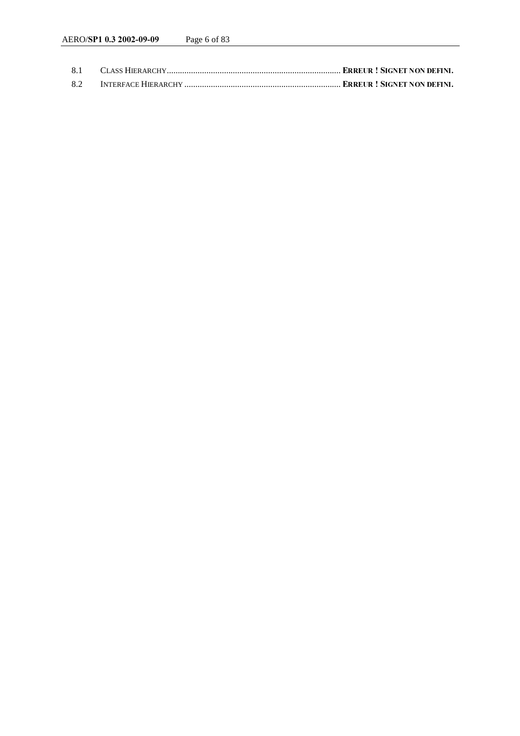8.1 CLASS HIERARCHY................................................................................ **ERREUR ! SIGNET NON DEFINI.**

8.2 INTERFACE HIERARCHY ....................................................................... **ERREUR ! SIGNET NON DEFINI.**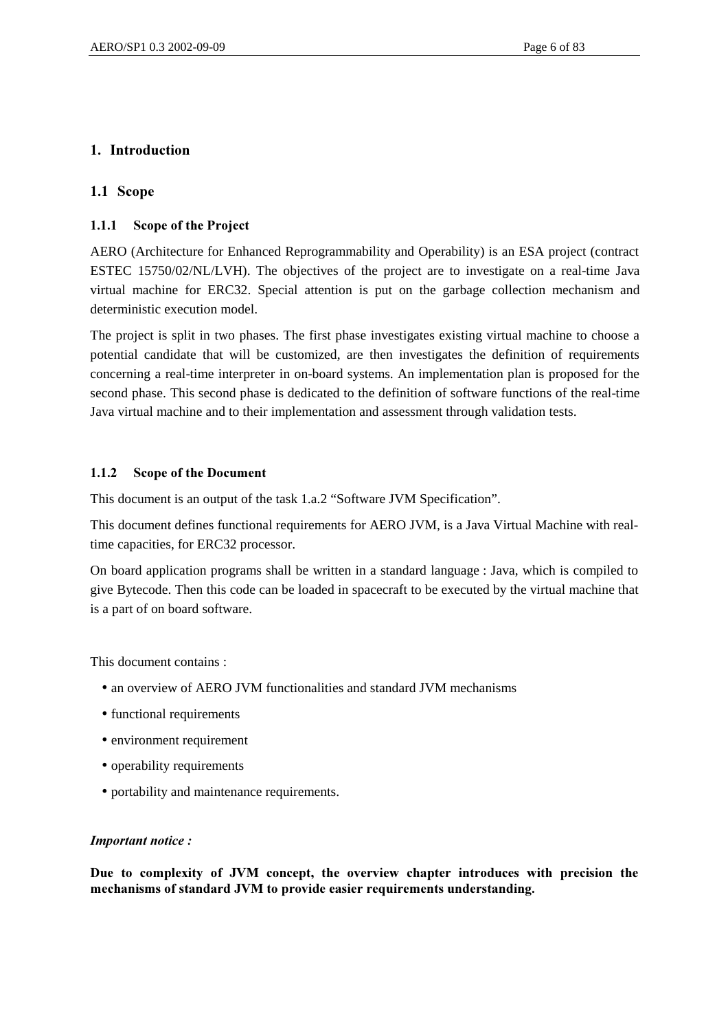# 1. Introduction

## 1.1 Scope

### 1.1.1 Scope of the Project

AERO (Architecture for Enhanced Reprogrammability and Operability) is an ESA project (contract ESTEC 15750/02/NL/LVH). The objectives of the project are to investigate on a real-time Java virtual machine for ERC32. Special attention is put on the garbage collection mechanism and deterministic execution model.

The project is split in two phases. The first phase investigates existing virtual machine to choose a potential candidate that will be customized, are then investigates the definition of requirements concerning a real-time interpreter in on-board systems. An implementation plan is proposed for the second phase. This second phase is dedicated to the definition of software functions of the real-time Java virtual machine and to their implementation and assessment through validation tests.

### 1.1.2 Scope of the Document

This document is an output of the task 1.a.2 "Software JVM Specification".

This document defines functional requirements for AERO JVM, is a Java Virtual Machine with real-time capacities, for ERC32 processor.

On board application programs shall be written in a standard language : Java, which is compiled to give Bytecode. Then this code can be loaded in spacecraft to be executed by the virtual machine that is a part of on board software.

This document contains :

- an overview of AERO JVM functionalities and standard JVM mechanisms
- functional requirements
- environment requirement
- operability requirements
- portability and maintenance requirements.

***Important notice :***

**Due to complexity of JVM concept, the overview chapter introduces with precision the mechanisms of standard JVM to provide easier requirements understanding.**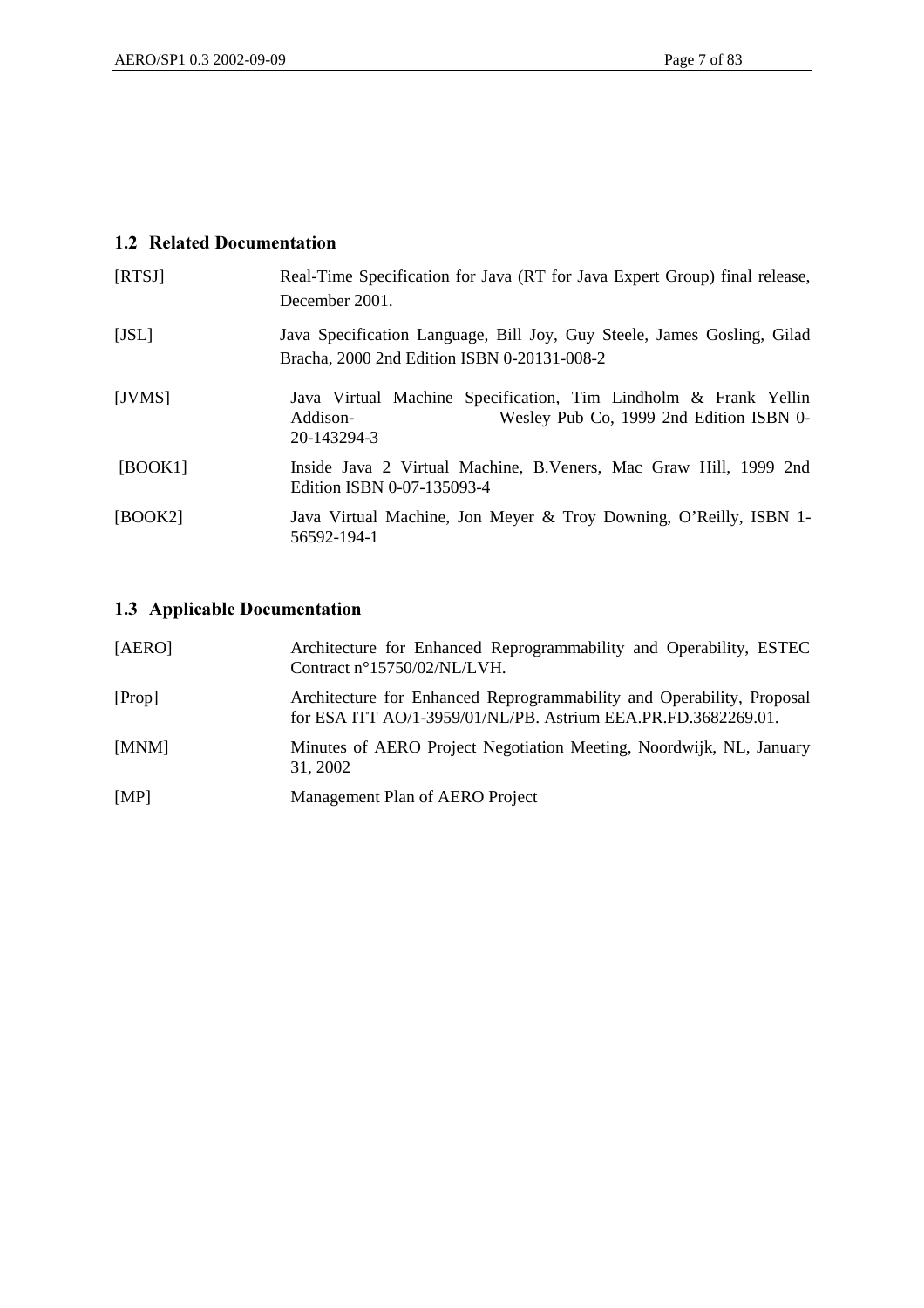## 1.2 Related Documentation

[RTSJ] Real-Time Specification for Java (RT for Java Expert Group) final release, December 2001.

[JSL] Java Specification Language, Bill Joy, Guy Steele, James Gosling, Gilad Bracha, 2000 2nd Edition ISBN 0-20131-008-2

[JVMS] Java Virtual Machine Specification, Tim Lindholm & Frank Yellin Addison- Wesley Pub Co, 1999 2nd Edition ISBN 0-20-143294-3

[BOOK1] Inside Java 2 Virtual Machine, B.Veners, Mac Graw Hill, 1999 2nd Edition ISBN 0-07-135093-4

[BOOK2] Java Virtual Machine, Jon Meyer & Troy Downing, O'Reilly, ISBN 1-56592-194-1

## 1.3 Applicable Documentation

[AERO] Architecture for Enhanced Reprogrammability and Operability, ESTEC Contract n°15750/02/NL/LVH.

[Prop] Architecture for Enhanced Reprogrammability and Operability, Proposal for ESA ITT AO/1-3959/01/NL/PB. Astrium EEA.PR.FD.3682269.01.

[MNM] Minutes of AERO Project Negotiation Meeting, Noordwijk, NL, January 31, 2002

[MP] Management Plan of AERO Project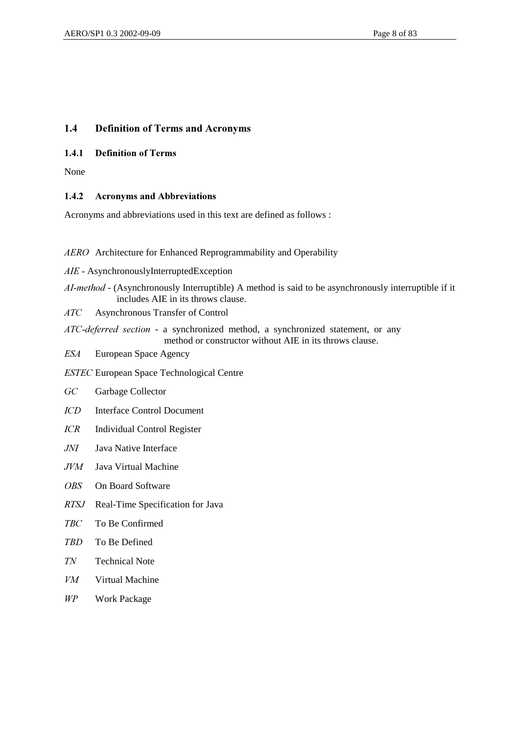## 1.4 Definition of Terms and Acronyms

### 1.4.1 Definition of Terms

None

### 1.4.2 Acronyms and Abbreviations

Acronyms and abbreviations used in this text are defined as follows :

*AERO* Architecture for Enhanced Reprogrammability and Operability

*AIE* - AsynchronouslyInterruptedException

*AI-method* - (Asynchronously Interruptible) A method is said to be asynchronously interruptible if it includes AIE in its throws clause.

*ATC* Asynchronous Transfer of Control

*ATC-deferred section* - a synchronized method, a synchronized statement, or any method or constructor without AIE in its throws clause.

*ESA* European Space Agency

*ESTEC* European Space Technological Centre

*GC* Garbage Collector

*ICD* Interface Control Document

*ICR* Individual Control Register

*JNI* Java Native Interface

*JVM* Java Virtual Machine

*OBS* On Board Software

*RTSJ* Real-Time Specification for Java

*TBC* To Be Confirmed

*TBD* To Be Defined

*TN* Technical Note

*VM* Virtual Machine

*WP* Work Package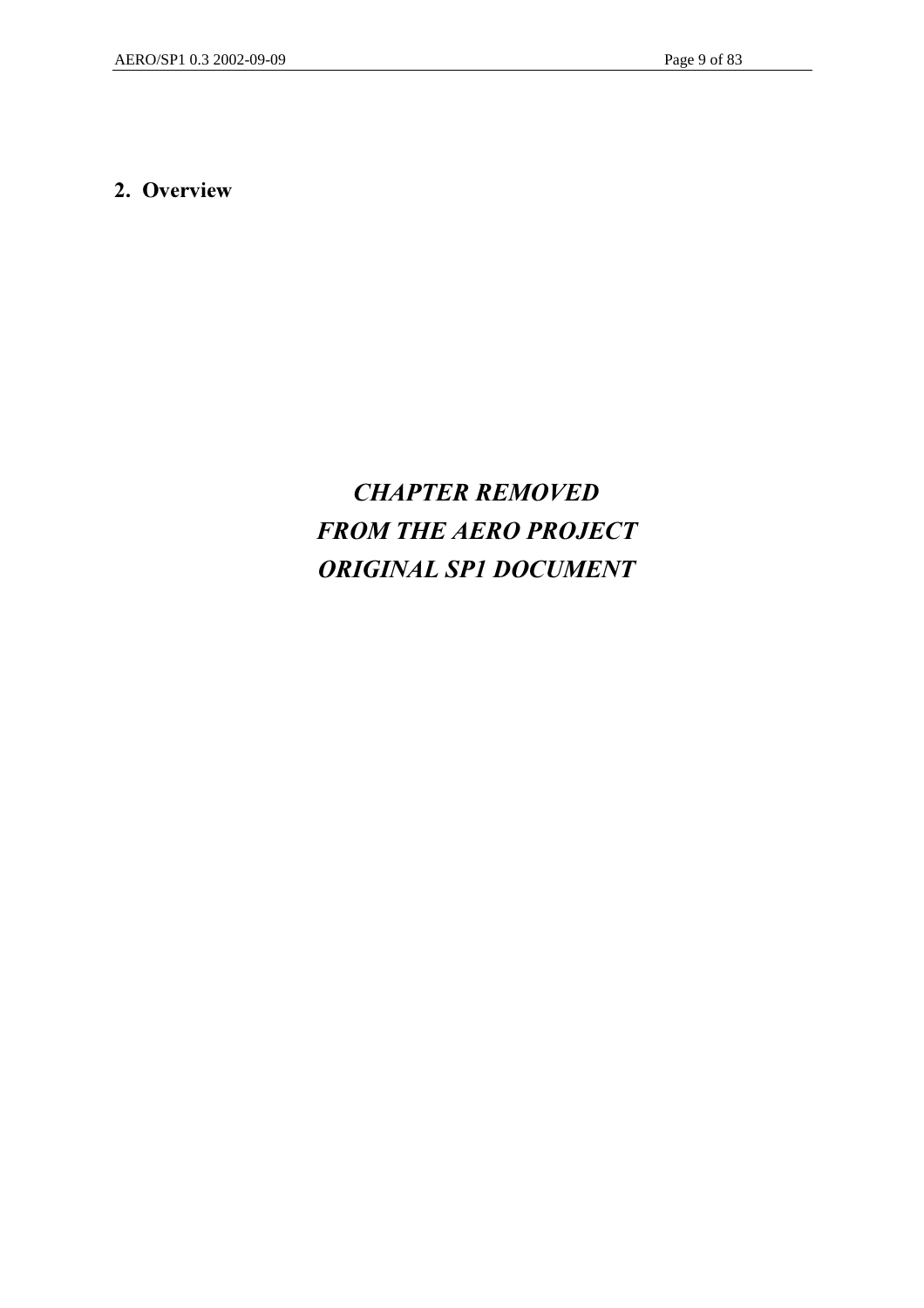## 2. Overview

***CHAPTER REMOVED***
***FROM THE AERO PROJECT***
***ORIGINAL SP1 DOCUMENT***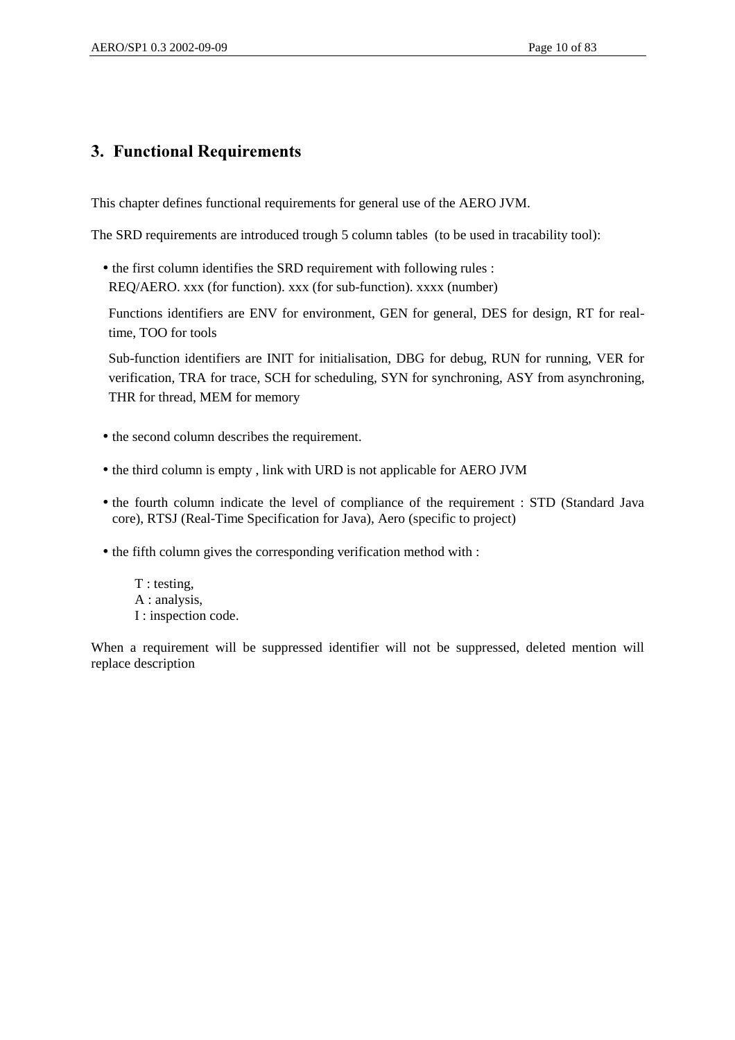# 3. Functional Requirements

This chapter defines functional requirements for general use of the AERO JVM.

The SRD requirements are introduced trough 5 column tables (to be used in tracability tool):

- the first column identifies the SRD requirement with following rules :
  REQ/AERO. xxx (for function). xxx (for sub-function). xxxx (number)

  Functions identifiers are ENV for environment, GEN for general, DES for design, RT for real-time, TOO for tools

  Sub-function identifiers are INIT for initialisation, DBG for debug, RUN for running, VER for verification, TRA for trace, SCH for scheduling, SYN for synchroning, ASY from asynchroning, THR for thread, MEM for memory

- the second column describes the requirement.

- the third column is empty , link with URD is not applicable for AERO JVM

- the fourth column indicate the level of compliance of the requirement : STD (Standard Java core), RTSJ (Real-Time Specification for Java), Aero (specific to project)

- the fifth column gives the corresponding verification method with :

  T : testing,
  A : analysis,
  I : inspection code.

When a requirement will be suppressed identifier will not be suppressed, deleted mention will replace description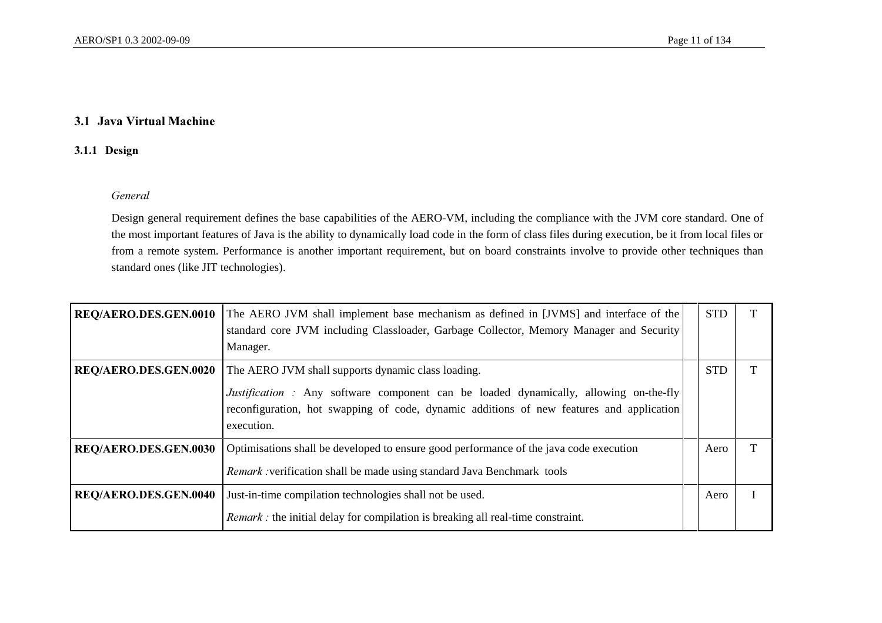## 3.1 Java Virtual Machine

### 3.1.1 Design

*General*

Design general requirement defines the base capabilities of the AERO-VM, including the compliance with the JVM core standard. One of the most important features of Java is the ability to dynamically load code in the form of class files during execution, be it from local files or from a remote system. Performance is another important requirement, but on board constraints involve to provide other techniques than standard ones (like JIT technologies).

| | | | | |
|---|---|---|---|---|
| **REQ/AERO.DES.GEN.0010** | The AERO JVM shall implement base mechanism as defined in [JVMS] and interface of the standard core JVM including Classloader, Garbage Collector, Memory Manager and Security Manager. | | STD | T |
| **REQ/AERO.DES.GEN.0020** | The AERO JVM shall supports dynamic class loading.<br><br>*Justification :* Any software component can be loaded dynamically, allowing on-the-fly reconfiguration, hot swapping of code, dynamic additions of new features and application execution. | | STD | T |
| **REQ/AERO.DES.GEN.0030** | Optimisations shall be developed to ensure good performance of the java code execution<br><br>*Remark :*verification shall be made using standard Java Benchmark tools | | Aero | T |
| **REQ/AERO.DES.GEN.0040** | Just-in-time compilation technologies shall not be used.<br><br>*Remark :* the initial delay for compilation is breaking all real-time constraint. | | Aero | I |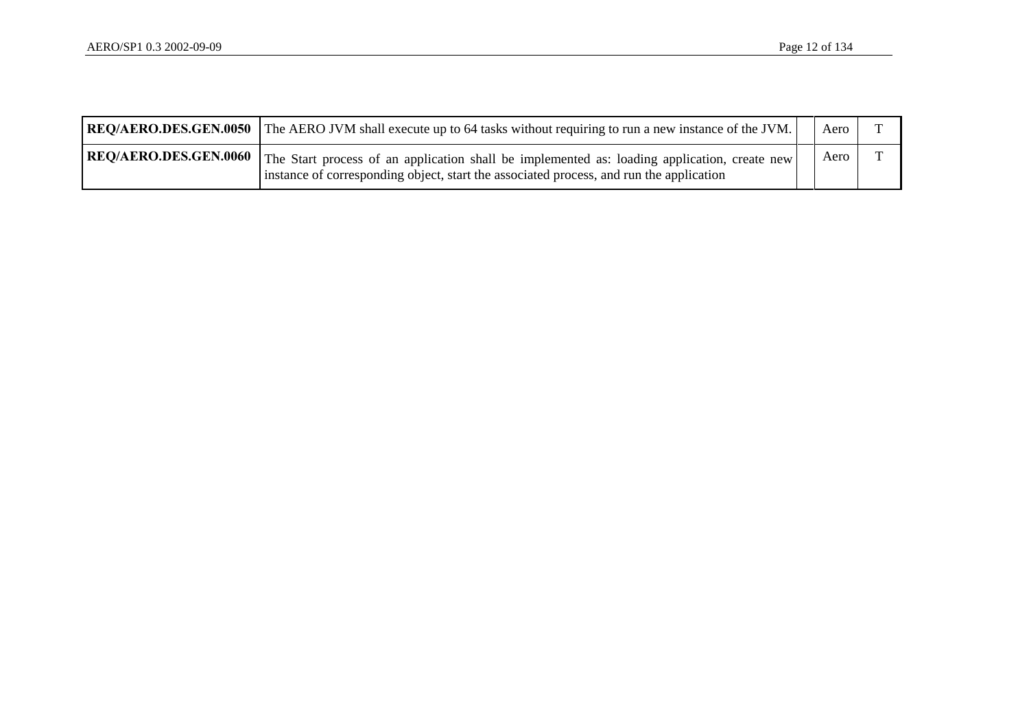| | | | | |
|---|---|---|---|---|
| **REQ/AERO.DES.GEN.0050** | The AERO JVM shall execute up to 64 tasks without requiring to run a new instance of the JVM. | | Aero | T |
| **REQ/AERO.DES.GEN.0060** | The Start process of an application shall be implemented as: loading application, create new instance of corresponding object, start the associated process, and run the application | | Aero | T |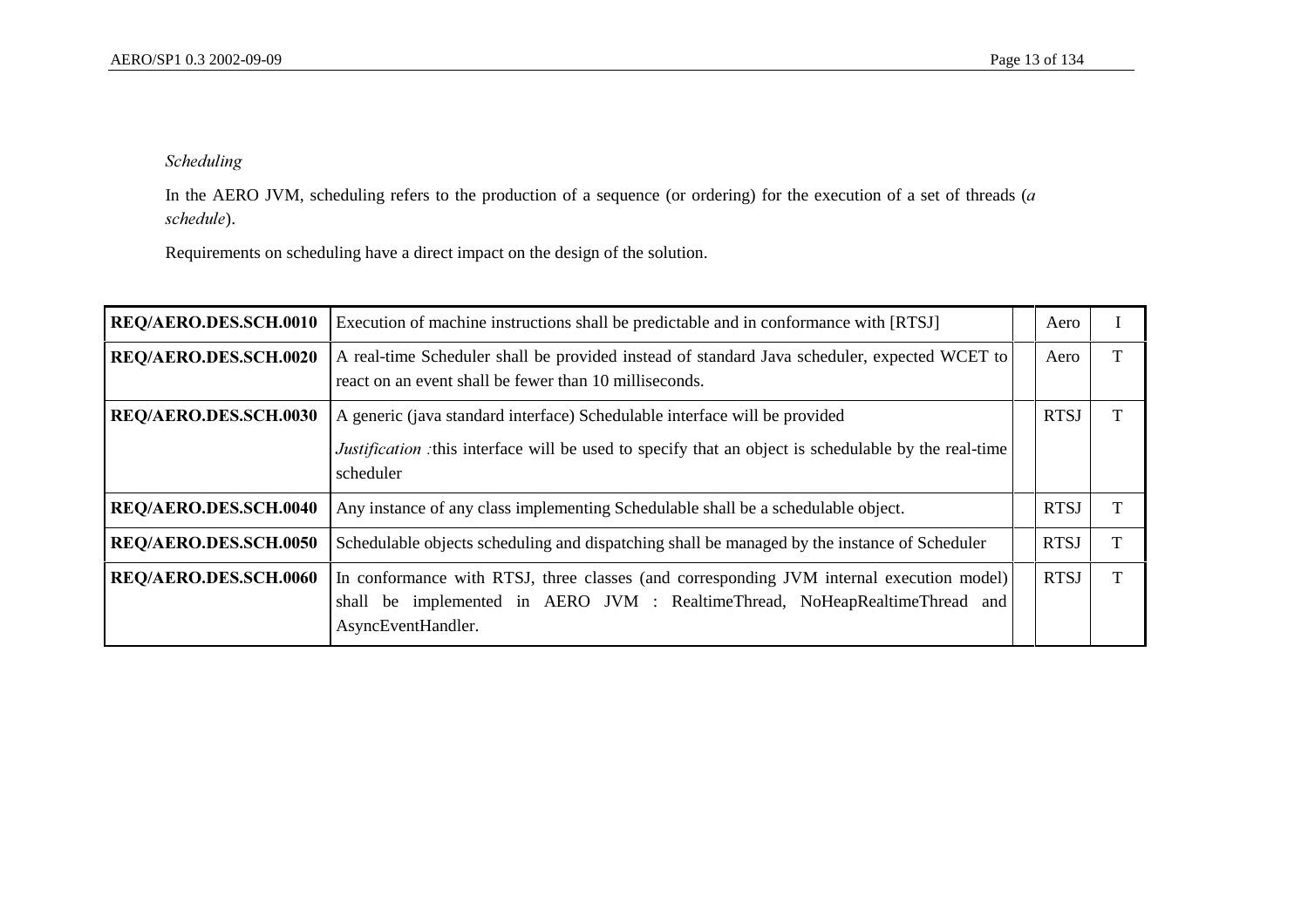*Scheduling*

In the AERO JVM, scheduling refers to the production of a sequence (or ordering) for the execution of a set of threads (*a schedule*).

Requirements on scheduling have a direct impact on the design of the solution.

| | | | | |
|---|---|---|---|---|
| **REQ/AERO.DES.SCH.0010** | Execution of machine instructions shall be predictable and in conformance with [RTSJ] | | Aero | I |
| **REQ/AERO.DES.SCH.0020** | A real-time Scheduler shall be provided instead of standard Java scheduler, expected WCET to react on an event shall be fewer than 10 milliseconds. | | Aero | T |
| **REQ/AERO.DES.SCH.0030** | A generic (java standard interface) Schedulable interface will be provided<br><br>*Justification :*this interface will be used to specify that an object is schedulable by the real-time scheduler | | RTSJ | T |
| **REQ/AERO.DES.SCH.0040** | Any instance of any class implementing Schedulable shall be a schedulable object. | | RTSJ | T |
| **REQ/AERO.DES.SCH.0050** | Schedulable objects scheduling and dispatching shall be managed by the instance of Scheduler | | RTSJ | T |
| **REQ/AERO.DES.SCH.0060** | In conformance with RTSJ, three classes (and corresponding JVM internal execution model) shall be implemented in AERO JVM : RealtimeThread, NoHeapRealtimeThread and AsyncEventHandler. | | RTSJ | T |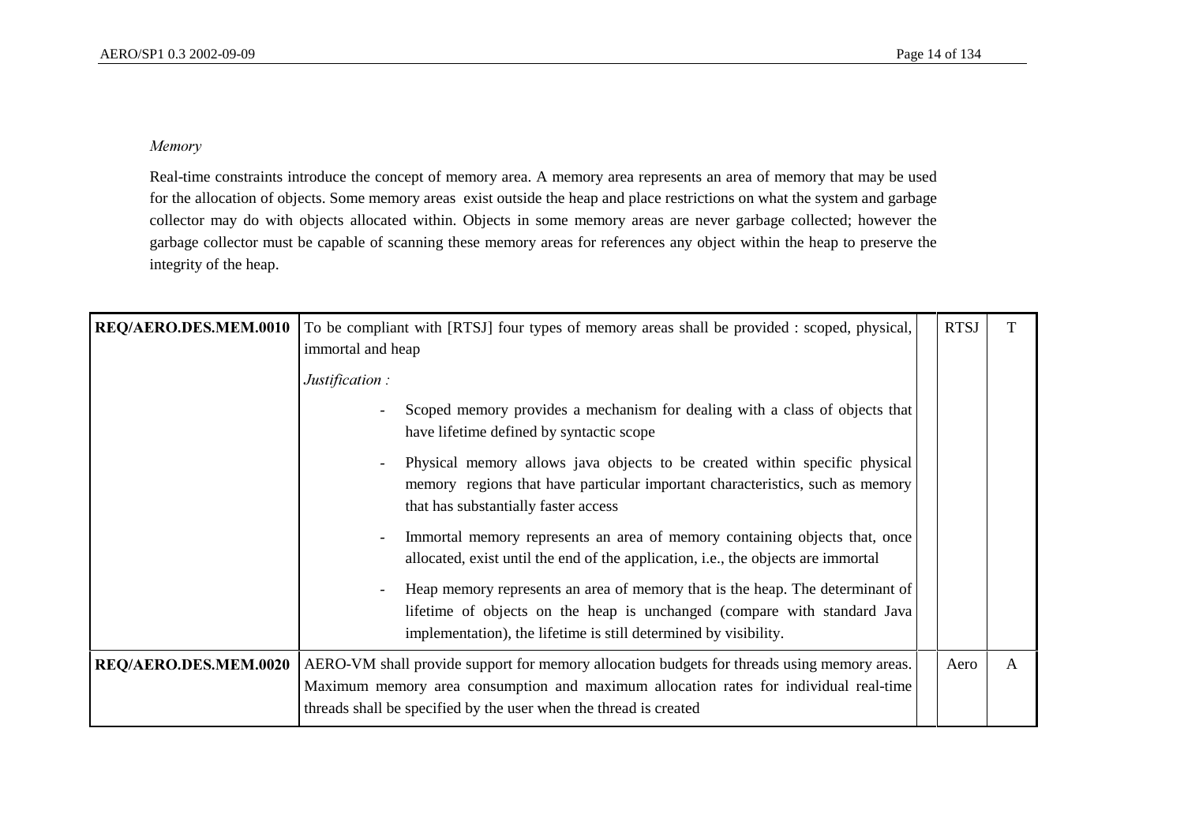*Memory*

Real-time constraints introduce the concept of memory area. A memory area represents an area of memory that may be used for the allocation of objects. Some memory areas exist outside the heap and place restrictions on what the system and garbage collector may do with objects allocated within. Objects in some memory areas are never garbage collected; however the garbage collector must be capable of scanning these memory areas for references any object within the heap to preserve the integrity of the heap.

| | | | | |
|---|---|---|---|---|
| **REQ/AERO.DES.MEM.0010** | To be compliant with [RTSJ] four types of memory areas shall be provided : scoped, physical, immortal and heap<br><br>*Justification :*<br><br>- Scoped memory provides a mechanism for dealing with a class of objects that have lifetime defined by syntactic scope<br>- Physical memory allows java objects to be created within specific physical memory regions that have particular important characteristics, such as memory that has substantially faster access<br>- Immortal memory represents an area of memory containing objects that, once allocated, exist until the end of the application, i.e., the objects are immortal<br>- Heap memory represents an area of memory that is the heap. The determinant of lifetime of objects on the heap is unchanged (compare with standard Java implementation), the lifetime is still determined by visibility. | | RTSJ | T |
| **REQ/AERO.DES.MEM.0020** | AERO-VM shall provide support for memory allocation budgets for threads using memory areas. Maximum memory area consumption and maximum allocation rates for individual real-time threads shall be specified by the user when the thread is created | | Aero | A |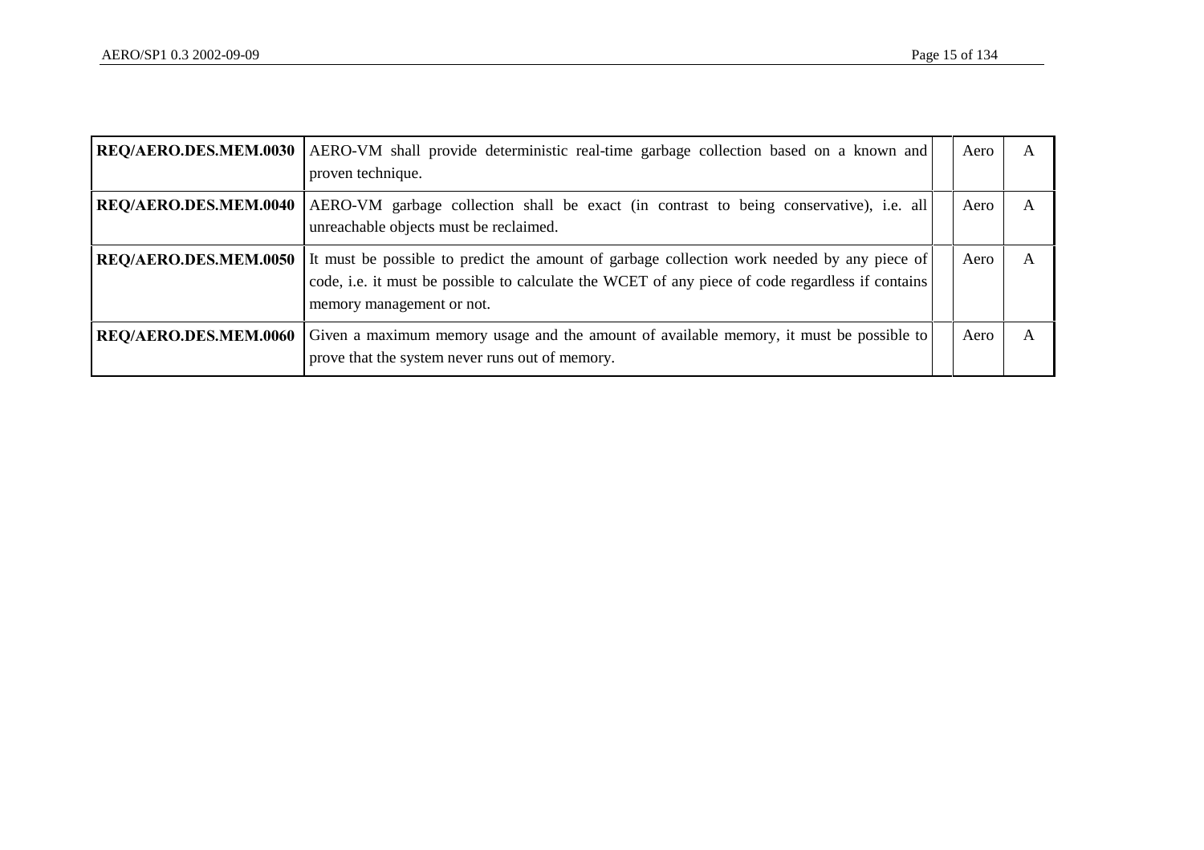| | | | | |
|---|---|---|---|---|
| **REQ/AERO.DES.MEM.0030** | AERO-VM shall provide deterministic real-time garbage collection based on a known and proven technique. | | Aero | A |
| **REQ/AERO.DES.MEM.0040** | AERO-VM garbage collection shall be exact (in contrast to being conservative), i.e. all unreachable objects must be reclaimed. | | Aero | A |
| **REQ/AERO.DES.MEM.0050** | It must be possible to predict the amount of garbage collection work needed by any piece of code, i.e. it must be possible to calculate the WCET of any piece of code regardless if contains memory management or not. | | Aero | A |
| **REQ/AERO.DES.MEM.0060** | Given a maximum memory usage and the amount of available memory, it must be possible to prove that the system never runs out of memory. | | Aero | A |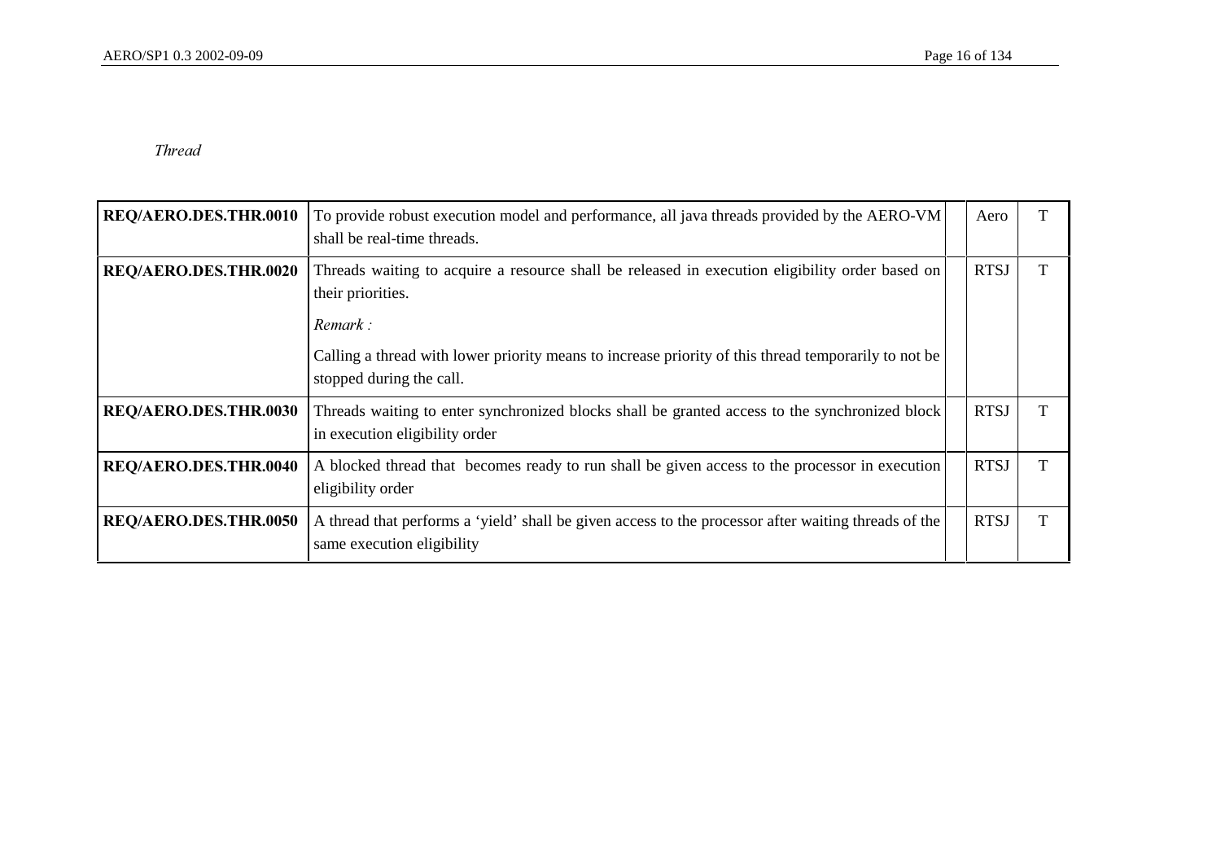*Thread*

| | | | | |
|---|---|---|---|---|
| **REQ/AERO.DES.THR.0010** | To provide robust execution model and performance, all java threads provided by the AERO-VM shall be real-time threads. | | Aero | T |
| **REQ/AERO.DES.THR.0020** | Threads waiting to acquire a resource shall be released in execution eligibility order based on their priorities.<br><br>*Remark :*<br><br>Calling a thread with lower priority means to increase priority of this thread temporarily to not be stopped during the call. | | RTSJ | T |
| **REQ/AERO.DES.THR.0030** | Threads waiting to enter synchronized blocks shall be granted access to the synchronized block in execution eligibility order | | RTSJ | T |
| **REQ/AERO.DES.THR.0040** | A blocked thread that becomes ready to run shall be given access to the processor in execution eligibility order | | RTSJ | T |
| **REQ/AERO.DES.THR.0050** | A thread that performs a 'yield' shall be given access to the processor after waiting threads of the same execution eligibility | | RTSJ | T |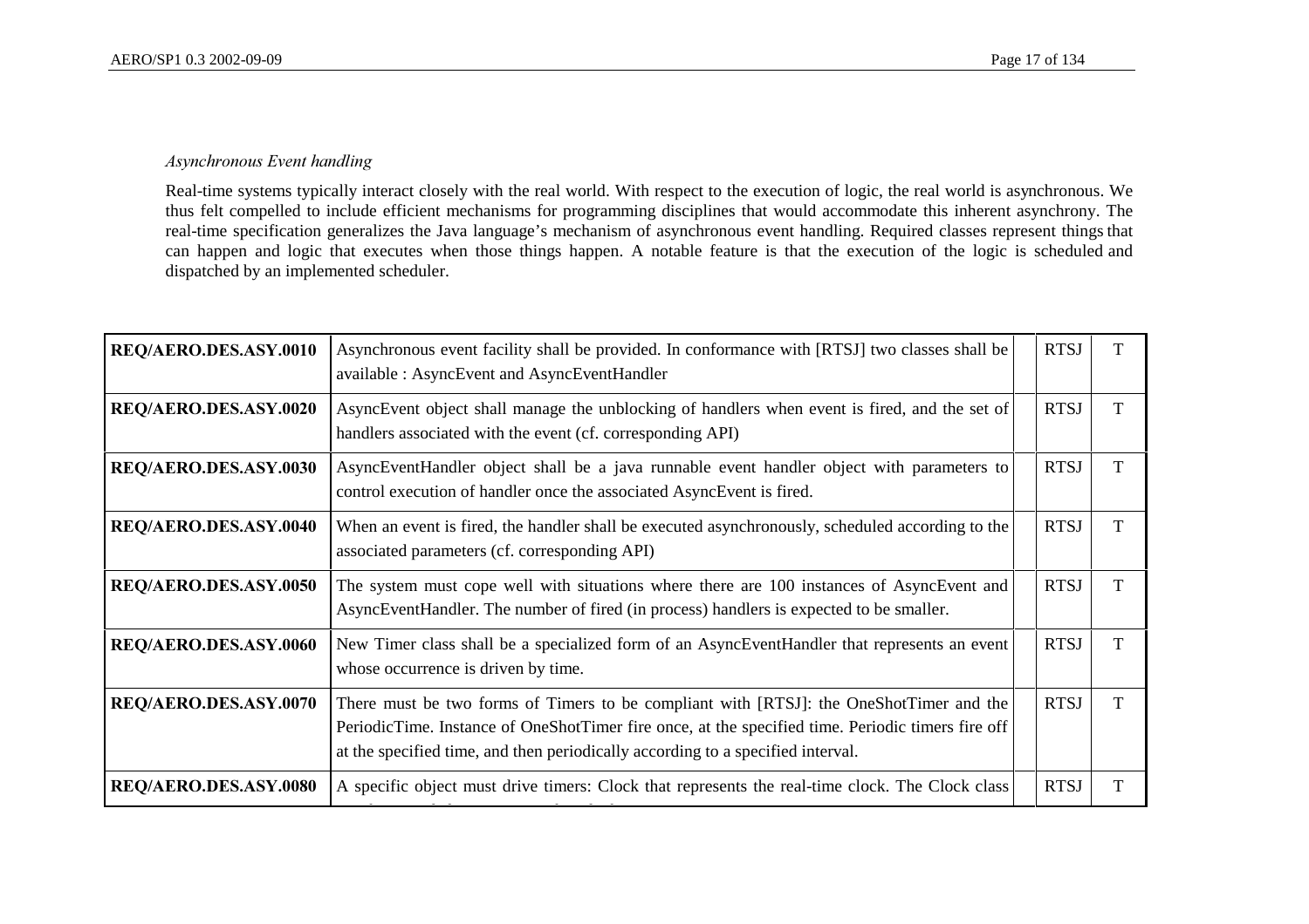*Asynchronous Event handling*

Real-time systems typically interact closely with the real world. With respect to the execution of logic, the real world is asynchronous. We thus felt compelled to include efficient mechanisms for programming disciplines that would accommodate this inherent asynchrony. The real-time specification generalizes the Java language's mechanism of asynchronous event handling. Required classes represent things that can happen and logic that executes when those things happen. A notable feature is that the execution of the logic is scheduled and dispatched by an implemented scheduler.

| | | | | |
|---|---|---|---|---|
| **REQ/AERO.DES.ASY.0010** | Asynchronous event facility shall be provided. In conformance with [RTSJ] two classes shall be available : AsyncEvent and AsyncEventHandler | | RTSJ | T |
| **REQ/AERO.DES.ASY.0020** | AsyncEvent object shall manage the unblocking of handlers when event is fired, and the set of handlers associated with the event (cf. corresponding API) | | RTSJ | T |
| **REQ/AERO.DES.ASY.0030** | AsyncEventHandler object shall be a java runnable event handler object with parameters to control execution of handler once the associated AsyncEvent is fired. | | RTSJ | T |
| **REQ/AERO.DES.ASY.0040** | When an event is fired, the handler shall be executed asynchronously, scheduled according to the associated parameters (cf. corresponding API) | | RTSJ | T |
| **REQ/AERO.DES.ASY.0050** | The system must cope well with situations where there are 100 instances of AsyncEvent and AsyncEventHandler. The number of fired (in process) handlers is expected to be smaller. | | RTSJ | T |
| **REQ/AERO.DES.ASY.0060** | New Timer class shall be a specialized form of an AsyncEventHandler that represents an event whose occurrence is driven by time. | | RTSJ | T |
| **REQ/AERO.DES.ASY.0070** | There must be two forms of Timers to be compliant with [RTSJ]: the OneShotTimer and the PeriodicTime. Instance of OneShotTimer fire once, at the specified time. Periodic timers fire off at the specified time, and then periodically according to a specified interval. | | RTSJ | T |
| **REQ/AERO.DES.ASY.0080** | A specific object must drive timers: Clock that represents the real-time clock. The Clock class | | RTSJ | T |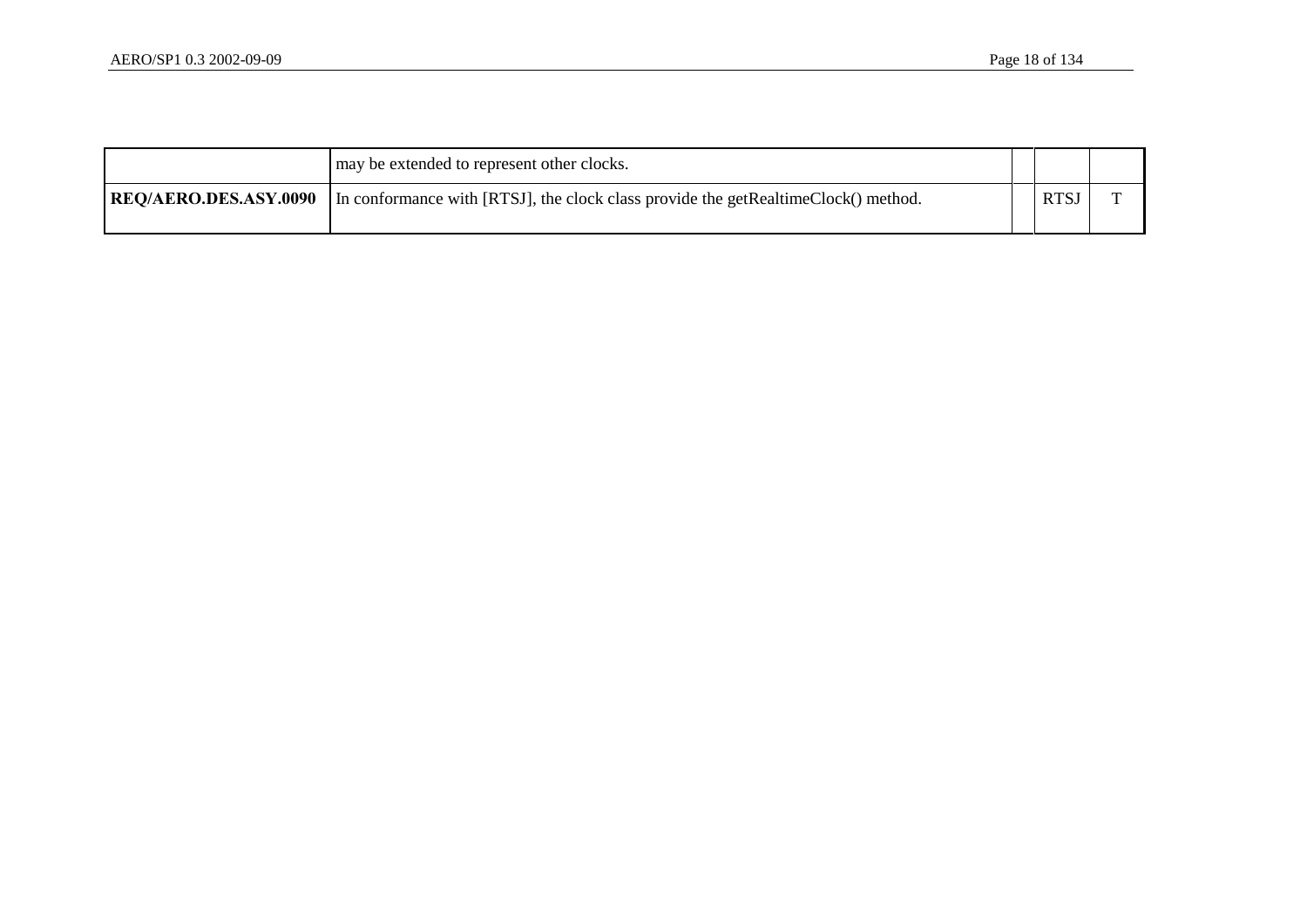| | | | | |
|---|---|---|---|---|
| | may be extended to represent other clocks. | | | |
| **REQ/AERO.DES.ASY.0090** | In conformance with [RTSJ], the clock class provide the getRealtimeClock() method. | | RTSJ | T |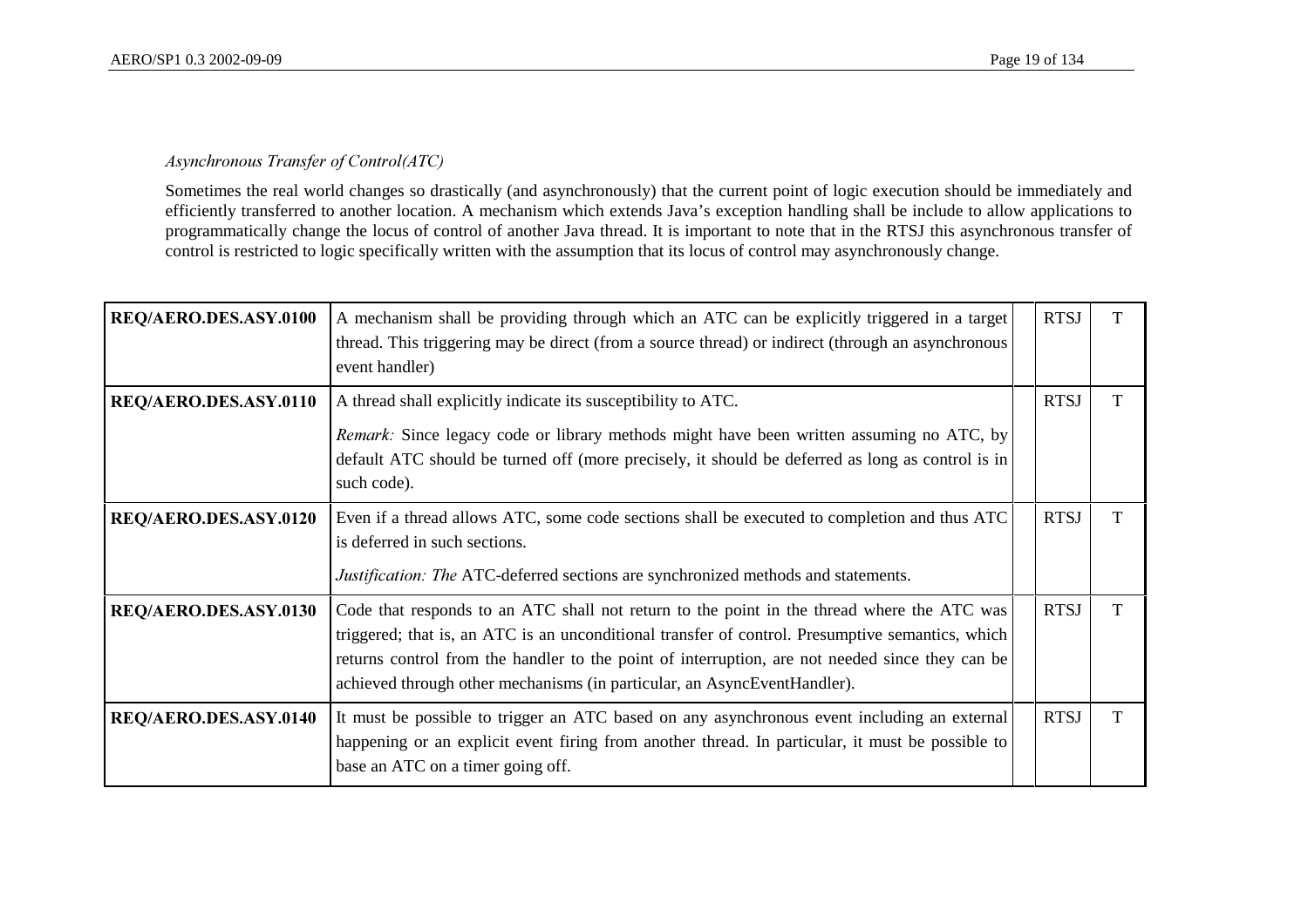### *Asynchronous Transfer of Control(ATC)*

Sometimes the real world changes so drastically (and asynchronously) that the current point of logic execution should be immediately and efficiently transferred to another location. A mechanism which extends Java's exception handling shall be include to allow applications to programmatically change the locus of control of another Java thread. It is important to note that in the RTSJ this asynchronous transfer of control is restricted to logic specifically written with the assumption that its locus of control may asynchronously change.

| | | | | |
|---|---|---|---|---|
| **REQ/AERO.DES.ASY.0100** | A mechanism shall be providing through which an ATC can be explicitly triggered in a target thread. This triggering may be direct (from a source thread) or indirect (through an asynchronous event handler) | | RTSJ | T |
| **REQ/AERO.DES.ASY.0110** | A thread shall explicitly indicate its susceptibility to ATC.<br><br>*Remark:* Since legacy code or library methods might have been written assuming no ATC, by default ATC should be turned off (more precisely, it should be deferred as long as control is in such code). | | RTSJ | T |
| **REQ/AERO.DES.ASY.0120** | Even if a thread allows ATC, some code sections shall be executed to completion and thus ATC is deferred in such sections.<br><br>*Justification: The* ATC-deferred sections are synchronized methods and statements. | | RTSJ | T |
| **REQ/AERO.DES.ASY.0130** | Code that responds to an ATC shall not return to the point in the thread where the ATC was triggered; that is, an ATC is an unconditional transfer of control. Presumptive semantics, which returns control from the handler to the point of interruption, are not needed since they can be achieved through other mechanisms (in particular, an AsyncEventHandler). | | RTSJ | T |
| **REQ/AERO.DES.ASY.0140** | It must be possible to trigger an ATC based on any asynchronous event including an external happening or an explicit event firing from another thread. In particular, it must be possible to base an ATC on a timer going off. | | RTSJ | T |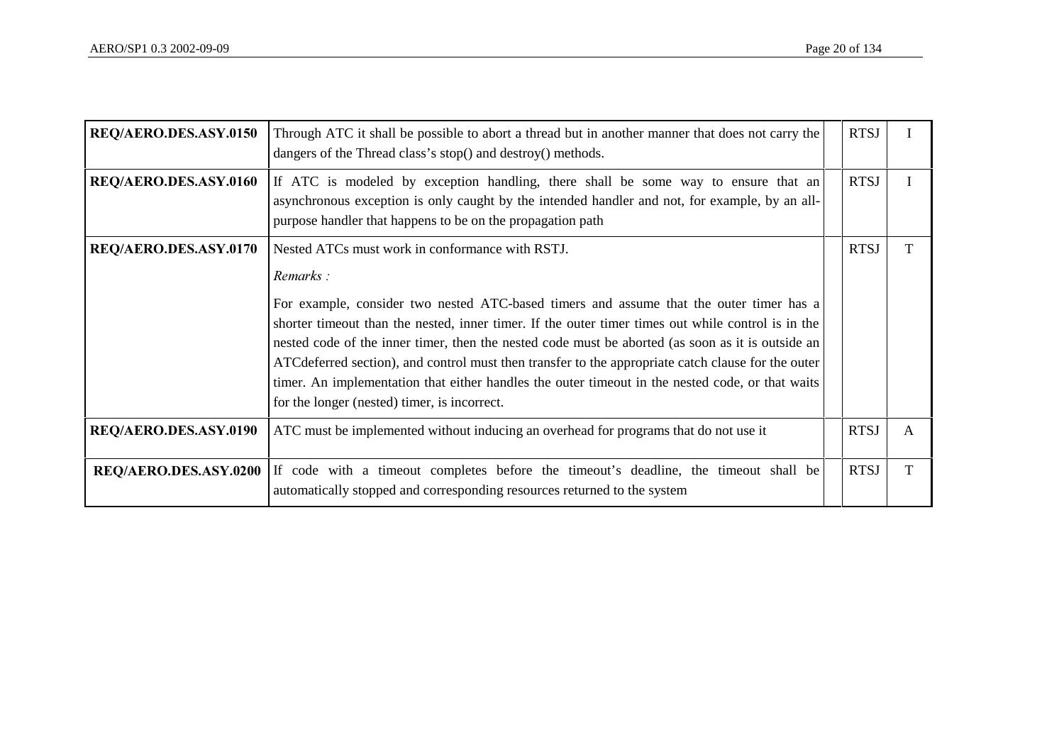| | | | | |
|---|---|---|---|---|
| **REQ/AERO.DES.ASY.0150** | Through ATC it shall be possible to abort a thread but in another manner that does not carry the dangers of the Thread class's stop() and destroy() methods. | | RTSJ | I |
| **REQ/AERO.DES.ASY.0160** | If ATC is modeled by exception handling, there shall be some way to ensure that an asynchronous exception is only caught by the intended handler and not, for example, by an all-purpose handler that happens to be on the propagation path | | RTSJ | I |
| **REQ/AERO.DES.ASY.0170** | Nested ATCs must work in conformance with RSTJ.<br><br>*Remarks :*<br><br>For example, consider two nested ATC-based timers and assume that the outer timer has a shorter timeout than the nested, inner timer. If the outer timer times out while control is in the nested code of the inner timer, then the nested code must be aborted (as soon as it is outside an ATCdeferred section), and control must then transfer to the appropriate catch clause for the outer timer. An implementation that either handles the outer timeout in the nested code, or that waits for the longer (nested) timer, is incorrect. | | RTSJ | T |
| **REQ/AERO.DES.ASY.0190** | ATC must be implemented without inducing an overhead for programs that do not use it | | RTSJ | A |
| **REQ/AERO.DES.ASY.0200** | If code with a timeout completes before the timeout's deadline, the timeout shall be automatically stopped and corresponding resources returned to the system | | RTSJ | T |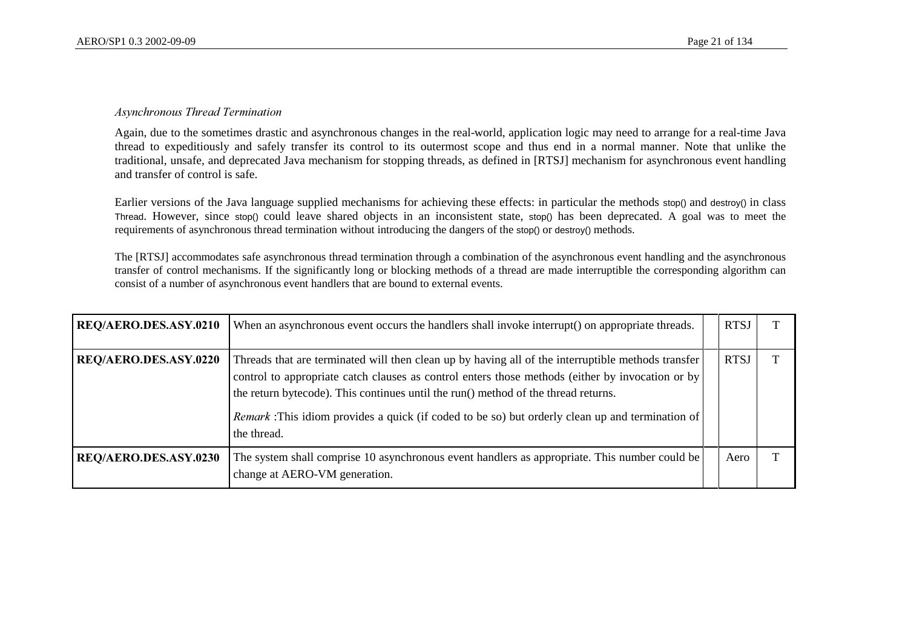### *Asynchronous Thread Termination*

Again, due to the sometimes drastic and asynchronous changes in the real-world, application logic may need to arrange for a real-time Java thread to expeditiously and safely transfer its control to its outermost scope and thus end in a normal manner. Note that unlike the traditional, unsafe, and deprecated Java mechanism for stopping threads, as defined in [RTSJ] mechanism for asynchronous event handling and transfer of control is safe.

Earlier versions of the Java language supplied mechanisms for achieving these effects: in particular the methods stop() and destroy() in class Thread. However, since stop() could leave shared objects in an inconsistent state, stop() has been deprecated. A goal was to meet the requirements of asynchronous thread termination without introducing the dangers of the stop() or destroy() methods.

The [RTSJ] accommodates safe asynchronous thread termination through a combination of the asynchronous event handling and the asynchronous transfer of control mechanisms. If the significantly long or blocking methods of a thread are made interruptible the corresponding algorithm can consist of a number of asynchronous event handlers that are bound to external events.

| | | | | |
|---|---|---|---|---|
| **REQ/AERO.DES.ASY.0210** | When an asynchronous event occurs the handlers shall invoke interrupt() on appropriate threads. | | RTSJ | T |
| **REQ/AERO.DES.ASY.0220** | Threads that are terminated will then clean up by having all of the interruptible methods transfer control to appropriate catch clauses as control enters those methods (either by invocation or by the return bytecode). This continues until the run() method of the thread returns.<br>*Remark* :This idiom provides a quick (if coded to be so) but orderly clean up and termination of the thread. | | RTSJ | T |
| **REQ/AERO.DES.ASY.0230** | The system shall comprise 10 asynchronous event handlers as appropriate. This number could be change at AERO-VM generation. | | Aero | T |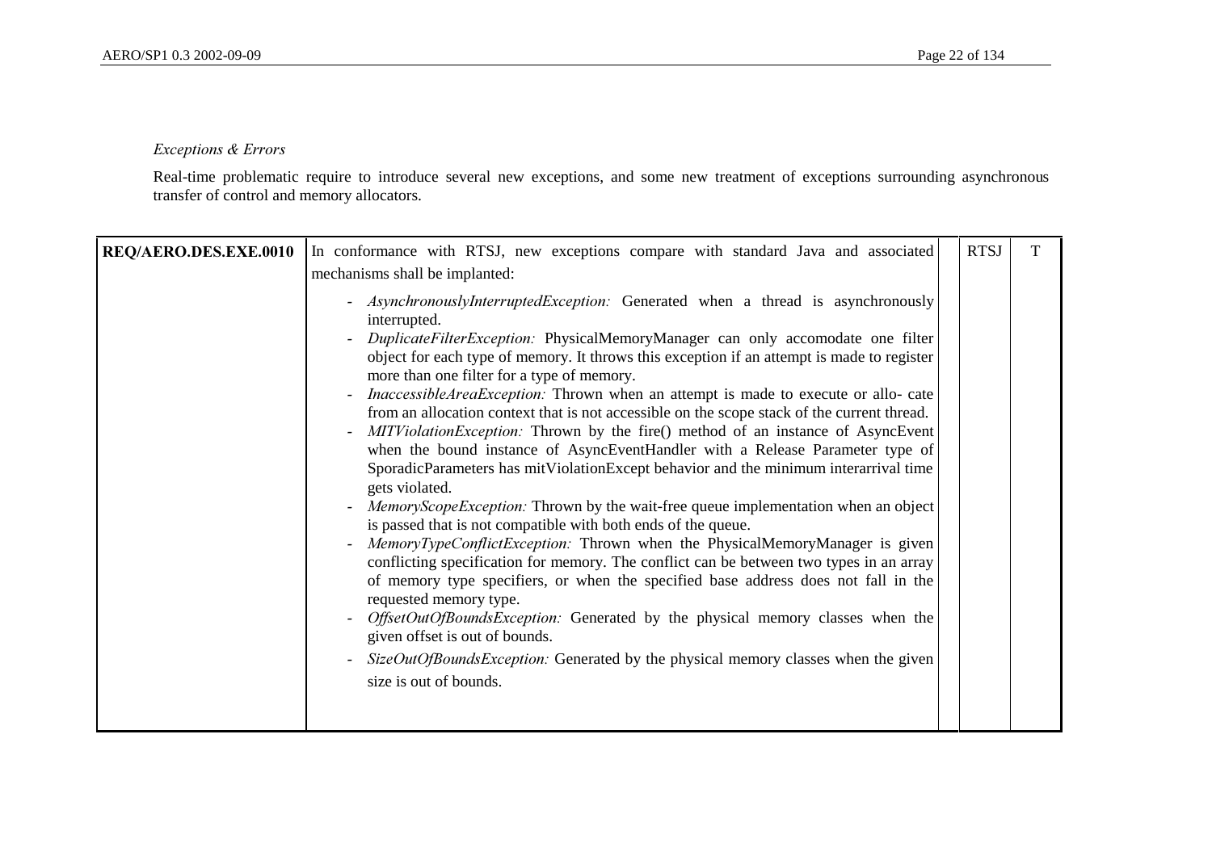*Exceptions & Errors*

Real-time problematic require to introduce several new exceptions, and some new treatment of exceptions surrounding asynchronous transfer of control and memory allocators.

| | | | | |
|---|---|---|---|---|
| **REQ/AERO.DES.EXE.0010** | In conformance with RTSJ, new exceptions compare with standard Java and associated mechanisms shall be implanted:<br>- *AsynchronouslyInterruptedException:* Generated when a thread is asynchronously interrupted.<br>- *DuplicateFilterException:* PhysicalMemoryManager can only accomodate one filter object for each type of memory. It throws this exception if an attempt is made to register more than one filter for a type of memory.<br>- *InaccessibleAreaException:* Thrown when an attempt is made to execute or allo- cate from an allocation context that is not accessible on the scope stack of the current thread.<br>- *MITViolationException:* Thrown by the fire() method of an instance of AsyncEvent when the bound instance of AsyncEventHandler with a Release Parameter type of SporadicParameters has mitViolationExcept behavior and the minimum interarrival time gets violated.<br>- *MemoryScopeException:* Thrown by the wait-free queue implementation when an object is passed that is not compatible with both ends of the queue.<br>- *MemoryTypeConflictException:* Thrown when the PhysicalMemoryManager is given conflicting specification for memory. The conflict can be between two types in an array of memory type specifiers, or when the specified base address does not fall in the requested memory type.<br>- *OffsetOutOfBoundsException:* Generated by the physical memory classes when the given offset is out of bounds.<br>- *SizeOutOfBoundsException:* Generated by the physical memory classes when the given size is out of bounds. | | RTSJ | T |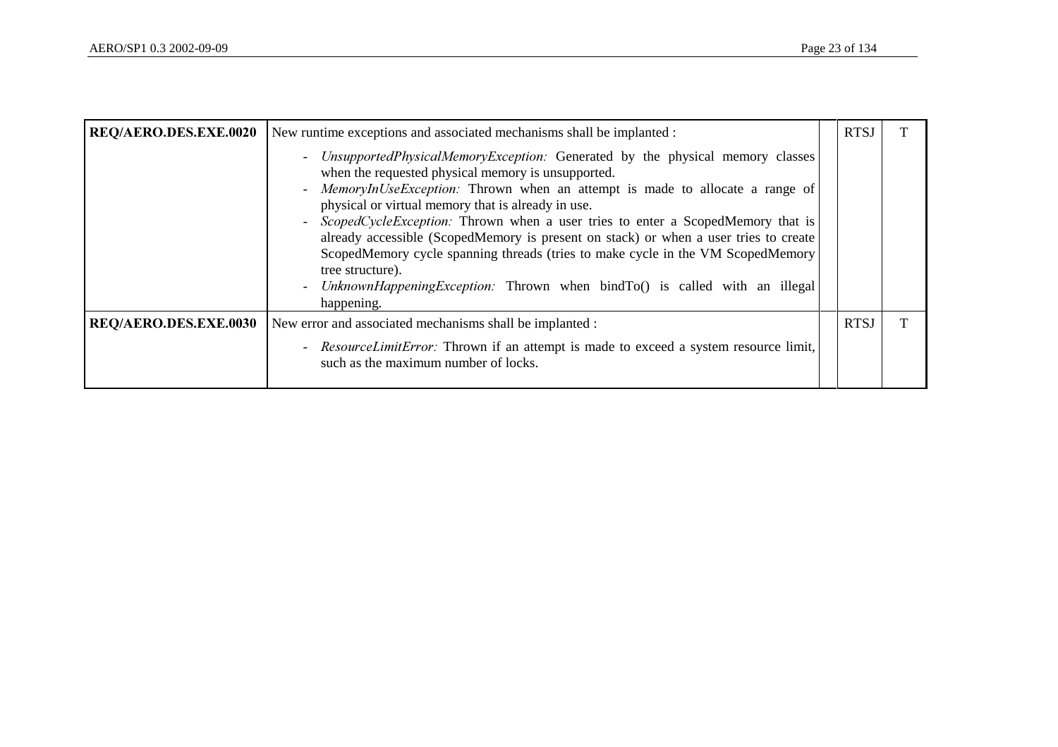| | | | | |
|---|---|---|---|---|
| **REQ/AERO.DES.EXE.0020** | New runtime exceptions and associated mechanisms shall be implanted :<br>- *UnsupportedPhysicalMemoryException:* Generated by the physical memory classes when the requested physical memory is unsupported.<br>- *MemoryInUseException:* Thrown when an attempt is made to allocate a range of physical or virtual memory that is already in use.<br>- *ScopedCycleException:* Thrown when a user tries to enter a ScopedMemory that is already accessible (ScopedMemory is present on stack) or when a user tries to create ScopedMemory cycle spanning threads (tries to make cycle in the VM ScopedMemory tree structure).<br>- *UnknownHappeningException:* Thrown when bindTo() is called with an illegal happening. | | RTSJ | T |
| **REQ/AERO.DES.EXE.0030** | New error and associated mechanisms shall be implanted :<br>- *ResourceLimitError:* Thrown if an attempt is made to exceed a system resource limit, such as the maximum number of locks. | | RTSJ | T |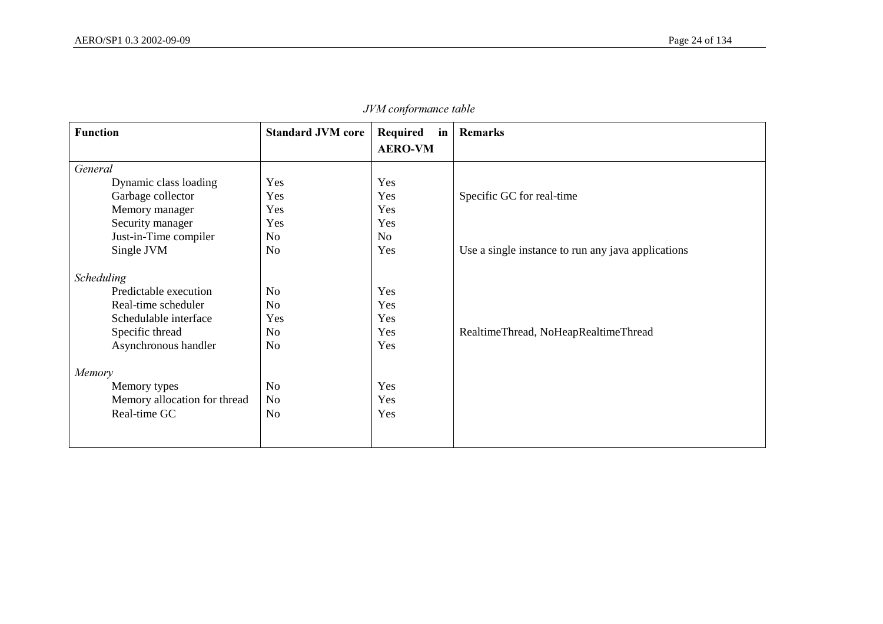*JVM conformance table*

| Function | Standard JVM core | Required in AERO-VM | Remarks |
|---|---|---|---|
| *General* | | | |
| Dynamic class loading | Yes | Yes | |
| Garbage collector | Yes | Yes | Specific GC for real-time |
| Memory manager | Yes | Yes | |
| Security manager | Yes | Yes | |
| Just-in-Time compiler | No | No | |
| Single JVM | No | Yes | Use a single instance to run any java applications |
| *Scheduling* | | | |
| Predictable execution | No | Yes | |
| Real-time scheduler | No | Yes | |
| Schedulable interface | Yes | Yes | |
| Specific thread | No | Yes | RealtimeThread, NoHeapRealtimeThread |
| Asynchronous handler | No | Yes | |
| *Memory* | | | |
| Memory types | No | Yes | |
| Memory allocation for thread | No | Yes | |
| Real-time GC | No | Yes | |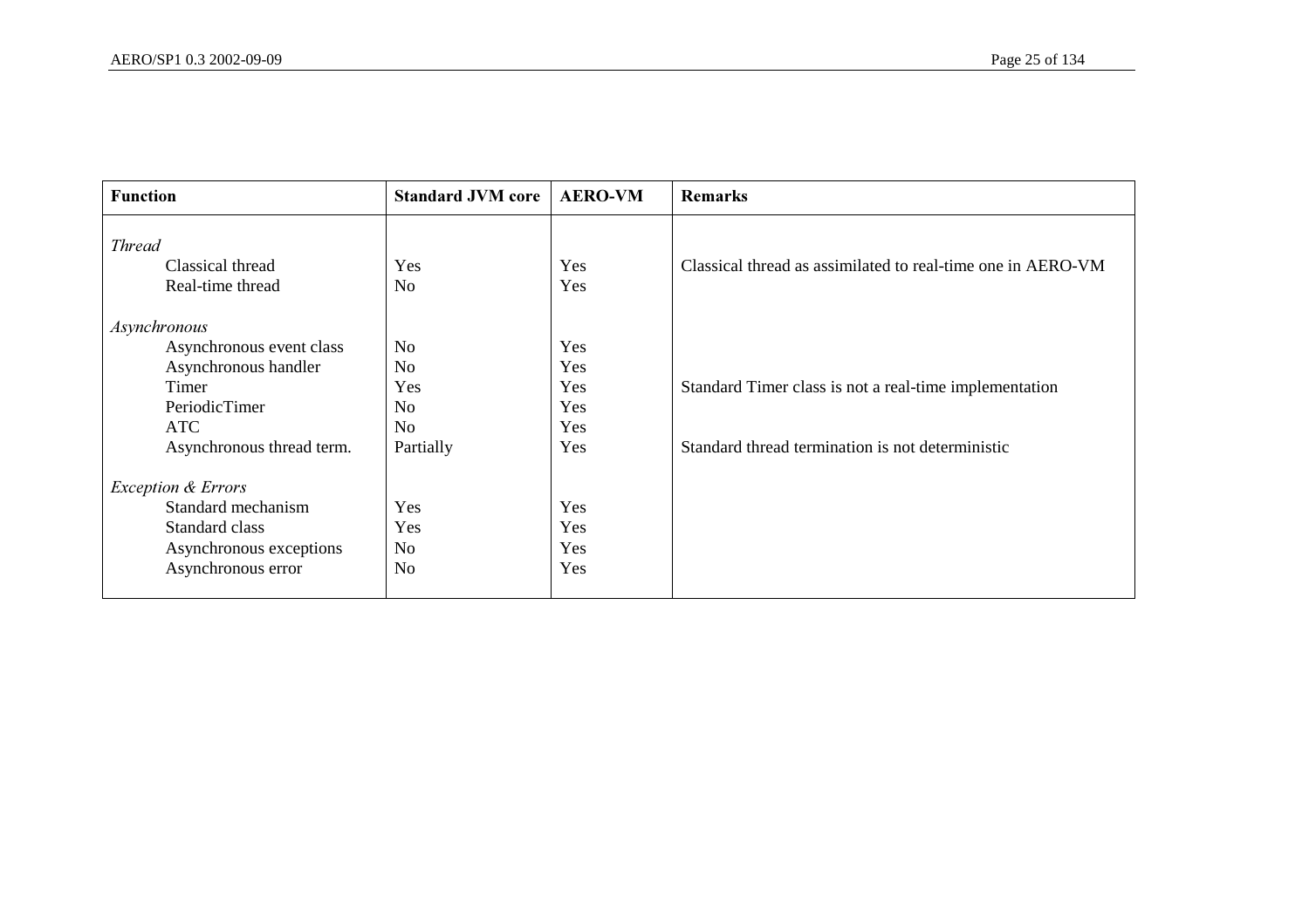| Function | Standard JVM core | AERO-VM | Remarks |
|---|---|---|---|
| *Thread* | | | |
| Classical thread | Yes | Yes | Classical thread as assimilated to real-time one in AERO-VM |
| Real-time thread | No | Yes | |
| *Asynchronous* | | | |
| Asynchronous event class | No | Yes | |
| Asynchronous handler | No | Yes | |
| Timer | Yes | Yes | Standard Timer class is not a real-time implementation |
| PeriodicTimer | No | Yes | |
| ATC | No | Yes | |
| Asynchronous thread term. | Partially | Yes | Standard thread termination is not deterministic |
| *Exception & Errors* | | | |
| Standard mechanism | Yes | Yes | |
| Standard class | Yes | Yes | |
| Asynchronous exceptions | No | Yes | |
| Asynchronous error | No | Yes | |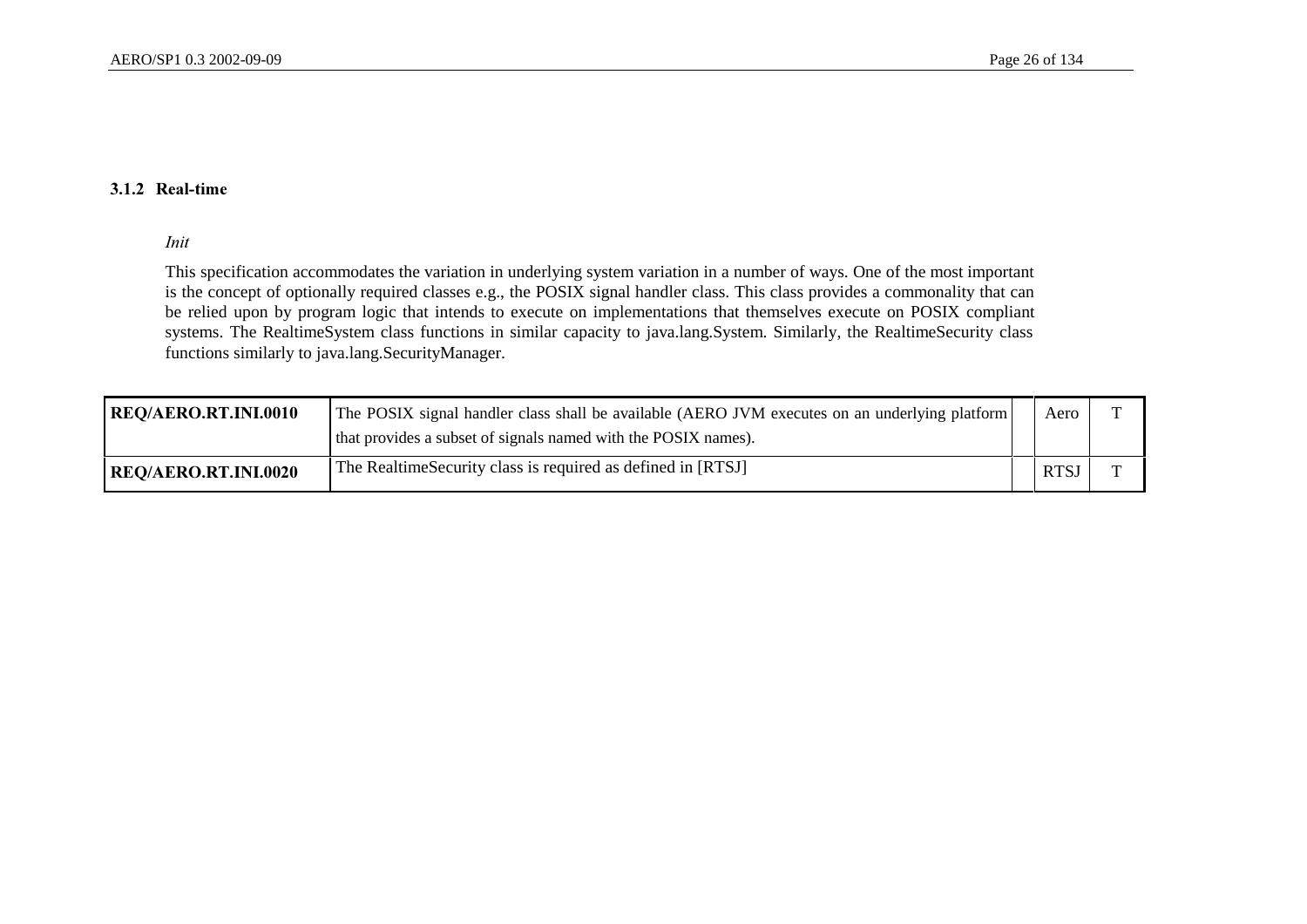### 3.1.2 Real-time

*Init*

This specification accommodates the variation in underlying system variation in a number of ways. One of the most important is the concept of optionally required classes e.g., the POSIX signal handler class. This class provides a commonality that can be relied upon by program logic that intends to execute on implementations that themselves execute on POSIX compliant systems. The RealtimeSystem class functions in similar capacity to java.lang.System. Similarly, the RealtimeSecurity class functions similarly to java.lang.SecurityManager.

| | | | | |
|---|---|---|---|---|
| **REQ/AERO.RT.INI.0010** | The POSIX signal handler class shall be available (AERO JVM executes on an underlying platform that provides a subset of signals named with the POSIX names). | | Aero | T |
| **REQ/AERO.RT.INI.0020** | The RealtimeSecurity class is required as defined in [RTSJ] | | RTSJ | T |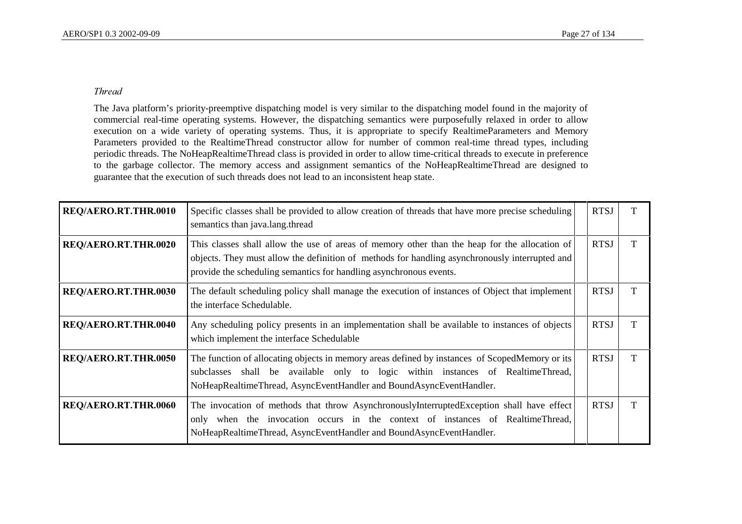*Thread*

The Java platform's priority-preemptive dispatching model is very similar to the dispatching model found in the majority of commercial real-time operating systems. However, the dispatching semantics were purposefully relaxed in order to allow execution on a wide variety of operating systems. Thus, it is appropriate to specify RealtimeParameters and Memory Parameters provided to the RealtimeThread constructor allow for number of common real-time thread types, including periodic threads. The NoHeapRealtimeThread class is provided in order to allow time-critical threads to execute in preference to the garbage collector. The memory access and assignment semantics of the NoHeapRealtimeThread are designed to guarantee that the execution of such threads does not lead to an inconsistent heap state.

| | | | | |
|---|---|---|---|---|
| **REQ/AERO.RT.THR.0010** | Specific classes shall be provided to allow creation of threads that have more precise scheduling semantics than java.lang.thread | | RTSJ | T |
| **REQ/AERO.RT.THR.0020** | This classes shall allow the use of areas of memory other than the heap for the allocation of objects. They must allow the definition of methods for handling asynchronously interrupted and provide the scheduling semantics for handling asynchronous events. | | RTSJ | T |
| **REQ/AERO.RT.THR.0030** | The default scheduling policy shall manage the execution of instances of Object that implement the interface Schedulable. | | RTSJ | T |
| **REQ/AERO.RT.THR.0040** | Any scheduling policy presents in an implementation shall be available to instances of objects which implement the interface Schedulable | | RTSJ | T |
| **REQ/AERO.RT.THR.0050** | The function of allocating objects in memory areas defined by instances of ScopedMemory or its subclasses shall be available only to logic within instances of RealtimeThread, NoHeapRealtimeThread, AsyncEventHandler and BoundAsyncEventHandler. | | RTSJ | T |
| **REQ/AERO.RT.THR.0060** | The invocation of methods that throw AsynchronouslyInterruptedException shall have effect only when the invocation occurs in the context of instances of RealtimeThread, NoHeapRealtimeThread, AsyncEventHandler and BoundAsyncEventHandler. | | RTSJ | T |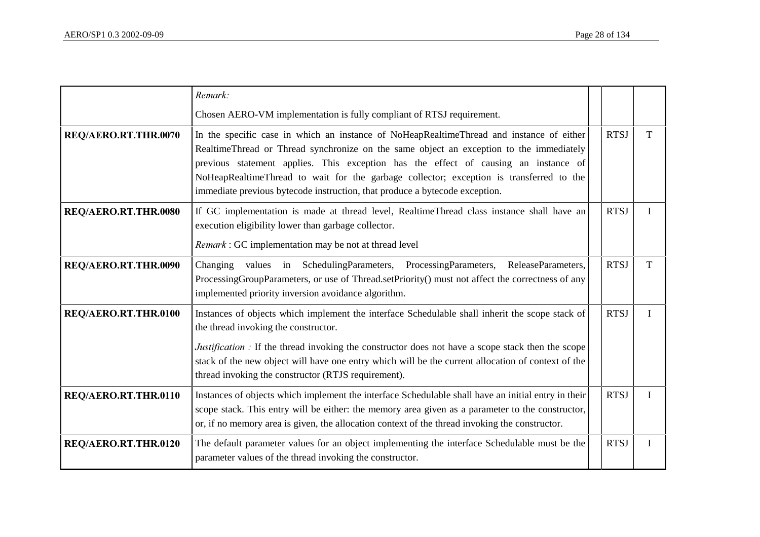| | | | | |
|---|---|---|---|---|
| | *Remark:*<br><br>Chosen AERO-VM implementation is fully compliant of RTSJ requirement. | | | |
| **REQ/AERO.RT.THR.0070** | In the specific case in which an instance of NoHeapRealtimeThread and instance of either RealtimeThread or Thread synchronize on the same object an exception to the immediately previous statement applies. This exception has the effect of causing an instance of NoHeapRealtimeThread to wait for the garbage collector; exception is transferred to the immediate previous bytecode instruction, that produce a bytecode exception. | | RTSJ | T |
| **REQ/AERO.RT.THR.0080** | If GC implementation is made at thread level, RealtimeThread class instance shall have an execution eligibility lower than garbage collector.<br><br>*Remark* : GC implementation may be not at thread level | | RTSJ | I |
| **REQ/AERO.RT.THR.0090** | Changing values in SchedulingParameters, ProcessingParameters, ReleaseParameters, ProcessingGroupParameters, or use of Thread.setPriority() must not affect the correctness of any implemented priority inversion avoidance algorithm. | | RTSJ | T |
| **REQ/AERO.RT.THR.0100** | Instances of objects which implement the interface Schedulable shall inherit the scope stack of the thread invoking the constructor.<br><br>*Justification :* If the thread invoking the constructor does not have a scope stack then the scope stack of the new object will have one entry which will be the current allocation of context of the thread invoking the constructor (RTJS requirement). | | RTSJ | I |
| **REQ/AERO.RT.THR.0110** | Instances of objects which implement the interface Schedulable shall have an initial entry in their scope stack. This entry will be either: the memory area given as a parameter to the constructor, or, if no memory area is given, the allocation context of the thread invoking the constructor. | | RTSJ | I |
| **REQ/AERO.RT.THR.0120** | The default parameter values for an object implementing the interface Schedulable must be the parameter values of the thread invoking the constructor. | | RTSJ | I |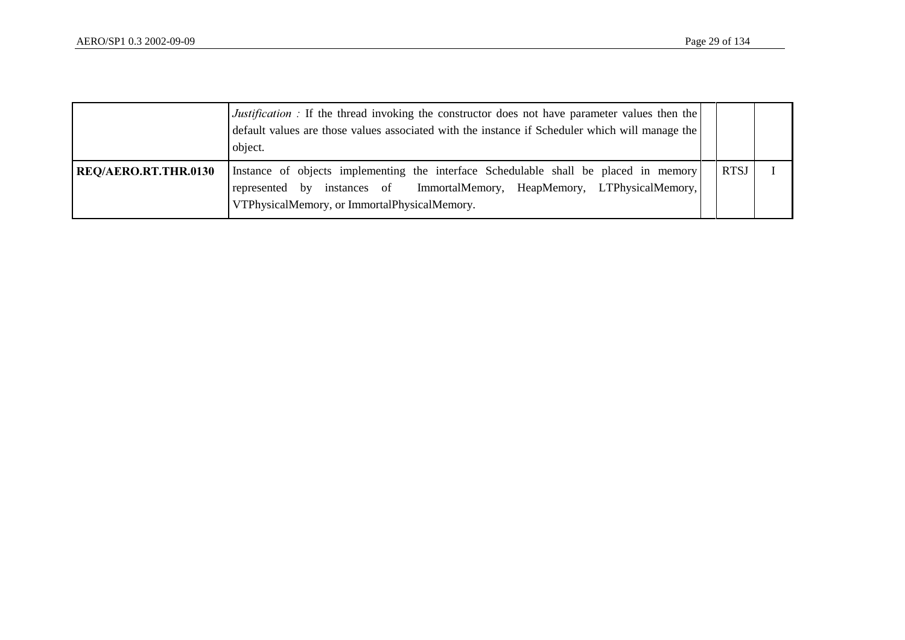|  |  |  |  |  |
|---|---|---|---|---|
|  | *Justification :* If the thread invoking the constructor does not have parameter values then the default values are those values associated with the instance if Scheduler which will manage the object. |  |  |  |
| **REQ/AERO.RT.THR.0130** | Instance of objects implementing the interface Schedulable shall be placed in memory represented by instances of ImmortalMemory, HeapMemory, LTPhysicalMemory, VTPhysicalMemory, or ImmortalPhysicalMemory. |  | RTSJ | I |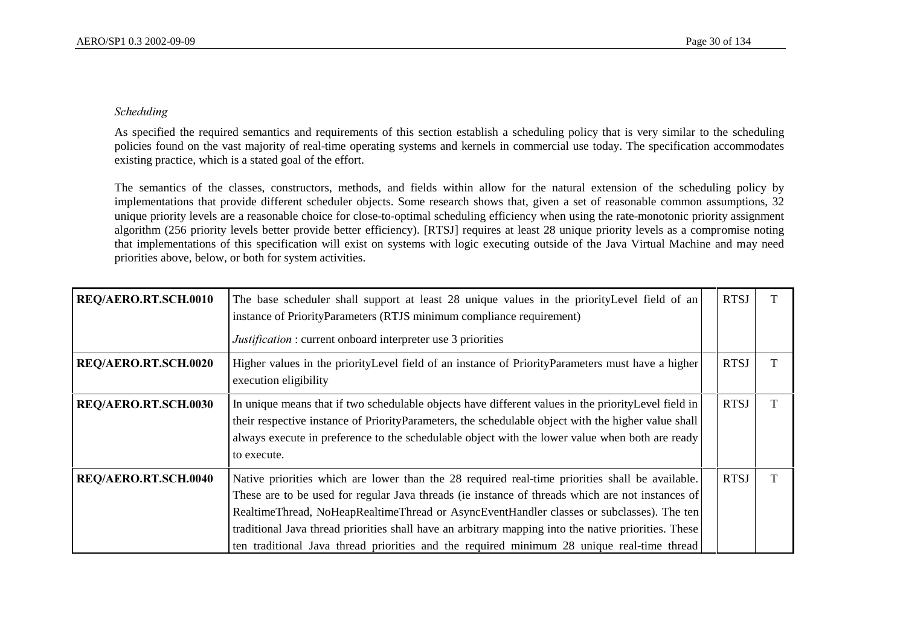*Scheduling*

As specified the required semantics and requirements of this section establish a scheduling policy that is very similar to the scheduling policies found on the vast majority of real-time operating systems and kernels in commercial use today. The specification accommodates existing practice, which is a stated goal of the effort.

The semantics of the classes, constructors, methods, and fields within allow for the natural extension of the scheduling policy by implementations that provide different scheduler objects. Some research shows that, given a set of reasonable common assumptions, 32 unique priority levels are a reasonable choice for close-to-optimal scheduling efficiency when using the rate-monotonic priority assignment algorithm (256 priority levels better provide better efficiency). [RTSJ] requires at least 28 unique priority levels as a compromise noting that implementations of this specification will exist on systems with logic executing outside of the Java Virtual Machine and may need priorities above, below, or both for system activities.

| | | | | |
|---|---|---|---|---|
| **REQ/AERO.RT.SCH.0010** | The base scheduler shall support at least 28 unique values in the priorityLevel field of an instance of PriorityParameters (RTJS minimum compliance requirement)<br><br>*Justification* : current onboard interpreter use 3 priorities | | RTSJ | T |
| **REQ/AERO.RT.SCH.0020** | Higher values in the priorityLevel field of an instance of PriorityParameters must have a higher execution eligibility | | RTSJ | T |
| **REQ/AERO.RT.SCH.0030** | In unique means that if two schedulable objects have different values in the priorityLevel field in their respective instance of PriorityParameters, the schedulable object with the higher value shall always execute in preference to the schedulable object with the lower value when both are ready to execute. | | RTSJ | T |
| **REQ/AERO.RT.SCH.0040** | Native priorities which are lower than the 28 required real-time priorities shall be available. These are to be used for regular Java threads (ie instance of threads which are not instances of RealtimeThread, NoHeapRealtimeThread or AsyncEventHandler classes or subclasses). The ten traditional Java thread priorities shall have an arbitrary mapping into the native priorities. These ten traditional Java thread priorities and the required minimum 28 unique real-time thread | | RTSJ | T |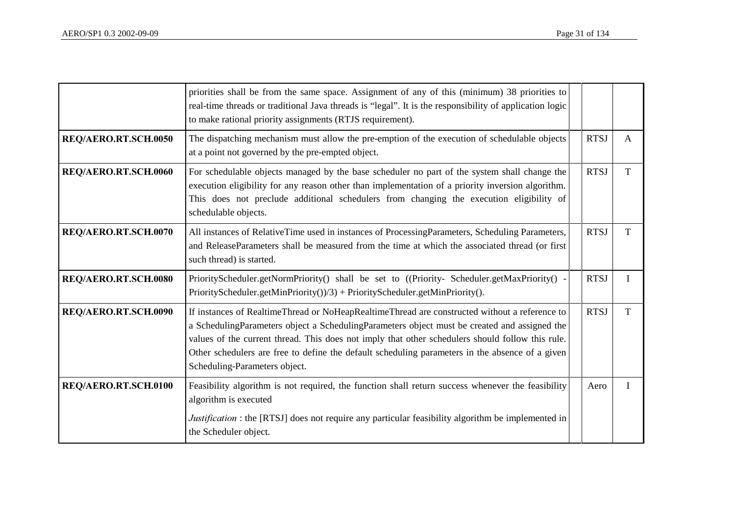| | | | | |
|---|---|---|---|---|
| | priorities shall be from the same space. Assignment of any of this (minimum) 38 priorities to real-time threads or traditional Java threads is "legal". It is the responsibility of application logic to make rational priority assignments (RTJS requirement). | | | |
| **REQ/AERO.RT.SCH.0050** | The dispatching mechanism must allow the pre-emption of the execution of schedulable objects at a point not governed by the pre-empted object. | | RTSJ | A |
| **REQ/AERO.RT.SCH.0060** | For schedulable objects managed by the base scheduler no part of the system shall change the execution eligibility for any reason other than implementation of a priority inversion algorithm. This does not preclude additional schedulers from changing the execution eligibility of schedulable objects. | | RTSJ | T |
| **REQ/AERO.RT.SCH.0070** | All instances of RelativeTime used in instances of ProcessingParameters, Scheduling Parameters, and ReleaseParameters shall be measured from the time at which the associated thread (or first such thread) is started. | | RTSJ | T |
| **REQ/AERO.RT.SCH.0080** | PriorityScheduler.getNormPriority() shall be set to ((Priority- Scheduler.getMaxPriority() - PriorityScheduler.getMinPriority())/3) + PriorityScheduler.getMinPriority(). | | RTSJ | I |
| **REQ/AERO.RT.SCH.0090** | If instances of RealtimeThread or NoHeapRealtimeThread are constructed without a reference to a SchedulingParameters object a SchedulingParameters object must be created and assigned the values of the current thread. This does not imply that other schedulers should follow this rule. Other schedulers are free to define the default scheduling parameters in the absence of a given Scheduling-Parameters object. | | RTSJ | T |
| **REQ/AERO.RT.SCH.0100** | Feasibility algorithm is not required, the function shall return success whenever the feasibility algorithm is executed<br><br>*Justification* : the [RTSJ] does not require any particular feasibility algorithm be implemented in the Scheduler object. | | Aero | I |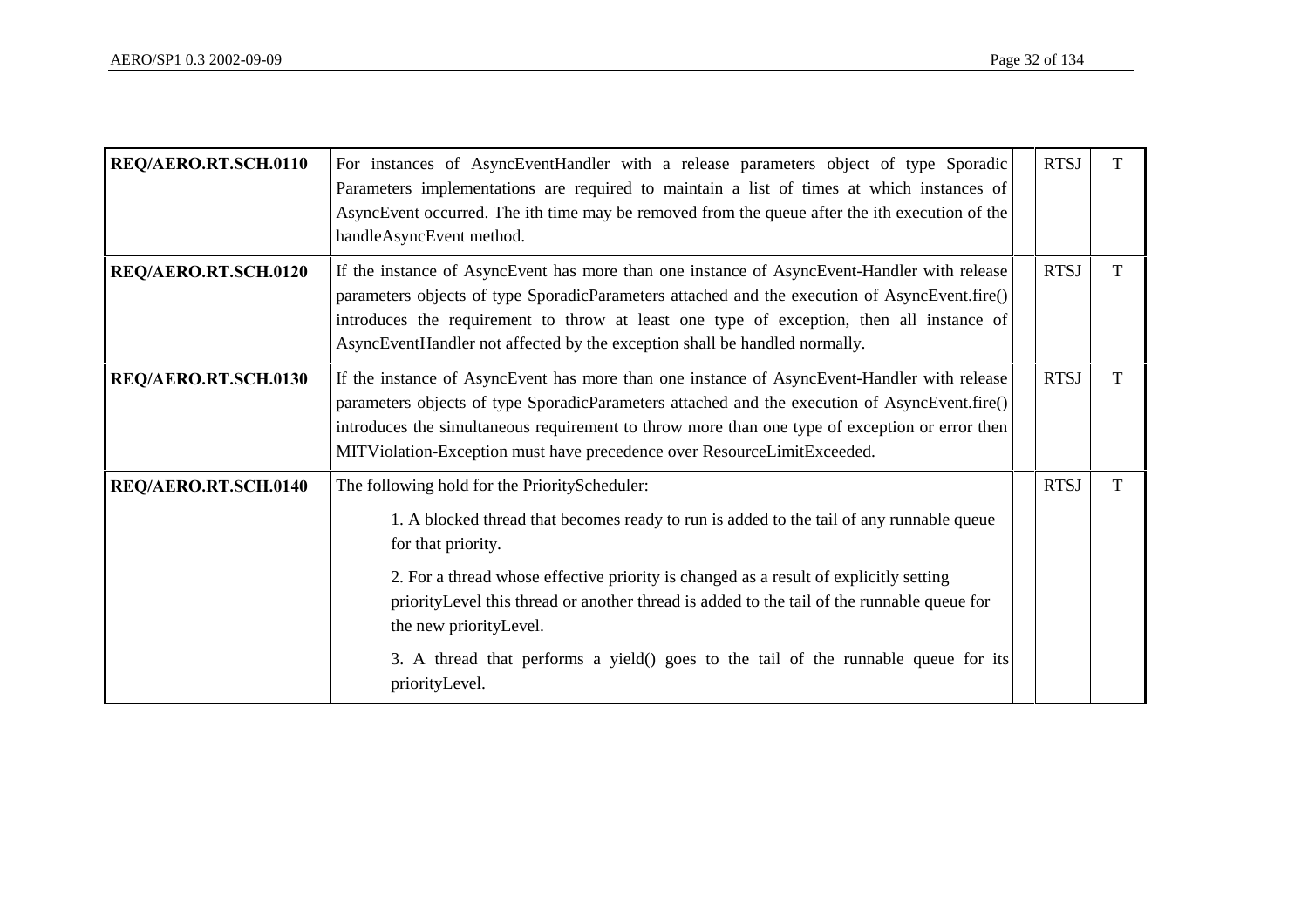| | | | | |
|---|---|---|---|---|
| **REQ/AERO.RT.SCH.0110** | For instances of AsyncEventHandler with a release parameters object of type Sporadic Parameters implementations are required to maintain a list of times at which instances of AsyncEvent occurred. The ith time may be removed from the queue after the ith execution of the handleAsyncEvent method. | | RTSJ | T |
| **REQ/AERO.RT.SCH.0120** | If the instance of AsyncEvent has more than one instance of AsyncEvent-Handler with release parameters objects of type SporadicParameters attached and the execution of AsyncEvent.fire() introduces the requirement to throw at least one type of exception, then all instance of AsyncEventHandler not affected by the exception shall be handled normally. | | RTSJ | T |
| **REQ/AERO.RT.SCH.0130** | If the instance of AsyncEvent has more than one instance of AsyncEvent-Handler with release parameters objects of type SporadicParameters attached and the execution of AsyncEvent.fire() introduces the simultaneous requirement to throw more than one type of exception or error then MITViolation-Exception must have precedence over ResourceLimitExceeded. | | RTSJ | T |
| **REQ/AERO.RT.SCH.0140** | The following hold for the PriorityScheduler:<br><br>1. A blocked thread that becomes ready to run is added to the tail of any runnable queue for that priority.<br><br>2. For a thread whose effective priority is changed as a result of explicitly setting priorityLevel this thread or another thread is added to the tail of the runnable queue for the new priorityLevel.<br><br>3. A thread that performs a yield() goes to the tail of the runnable queue for its priorityLevel. | | RTSJ | T |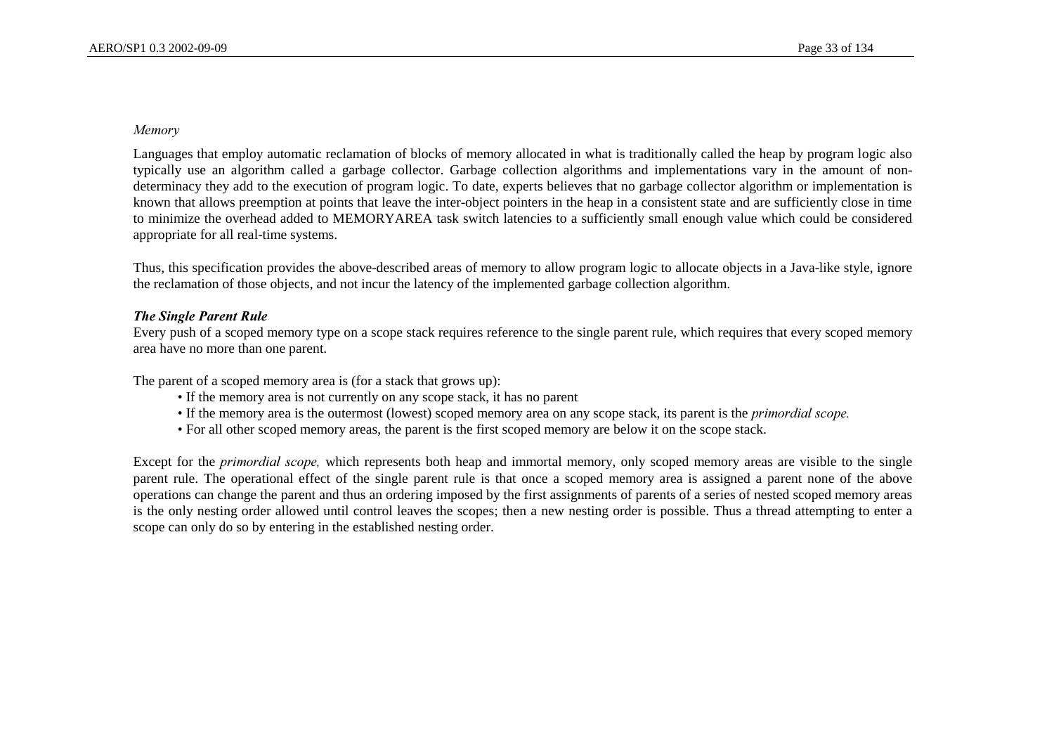*Memory*

Languages that employ automatic reclamation of blocks of memory allocated in what is traditionally called the heap by program logic also typically use an algorithm called a garbage collector. Garbage collection algorithms and implementations vary in the amount of non-determinacy they add to the execution of program logic. To date, experts believes that no garbage collector algorithm or implementation is known that allows preemption at points that leave the inter-object pointers in the heap in a consistent state and are sufficiently close in time to minimize the overhead added to MEMORYAREA task switch latencies to a sufficiently small enough value which could be considered appropriate for all real-time systems.

Thus, this specification provides the above-described areas of memory to allow program logic to allocate objects in a Java-like style, ignore the reclamation of those objects, and not incur the latency of the implemented garbage collection algorithm.

***The Single Parent Rule***

Every push of a scoped memory type on a scope stack requires reference to the single parent rule, which requires that every scoped memory area have no more than one parent.

The parent of a scoped memory area is (for a stack that grows up):

- If the memory area is not currently on any scope stack, it has no parent
- If the memory area is the outermost (lowest) scoped memory area on any scope stack, its parent is the *primordial scope.*
- For all other scoped memory areas, the parent is the first scoped memory are below it on the scope stack.

Except for the *primordial scope,* which represents both heap and immortal memory, only scoped memory areas are visible to the single parent rule. The operational effect of the single parent rule is that once a scoped memory area is assigned a parent none of the above operations can change the parent and thus an ordering imposed by the first assignments of parents of a series of nested scoped memory areas is the only nesting order allowed until control leaves the scopes; then a new nesting order is possible. Thus a thread attempting to enter a scope can only do so by entering in the established nesting order.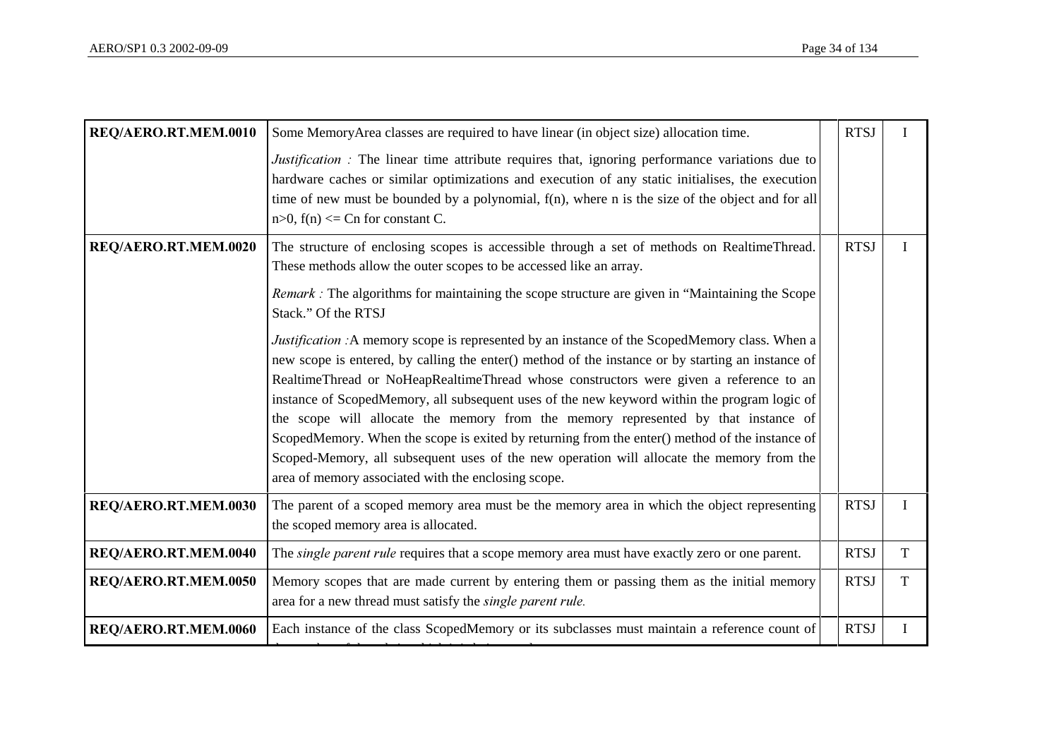| | | | | |
|---|---|---|---|---|
| **REQ/AERO.RT.MEM.0010** | Some MemoryArea classes are required to have linear (in object size) allocation time.<br><br>*Justification :* The linear time attribute requires that, ignoring performance variations due to hardware caches or similar optimizations and execution of any static initialises, the execution time of new must be bounded by a polynomial, f(n), where n is the size of the object and for all n>0, f(n) <= Cn for constant C. | | RTSJ | I |
| **REQ/AERO.RT.MEM.0020** | The structure of enclosing scopes is accessible through a set of methods on RealtimeThread. These methods allow the outer scopes to be accessed like an array.<br><br>*Remark :* The algorithms for maintaining the scope structure are given in “Maintaining the Scope Stack.” Of the RTSJ<br><br>*Justification :*A memory scope is represented by an instance of the ScopedMemory class. When a new scope is entered, by calling the enter() method of the instance or by starting an instance of RealtimeThread or NoHeapRealtimeThread whose constructors were given a reference to an instance of ScopedMemory, all subsequent uses of the new keyword within the program logic of the scope will allocate the memory from the memory represented by that instance of ScopedMemory. When the scope is exited by returning from the enter() method of the instance of Scoped-Memory, all subsequent uses of the new operation will allocate the memory from the area of memory associated with the enclosing scope. | | RTSJ | I |
| **REQ/AERO.RT.MEM.0030** | The parent of a scoped memory area must be the memory area in which the object representing the scoped memory area is allocated. | | RTSJ | I |
| **REQ/AERO.RT.MEM.0040** | The *single parent rule* requires that a scope memory area must have exactly zero or one parent. | | RTSJ | T |
| **REQ/AERO.RT.MEM.0050** | Memory scopes that are made current by entering them or passing them as the initial memory area for a new thread must satisfy the *single parent rule.* | | RTSJ | T |
| **REQ/AERO.RT.MEM.0060** | Each instance of the class ScopedMemory or its subclasses must maintain a reference count of | | RTSJ | I |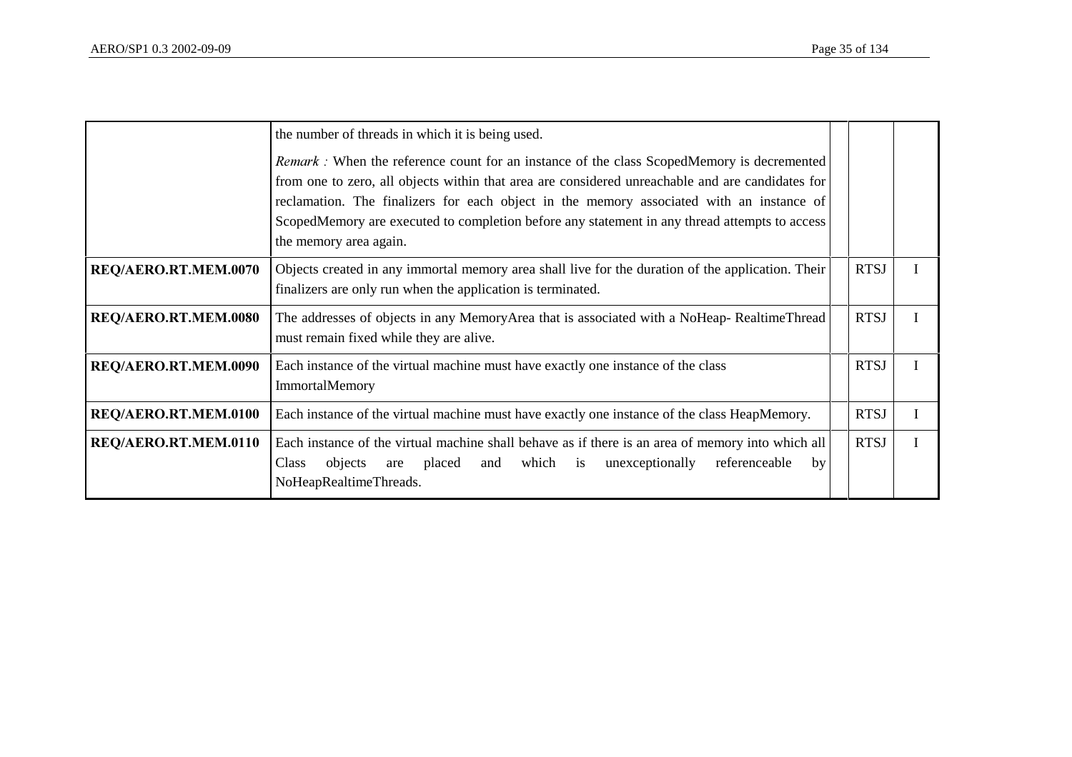|  |  |  |  |  |
|---|---|---|---|---|
|  | the number of threads in which it is being used.<br><br>*Remark :* When the reference count for an instance of the class ScopedMemory is decremented from one to zero, all objects within that area are considered unreachable and are candidates for reclamation. The finalizers for each object in the memory associated with an instance of ScopedMemory are executed to completion before any statement in any thread attempts to access the memory area again. |  |  |  |
| **REQ/AERO.RT.MEM.0070** | Objects created in any immortal memory area shall live for the duration of the application. Their finalizers are only run when the application is terminated. |  | RTSJ | I |
| **REQ/AERO.RT.MEM.0080** | The addresses of objects in any MemoryArea that is associated with a NoHeap- RealtimeThread must remain fixed while they are alive. |  | RTSJ | I |
| **REQ/AERO.RT.MEM.0090** | Each instance of the virtual machine must have exactly one instance of the class ImmortalMemory |  | RTSJ | I |
| **REQ/AERO.RT.MEM.0100** | Each instance of the virtual machine must have exactly one instance of the class HeapMemory. |  | RTSJ | I |
| **REQ/AERO.RT.MEM.0110** | Each instance of the virtual machine shall behave as if there is an area of memory into which all Class objects are placed and which is unexceptionally referenceable by NoHeapRealtimeThreads. |  | RTSJ | I |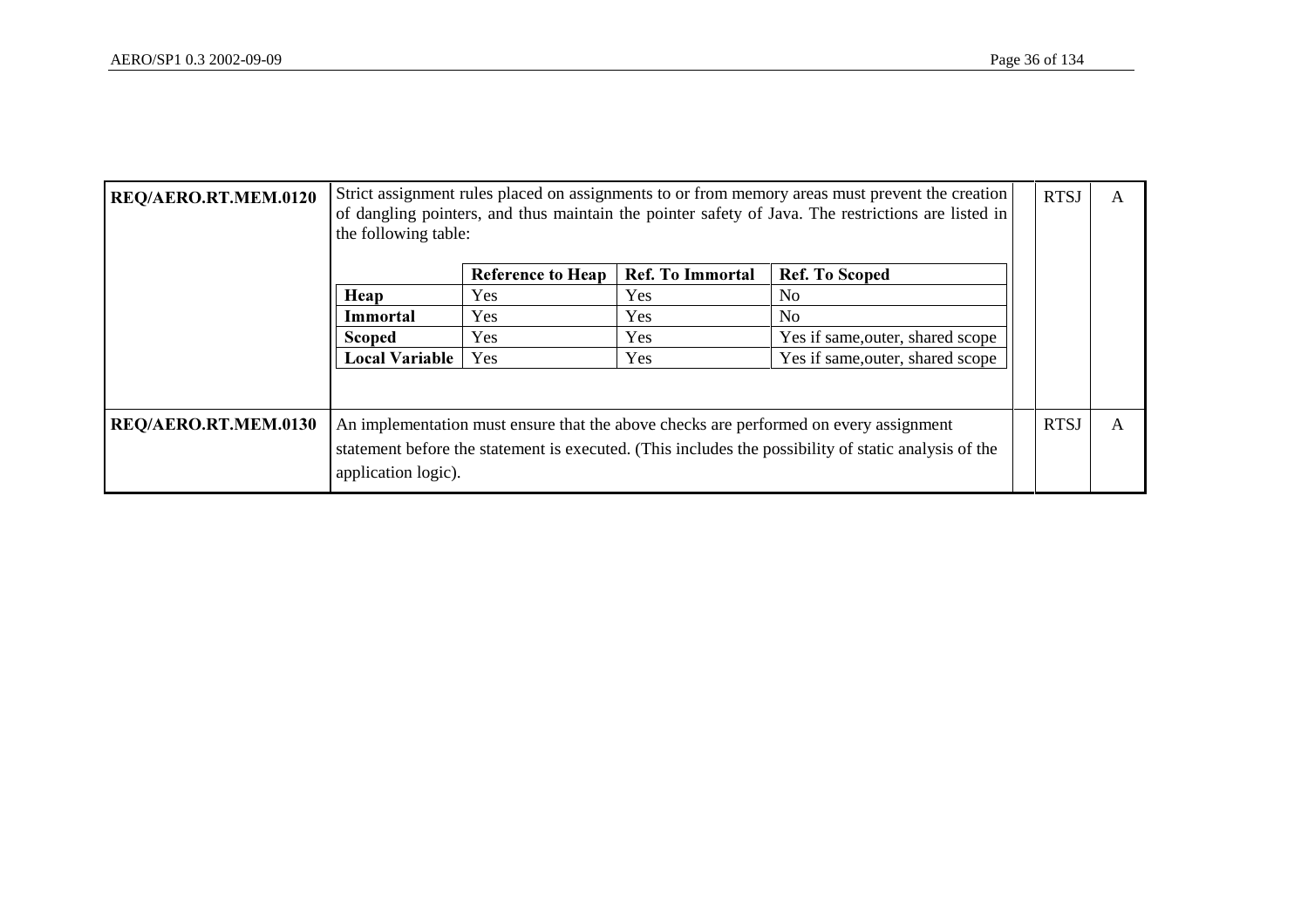| | | | |
|---|---|---|---|
| **REQ/AERO.RT.MEM.0120** | Strict assignment rules placed on assignments to or from memory areas must prevent the creation of dangling pointers, and thus maintain the pointer safety of Java. The restrictions are listed in the following table: | RTSJ | A |
| **REQ/AERO.RT.MEM.0130** | An implementation must ensure that the above checks are performed on every assignment statement before the statement is executed. (This includes the possibility of static analysis of the application logic). | RTSJ | A |

| | Reference to Heap | Ref. To Immortal | Ref. To Scoped |
|---|---|---|---|
| **Heap** | Yes | Yes | No |
| **Immortal** | Yes | Yes | No |
| **Scoped** | Yes | Yes | Yes if same,outer, shared scope |
| **Local Variable** | Yes | Yes | Yes if same,outer, shared scope |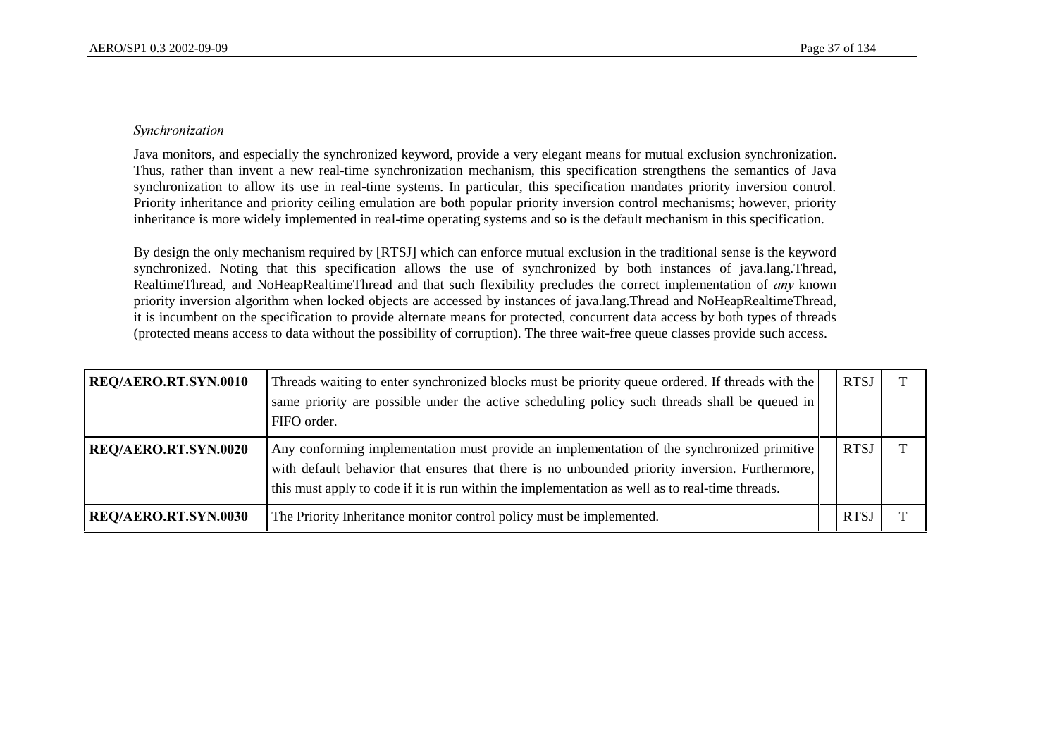*Synchronization*

Java monitors, and especially the synchronized keyword, provide a very elegant means for mutual exclusion synchronization. Thus, rather than invent a new real-time synchronization mechanism, this specification strengthens the semantics of Java synchronization to allow its use in real-time systems. In particular, this specification mandates priority inversion control. Priority inheritance and priority ceiling emulation are both popular priority inversion control mechanisms; however, priority inheritance is more widely implemented in real-time operating systems and so is the default mechanism in this specification.

By design the only mechanism required by [RTSJ] which can enforce mutual exclusion in the traditional sense is the keyword synchronized. Noting that this specification allows the use of synchronized by both instances of java.lang.Thread, RealtimeThread, and NoHeapRealtimeThread and that such flexibility precludes the correct implementation of *any* known priority inversion algorithm when locked objects are accessed by instances of java.lang.Thread and NoHeapRealtimeThread, it is incumbent on the specification to provide alternate means for protected, concurrent data access by both types of threads (protected means access to data without the possibility of corruption). The three wait-free queue classes provide such access.

| | | | | |
|---|---|---|---|---|
| **REQ/AERO.RT.SYN.0010** | Threads waiting to enter synchronized blocks must be priority queue ordered. If threads with the same priority are possible under the active scheduling policy such threads shall be queued in FIFO order. | | RTSJ | T |
| **REQ/AERO.RT.SYN.0020** | Any conforming implementation must provide an implementation of the synchronized primitive with default behavior that ensures that there is no unbounded priority inversion. Furthermore, this must apply to code if it is run within the implementation as well as to real-time threads. | | RTSJ | T |
| **REQ/AERO.RT.SYN.0030** | The Priority Inheritance monitor control policy must be implemented. | | RTSJ | T |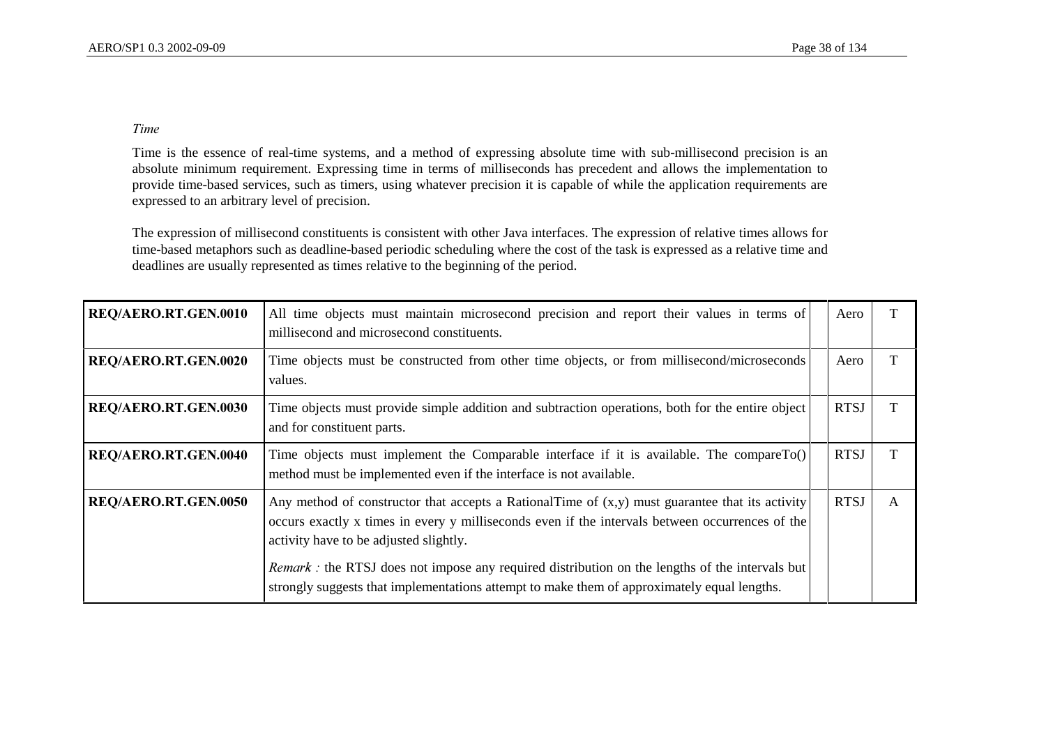*Time*

Time is the essence of real-time systems, and a method of expressing absolute time with sub-millisecond precision is an absolute minimum requirement. Expressing time in terms of milliseconds has precedent and allows the implementation to provide time-based services, such as timers, using whatever precision it is capable of while the application requirements are expressed to an arbitrary level of precision.

The expression of millisecond constituents is consistent with other Java interfaces. The expression of relative times allows for time-based metaphors such as deadline-based periodic scheduling where the cost of the task is expressed as a relative time and deadlines are usually represented as times relative to the beginning of the period.

| | | | | |
|---|---|---|---|---|
| **REQ/AERO.RT.GEN.0010** | All time objects must maintain microsecond precision and report their values in terms of millisecond and microsecond constituents. | | Aero | T |
| **REQ/AERO.RT.GEN.0020** | Time objects must be constructed from other time objects, or from millisecond/microseconds values. | | Aero | T |
| **REQ/AERO.RT.GEN.0030** | Time objects must provide simple addition and subtraction operations, both for the entire object and for constituent parts. | | RTSJ | T |
| **REQ/AERO.RT.GEN.0040** | Time objects must implement the Comparable interface if it is available. The compareTo() method must be implemented even if the interface is not available. | | RTSJ | T |
| **REQ/AERO.RT.GEN.0050** | Any method of constructor that accepts a RationalTime of (x,y) must guarantee that its activity occurs exactly x times in every y milliseconds even if the intervals between occurrences of the activity have to be adjusted slightly.<br><br>*Remark :* the RTSJ does not impose any required distribution on the lengths of the intervals but strongly suggests that implementations attempt to make them of approximately equal lengths. | | RTSJ | A |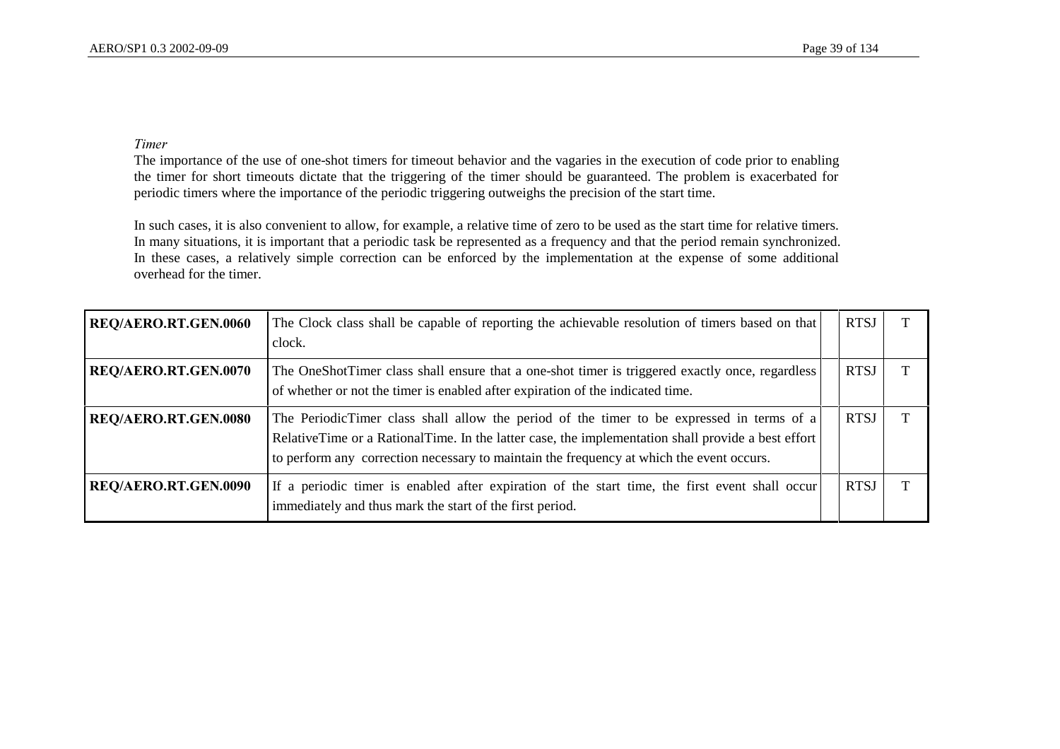*Timer*

The importance of the use of one-shot timers for timeout behavior and the vagaries in the execution of code prior to enabling the timer for short timeouts dictate that the triggering of the timer should be guaranteed. The problem is exacerbated for periodic timers where the importance of the periodic triggering outweighs the precision of the start time.

In such cases, it is also convenient to allow, for example, a relative time of zero to be used as the start time for relative timers. In many situations, it is important that a periodic task be represented as a frequency and that the period remain synchronized. In these cases, a relatively simple correction can be enforced by the implementation at the expense of some additional overhead for the timer.

| | | | | |
|---|---|---|---|---|
| **REQ/AERO.RT.GEN.0060** | The Clock class shall be capable of reporting the achievable resolution of timers based on that clock. | | RTSJ | T |
| **REQ/AERO.RT.GEN.0070** | The OneShotTimer class shall ensure that a one-shot timer is triggered exactly once, regardless of whether or not the timer is enabled after expiration of the indicated time. | | RTSJ | T |
| **REQ/AERO.RT.GEN.0080** | The PeriodicTimer class shall allow the period of the timer to be expressed in terms of a RelativeTime or a RationalTime. In the latter case, the implementation shall provide a best effort to perform any correction necessary to maintain the frequency at which the event occurs. | | RTSJ | T |
| **REQ/AERO.RT.GEN.0090** | If a periodic timer is enabled after expiration of the start time, the first event shall occur immediately and thus mark the start of the first period. | | RTSJ | T |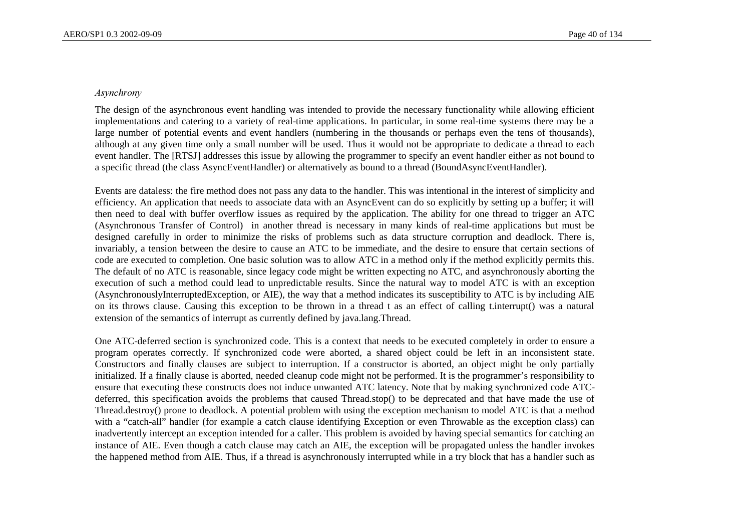*Asynchrony*

The design of the asynchronous event handling was intended to provide the necessary functionality while allowing efficient implementations and catering to a variety of real-time applications. In particular, in some real-time systems there may be a large number of potential events and event handlers (numbering in the thousands or perhaps even the tens of thousands), although at any given time only a small number will be used. Thus it would not be appropriate to dedicate a thread to each event handler. The [RTSJ] addresses this issue by allowing the programmer to specify an event handler either as not bound to a specific thread (the class AsyncEventHandler) or alternatively as bound to a thread (BoundAsyncEventHandler).

Events are dataless: the fire method does not pass any data to the handler. This was intentional in the interest of simplicity and efficiency. An application that needs to associate data with an AsyncEvent can do so explicitly by setting up a buffer; it will then need to deal with buffer overflow issues as required by the application. The ability for one thread to trigger an ATC (Asynchronous Transfer of Control) in another thread is necessary in many kinds of real-time applications but must be designed carefully in order to minimize the risks of problems such as data structure corruption and deadlock. There is, invariably, a tension between the desire to cause an ATC to be immediate, and the desire to ensure that certain sections of code are executed to completion. One basic solution was to allow ATC in a method only if the method explicitly permits this. The default of no ATC is reasonable, since legacy code might be written expecting no ATC, and asynchronously aborting the execution of such a method could lead to unpredictable results. Since the natural way to model ATC is with an exception (AsynchronouslyInterruptedException, or AIE), the way that a method indicates its susceptibility to ATC is by including AIE on its throws clause. Causing this exception to be thrown in a thread t as an effect of calling t.interrupt() was a natural extension of the semantics of interrupt as currently defined by java.lang.Thread.

One ATC-deferred section is synchronized code. This is a context that needs to be executed completely in order to ensure a program operates correctly. If synchronized code were aborted, a shared object could be left in an inconsistent state. Constructors and finally clauses are subject to interruption. If a constructor is aborted, an object might be only partially initialized. If a finally clause is aborted, needed cleanup code might not be performed. It is the programmer's responsibility to ensure that executing these constructs does not induce unwanted ATC latency. Note that by making synchronized code ATC-deferred, this specification avoids the problems that caused Thread.stop() to be deprecated and that have made the use of Thread.destroy() prone to deadlock. A potential problem with using the exception mechanism to model ATC is that a method with a "catch-all" handler (for example a catch clause identifying Exception or even Throwable as the exception class) can inadvertently intercept an exception intended for a caller. This problem is avoided by having special semantics for catching an instance of AIE. Even though a catch clause may catch an AIE, the exception will be propagated unless the handler invokes the happened method from AIE. Thus, if a thread is asynchronously interrupted while in a try block that has a handler such as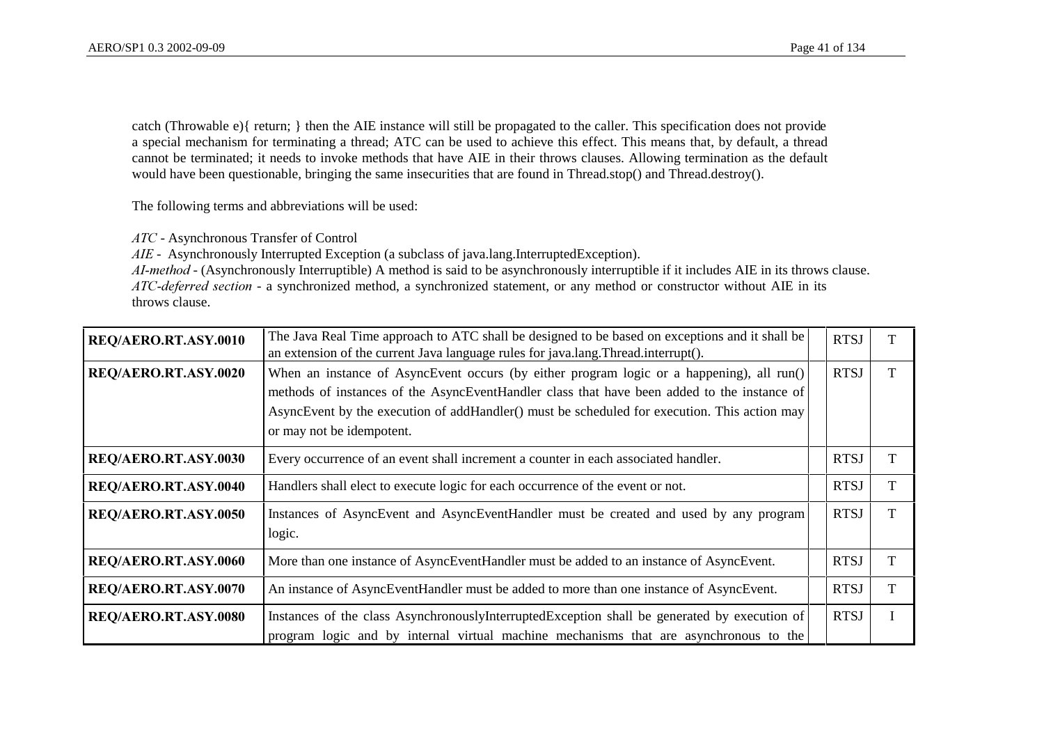catch (Throwable e){ return; } then the AIE instance will still be propagated to the caller. This specification does not provide a special mechanism for terminating a thread; ATC can be used to achieve this effect. This means that, by default, a thread cannot be terminated; it needs to invoke methods that have AIE in their throws clauses. Allowing termination as the default would have been questionable, bringing the same insecurities that are found in Thread.stop() and Thread.destroy().

The following terms and abbreviations will be used:

*ATC* - Asynchronous Transfer of Control
*AIE* - Asynchronously Interrupted Exception (a subclass of java.lang.InterruptedException).
*AI-method* - (Asynchronously Interruptible) A method is said to be asynchronously interruptible if it includes AIE in its throws clause.
*ATC-deferred section* - a synchronized method, a synchronized statement, or any method or constructor without AIE in its throws clause.

| | | | | |
|---|---|---|---|---|
| **REQ/AERO.RT.ASY.0010** | The Java Real Time approach to ATC shall be designed to be based on exceptions and it shall be an extension of the current Java language rules for java.lang.Thread.interrupt(). | | RTSJ | T |
| **REQ/AERO.RT.ASY.0020** | When an instance of AsyncEvent occurs (by either program logic or a happening), all run() methods of instances of the AsyncEventHandler class that have been added to the instance of AsyncEvent by the execution of addHandler() must be scheduled for execution. This action may or may not be idempotent. | | RTSJ | T |
| **REQ/AERO.RT.ASY.0030** | Every occurrence of an event shall increment a counter in each associated handler. | | RTSJ | T |
| **REQ/AERO.RT.ASY.0040** | Handlers shall elect to execute logic for each occurrence of the event or not. | | RTSJ | T |
| **REQ/AERO.RT.ASY.0050** | Instances of AsyncEvent and AsyncEventHandler must be created and used by any program logic. | | RTSJ | T |
| **REQ/AERO.RT.ASY.0060** | More than one instance of AsyncEventHandler must be added to an instance of AsyncEvent. | | RTSJ | T |
| **REQ/AERO.RT.ASY.0070** | An instance of AsyncEventHandler must be added to more than one instance of AsyncEvent. | | RTSJ | T |
| **REQ/AERO.RT.ASY.0080** | Instances of the class AsynchronouslyInterruptedException shall be generated by execution of program logic and by internal virtual machine mechanisms that are asynchronous to the | | RTSJ | I |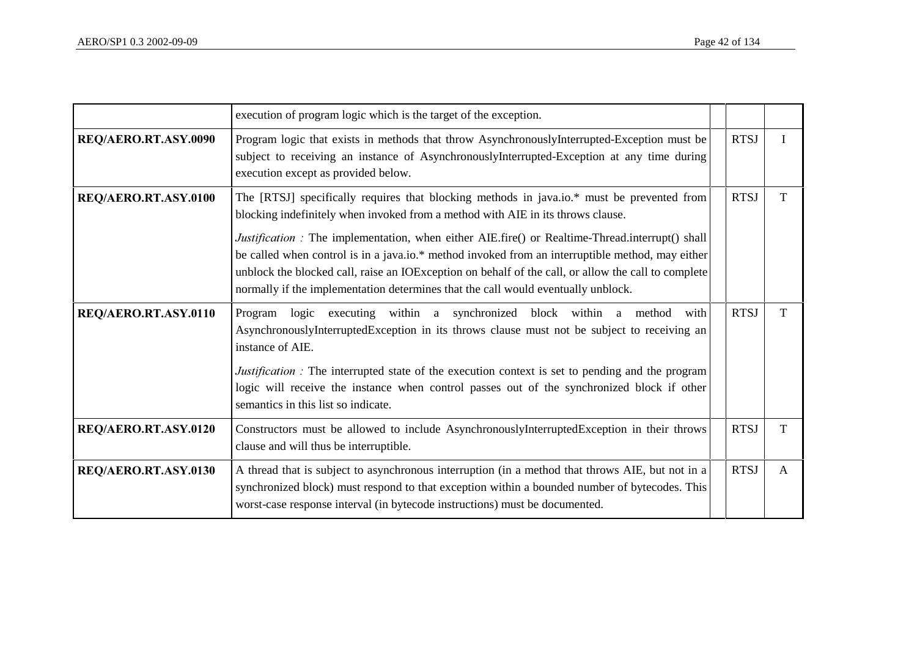|  |  |  |  |  |
| --- | --- | --- | --- | --- |
|  | execution of program logic which is the target of the exception. |  |  |  |
| **REQ/AERO.RT.ASY.0090** | Program logic that exists in methods that throw AsynchronouslyInterrupted-Exception must be subject to receiving an instance of AsynchronouslyInterrupted-Exception at any time during execution except as provided below. |  | RTSJ | I |
| **REQ/AERO.RT.ASY.0100** | The [RTSJ] specifically requires that blocking methods in java.io.* must be prevented from blocking indefinitely when invoked from a method with AIE in its throws clause.<br><br>*Justification :* The implementation, when either AIE.fire() or Realtime-Thread.interrupt() shall be called when control is in a java.io.* method invoked from an interruptible method, may either unblock the blocked call, raise an IOException on behalf of the call, or allow the call to complete normally if the implementation determines that the call would eventually unblock. |  | RTSJ | T |
| **REQ/AERO.RT.ASY.0110** | Program logic executing within a synchronized block within a method with AsynchronouslyInterruptedException in its throws clause must not be subject to receiving an instance of AIE.<br><br>*Justification :* The interrupted state of the execution context is set to pending and the program logic will receive the instance when control passes out of the synchronized block if other semantics in this list so indicate. |  | RTSJ | T |
| **REQ/AERO.RT.ASY.0120** | Constructors must be allowed to include AsynchronouslyInterruptedException in their throws clause and will thus be interruptible. |  | RTSJ | T |
| **REQ/AERO.RT.ASY.0130** | A thread that is subject to asynchronous interruption (in a method that throws AIE, but not in a synchronized block) must respond to that exception within a bounded number of bytecodes. This worst-case response interval (in bytecode instructions) must be documented. |  | RTSJ | A |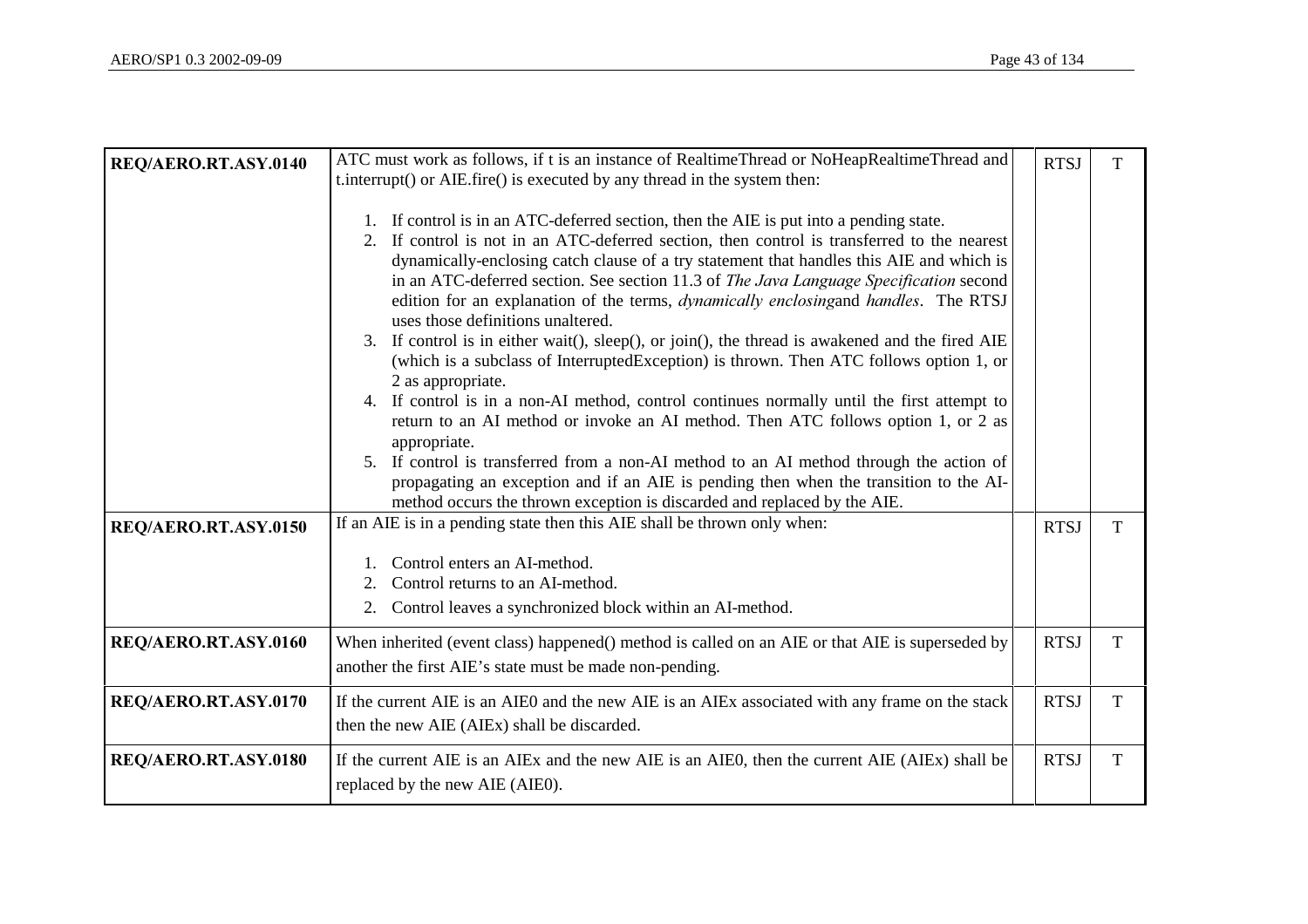| | | | | |
|---|---|---|---|---|
| **REQ/AERO.RT.ASY.0140** | ATC must work as follows, if t is an instance of RealtimeThread or NoHeapRealtimeThread and t.interrupt() or AIE.fire() is executed by any thread in the system then:<br><br>1. If control is in an ATC-deferred section, then the AIE is put into a pending state.<br>2. If control is not in an ATC-deferred section, then control is transferred to the nearest dynamically-enclosing catch clause of a try statement that handles this AIE and which is in an ATC-deferred section. See section 11.3 of *The Java Language Specification* second edition for an explanation of the terms, *dynamically enclosing*and *handles*. The RTSJ uses those definitions unaltered.<br>3. If control is in either wait(), sleep(), or join(), the thread is awakened and the fired AIE (which is a subclass of InterruptedException) is thrown. Then ATC follows option 1, or 2 as appropriate.<br>4. If control is in a non-AI method, control continues normally until the first attempt to return to an AI method or invoke an AI method. Then ATC follows option 1, or 2 as appropriate.<br>5. If control is transferred from a non-AI method to an AI method through the action of propagating an exception and if an AIE is pending then when the transition to the AI-method occurs the thrown exception is discarded and replaced by the AIE. | | RTSJ | T |
| **REQ/AERO.RT.ASY.0150** | If an AIE is in a pending state then this AIE shall be thrown only when:<br><br>1. Control enters an AI-method.<br>2. Control returns to an AI-method.<br>2. Control leaves a synchronized block within an AI-method. | | RTSJ | T |
| **REQ/AERO.RT.ASY.0160** | When inherited (event class) happened() method is called on an AIE or that AIE is superseded by another the first AIE's state must be made non-pending. | | RTSJ | T |
| **REQ/AERO.RT.ASY.0170** | If the current AIE is an AIE0 and the new AIE is an AIEx associated with any frame on the stack then the new AIE (AIEx) shall be discarded. | | RTSJ | T |
| **REQ/AERO.RT.ASY.0180** | If the current AIE is an AIEx and the new AIE is an AIE0, then the current AIE (AIEx) shall be replaced by the new AIE (AIE0). | | RTSJ | T |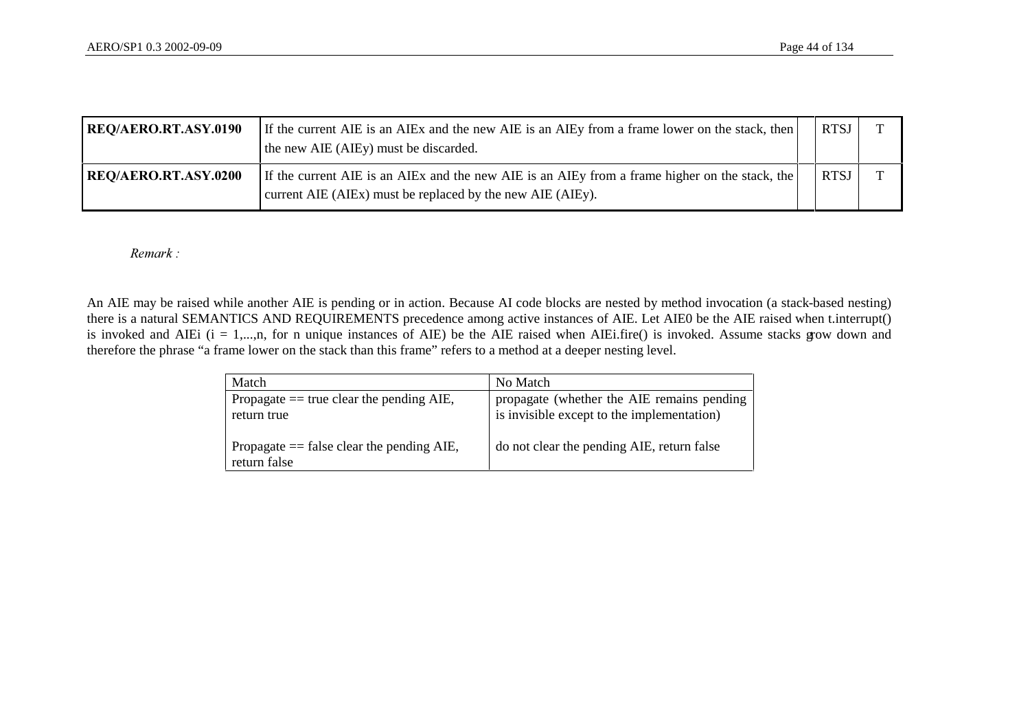| | | | | |
|---|---|---|---|---|
| **REQ/AERO.RT.ASY.0190** | If the current AIE is an AIEx and the new AIE is an AIEy from a frame lower on the stack, then the new AIE (AIEy) must be discarded. | | RTSJ | T |
| **REQ/AERO.RT.ASY.0200** | If the current AIE is an AIEx and the new AIE is an AIEy from a frame higher on the stack, the current AIE (AIEx) must be replaced by the new AIE (AIEy). | | RTSJ | T |

*Remark :*

An AIE may be raised while another AIE is pending or in action. Because AI code blocks are nested by method invocation (a stack-based nesting) there is a natural SEMANTICS AND REQUIREMENTS precedence among active instances of AIE. Let AIE0 be the AIE raised when t.interrupt() is invoked and AIEi (i = 1,...,n, for n unique instances of AIE) be the AIE raised when AIEi.fire() is invoked. Assume stacks grow down and therefore the phrase "a frame lower on the stack than this frame" refers to a method at a deeper nesting level.

| Match | No Match |
|---|---|
| Propagate == true clear the pending AIE, return true | propagate (whether the AIE remains pending is invisible except to the implementation) |
| Propagate == false clear the pending AIE, return false | do not clear the pending AIE, return false |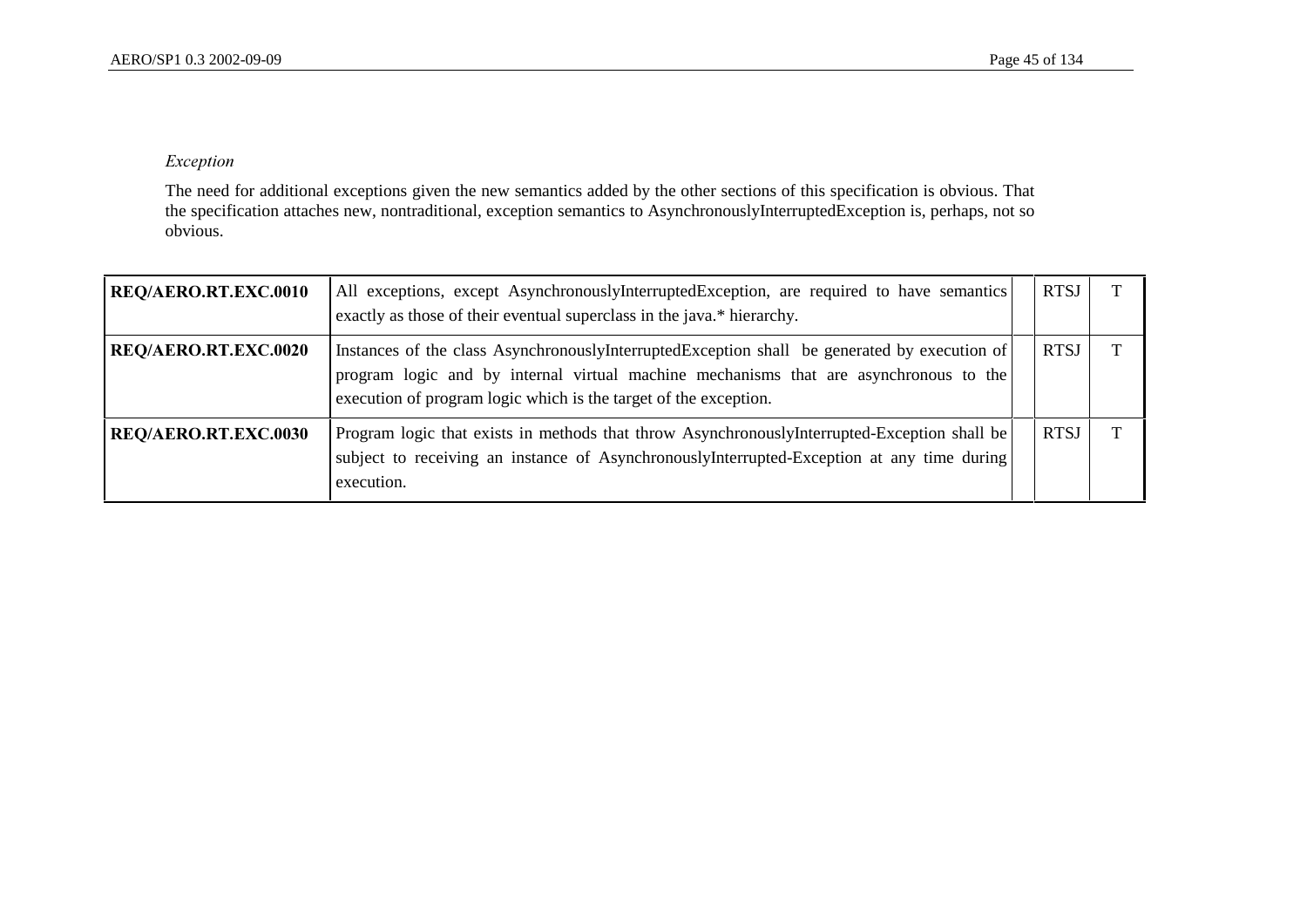*Exception*

The need for additional exceptions given the new semantics added by the other sections of this specification is obvious. That the specification attaches new, nontraditional, exception semantics to AsynchronouslyInterruptedException is, perhaps, not so obvious.

| | | | | |
|---|---|---|---|---|
| **REQ/AERO.RT.EXC.0010** | All exceptions, except AsynchronouslyInterruptedException, are required to have semantics exactly as those of their eventual superclass in the java.* hierarchy. | | RTSJ | T |
| **REQ/AERO.RT.EXC.0020** | Instances of the class AsynchronouslyInterruptedException shall be generated by execution of program logic and by internal virtual machine mechanisms that are asynchronous to the execution of program logic which is the target of the exception. | | RTSJ | T |
| **REQ/AERO.RT.EXC.0030** | Program logic that exists in methods that throw AsynchronouslyInterrupted-Exception shall be subject to receiving an instance of AsynchronouslyInterrupted-Exception at any time during execution. | | RTSJ | T |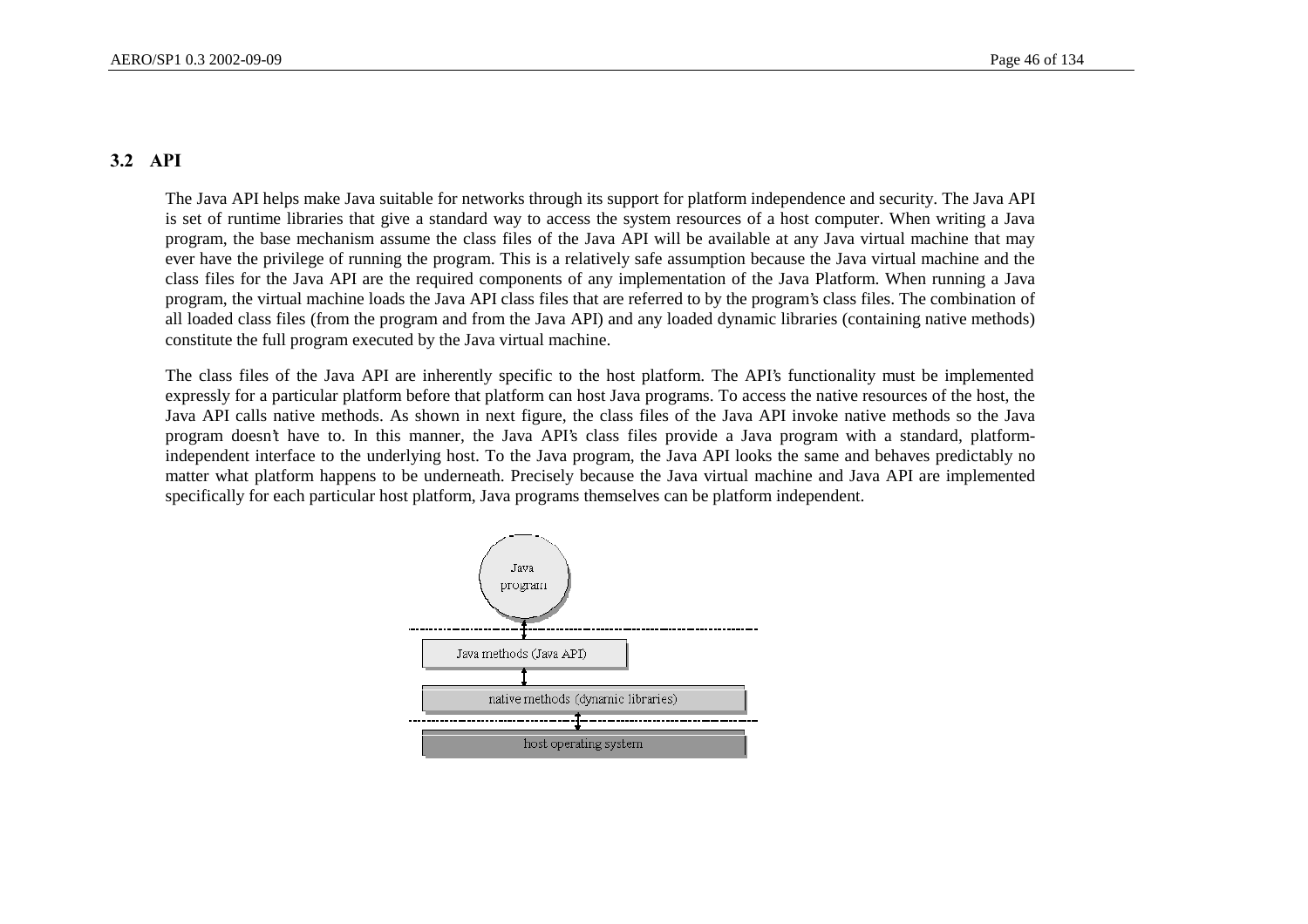## 3.2 API

The Java API helps make Java suitable for networks through its support for platform independence and security. The Java API is set of runtime libraries that give a standard way to access the system resources of a host computer. When writing a Java program, the base mechanism assume the class files of the Java API will be available at any Java virtual machine that may ever have the privilege of running the program. This is a relatively safe assumption because the Java virtual machine and the class files for the Java API are the required components of any implementation of the Java Platform. When running a Java program, the virtual machine loads the Java API class files that are referred to by the program's class files. The combination of all loaded class files (from the program and from the Java API) and any loaded dynamic libraries (containing native methods) constitute the full program executed by the Java virtual machine.

The class files of the Java API are inherently specific to the host platform. The API's functionality must be implemented expressly for a particular platform before that platform can host Java programs. To access the native resources of the host, the Java API calls native methods. As shown in next figure, the class files of the Java API invoke native methods so the Java program doesn't have to. In this manner, the Java API's class files provide a Java program with a standard, platform-independent interface to the underlying host. To the Java program, the Java API looks the same and behaves predictably no matter what platform happens to be underneath. Precisely because the Java virtual machine and Java API are implemented specifically for each particular host platform, Java programs themselves can be platform independent.

Java program

Java methods (Java API)

native methods (dynamic libraries)

host operating system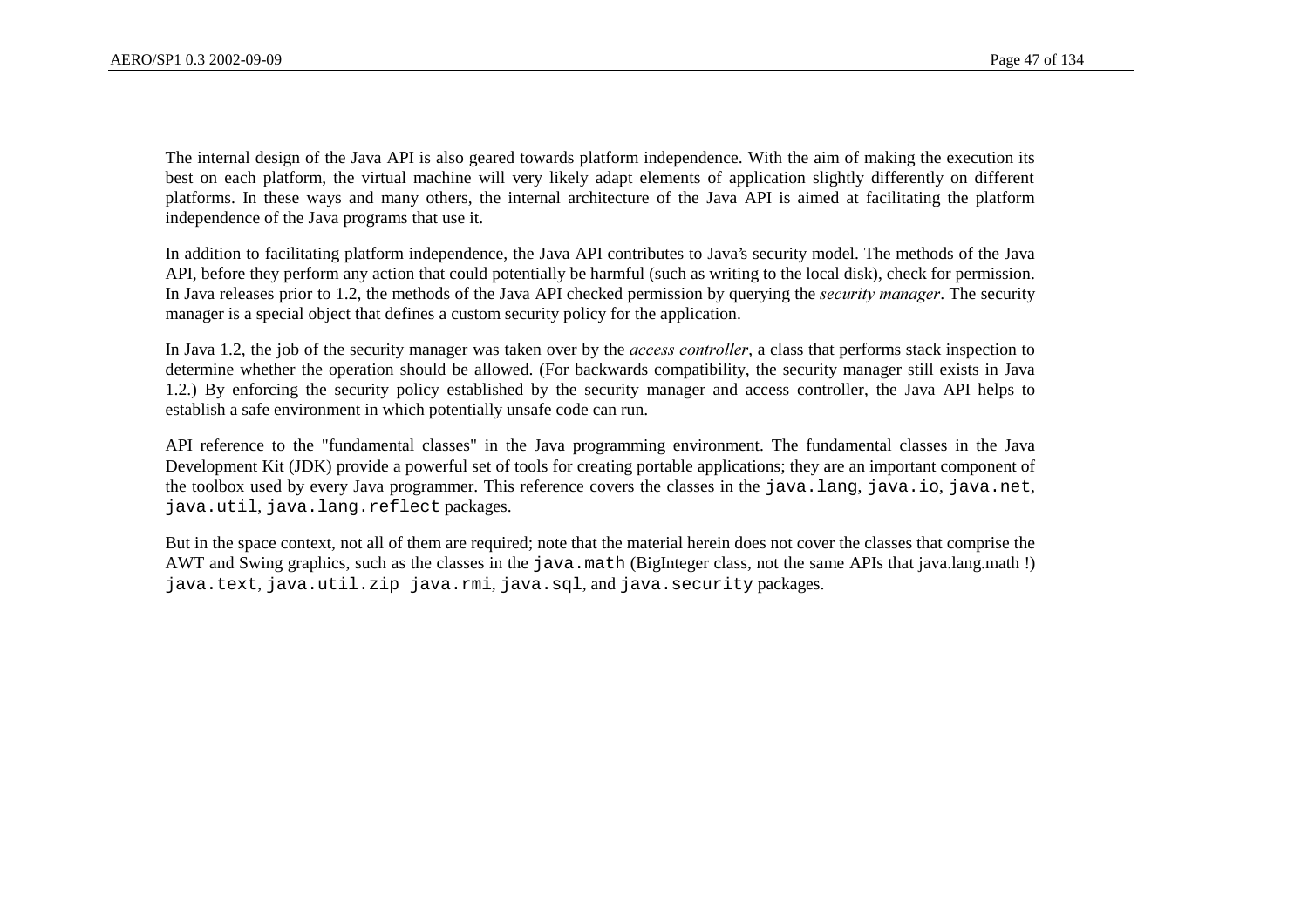The internal design of the Java API is also geared towards platform independence. With the aim of making the execution its best on each platform, the virtual machine will very likely adapt elements of application slightly differently on different platforms. In these ways and many others, the internal architecture of the Java API is aimed at facilitating the platform independence of the Java programs that use it.

In addition to facilitating platform independence, the Java API contributes to Java's security model. The methods of the Java API, before they perform any action that could potentially be harmful (such as writing to the local disk), check for permission. In Java releases prior to 1.2, the methods of the Java API checked permission by querying the *security manager*. The security manager is a special object that defines a custom security policy for the application.

In Java 1.2, the job of the security manager was taken over by the *access controller*, a class that performs stack inspection to determine whether the operation should be allowed. (For backwards compatibility, the security manager still exists in Java 1.2.) By enforcing the security policy established by the security manager and access controller, the Java API helps to establish a safe environment in which potentially unsafe code can run.

API reference to the "fundamental classes" in the Java programming environment. The fundamental classes in the Java Development Kit (JDK) provide a powerful set of tools for creating portable applications; they are an important component of the toolbox used by every Java programmer. This reference covers the classes in the `java.lang`, `java.io`, `java.net`, `java.util`, `java.lang.reflect` packages.

But in the space context, not all of them are required; note that the material herein does not cover the classes that comprise the AWT and Swing graphics, such as the classes in the `java.math` (BigInteger class, not the same APIs that java.lang.math !) `java.text`, `java.util.zip java.rmi`, `java.sql`, and `java.security` packages.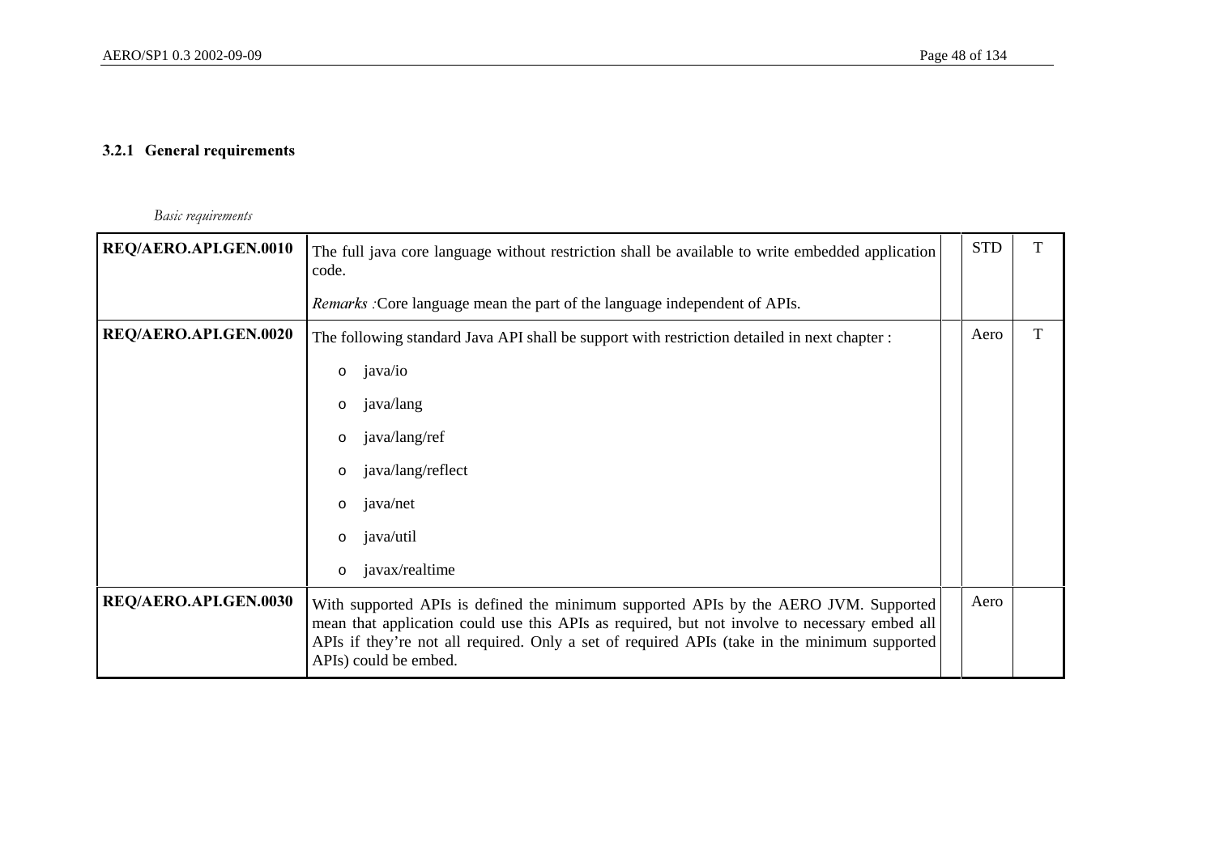### 3.2.1 General requirements

*Basic requirements*

| | | | | |
|---|---|---|---|---|
| **REQ/AERO.API.GEN.0010** | The full java core language without restriction shall be available to write embedded application code.<br><br>*Remarks :*Core language mean the part of the language independent of APIs. | | STD | T |
| **REQ/AERO.API.GEN.0020** | The following standard Java API shall be support with restriction detailed in next chapter :<br><br>o java/io<br>o java/lang<br>o java/lang/ref<br>o java/lang/reflect<br>o java/net<br>o java/util<br>o javax/realtime | | Aero | T |
| **REQ/AERO.API.GEN.0030** | With supported APIs is defined the minimum supported APIs by the AERO JVM. Supported mean that application could use this APIs as required, but not involve to necessary embed all APIs if they're not all required. Only a set of required APIs (take in the minimum supported APIs) could be embed. | | Aero | |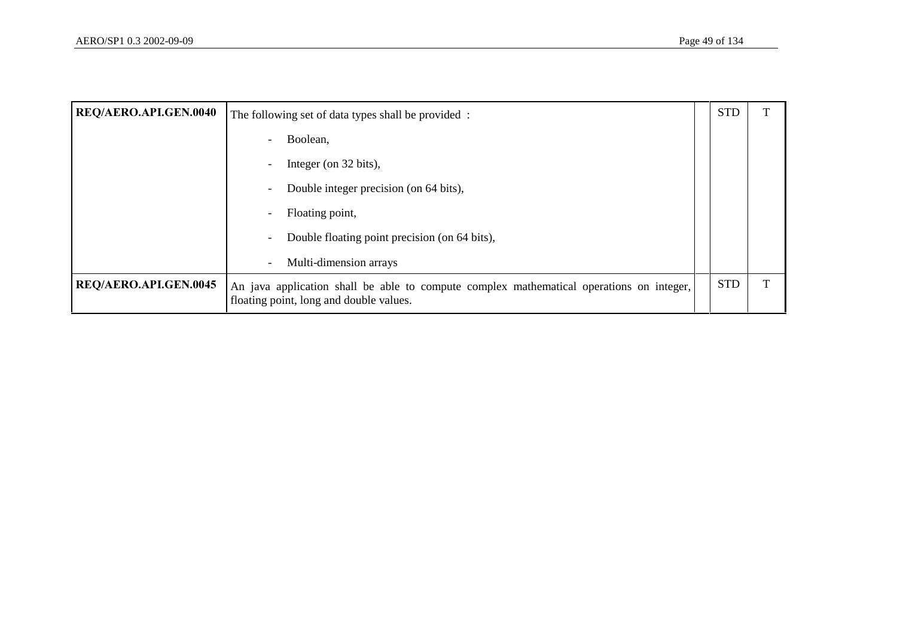| | | | | |
|---|---|---|---|---|
| **REQ/AERO.API.GEN.0040** | The following set of data types shall be provided :<br>- Boolean,<br>- Integer (on 32 bits),<br>- Double integer precision (on 64 bits),<br>- Floating point,<br>- Double floating point precision (on 64 bits),<br>- Multi-dimension arrays | | STD | T |
| **REQ/AERO.API.GEN.0045** | An java application shall be able to compute complex mathematical operations on integer, floating point, long and double values. | | STD | T |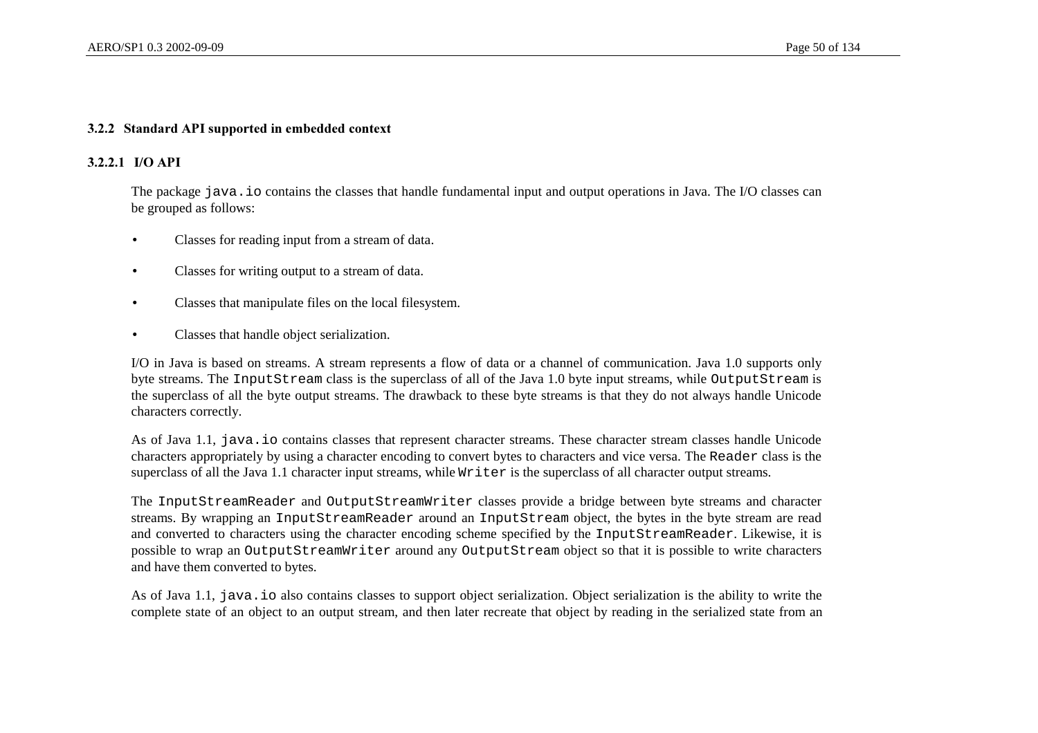### 3.2.2 Standard API supported in embedded context

#### 3.2.2.1 I/O API

The package `java.io` contains the classes that handle fundamental input and output operations in Java. The I/O classes can be grouped as follows:

- Classes for reading input from a stream of data.
- Classes for writing output to a stream of data.
- Classes that manipulate files on the local filesystem.
- Classes that handle object serialization.

I/O in Java is based on streams. A stream represents a flow of data or a channel of communication. Java 1.0 supports only byte streams. The `InputStream` class is the superclass of all of the Java 1.0 byte input streams, while `OutputStream` is the superclass of all the byte output streams. The drawback to these byte streams is that they do not always handle Unicode characters correctly.

As of Java 1.1, `java.io` contains classes that represent character streams. These character stream classes handle Unicode characters appropriately by using a character encoding to convert bytes to characters and vice versa. The `Reader` class is the superclass of all the Java 1.1 character input streams, while `Writer` is the superclass of all character output streams.

The `InputStreamReader` and `OutputStreamWriter` classes provide a bridge between byte streams and character streams. By wrapping an `InputStreamReader` around an `InputStream` object, the bytes in the byte stream are read and converted to characters using the character encoding scheme specified by the `InputStreamReader`. Likewise, it is possible to wrap an `OutputStreamWriter` around any `OutputStream` object so that it is possible to write characters and have them converted to bytes.

As of Java 1.1, `java.io` also contains classes to support object serialization. Object serialization is the ability to write the complete state of an object to an output stream, and then later recreate that object by reading in the serialized state from an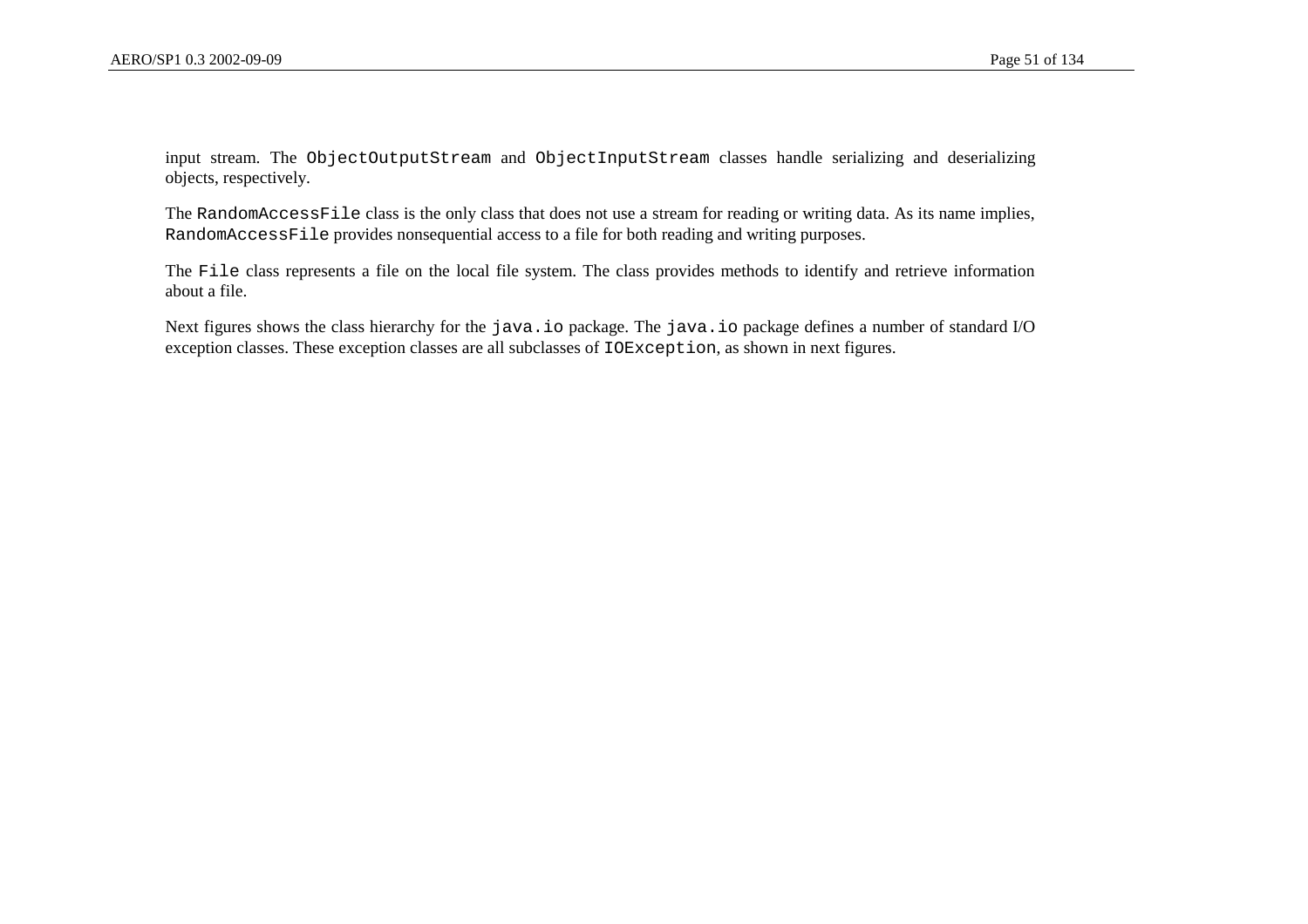input stream. The `ObjectOutputStream` and `ObjectInputStream` classes handle serializing and deserializing objects, respectively.

The `RandomAccessFile` class is the only class that does not use a stream for reading or writing data. As its name implies, `RandomAccessFile` provides nonsequential access to a file for both reading and writing purposes.

The `File` class represents a file on the local file system. The class provides methods to identify and retrieve information about a file.

Next figures shows the class hierarchy for the `java.io` package. The `java.io` package defines a number of standard I/O exception classes. These exception classes are all subclasses of `IOException`, as shown in next figures.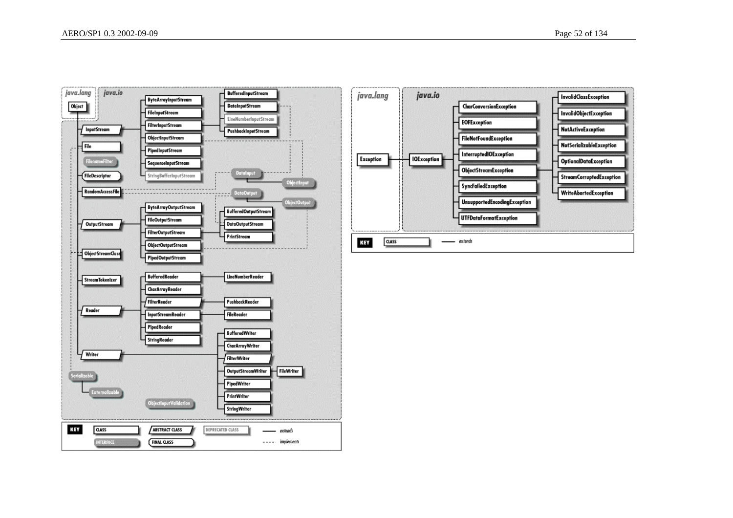**java.lang** / **java.io**

- Object
  - InputStream
    - ByteArrayInputStream
    - FileInputStream
    - FilterInputStream
      - BufferedInputStream
      - DataInputStream
      - LineNumberInputStream
      - PushbackInputStream
    - ObjectInputStream
    - PipedInputStream
    - SequenceInputStream
    - StringBufferInputStream
  - File
  - FilenameFilter
  - FileDescriptor
  - RandomAccessFile
  - DataInput
    - ObjectInput
  - DataOutput
    - ObjectOutput
  - OutputStream
    - ByteArrayOutputStream
    - FileOutputStream
    - FilterOutputStream
      - BufferedOutputStream
      - DataOutputStream
      - PrintStream
    - ObjectOutputStream
    - PipedOutputStream
  - ObjectStreamClass
  - StreamTokenizer
  - Reader
    - BufferedReader
      - LineNumberReader
    - CharArrayReader
    - FilterReader
      - PushbackReader
    - InputStreamReader
      - FileReader
    - PipedReader
    - StringReader
  - Writer
    - BufferedWriter
    - CharArrayWriter
    - FilterWriter
    - OutputStreamWriter
      - FileWriter
    - PipedWriter
    - PrintWriter
    - StringWriter
- Serializable
  - Externalizable
- ObjectInputValidation

KEY: CLASS, ABSTRACT CLASS, DEPRECATED CLASS, INTERFACE, FINAL CLASS; —— extends; - - - - implements

**java.lang** / **java.io**

- Exception
  - IOException
    - CharConversionException
    - EOFException
    - FileNotFoundException
    - InterruptedIOException
    - ObjectStreamException
      - InvalidClassException
      - InvalidObjectException
      - NotActiveException
      - NotSerializableException
      - OptionalDataException
      - StreamCorruptedException
      - WriteAbortedException
    - SyncFailedException
    - UnsupportedEncodingException
    - UTFDataFormatException

KEY: CLASS; —— extends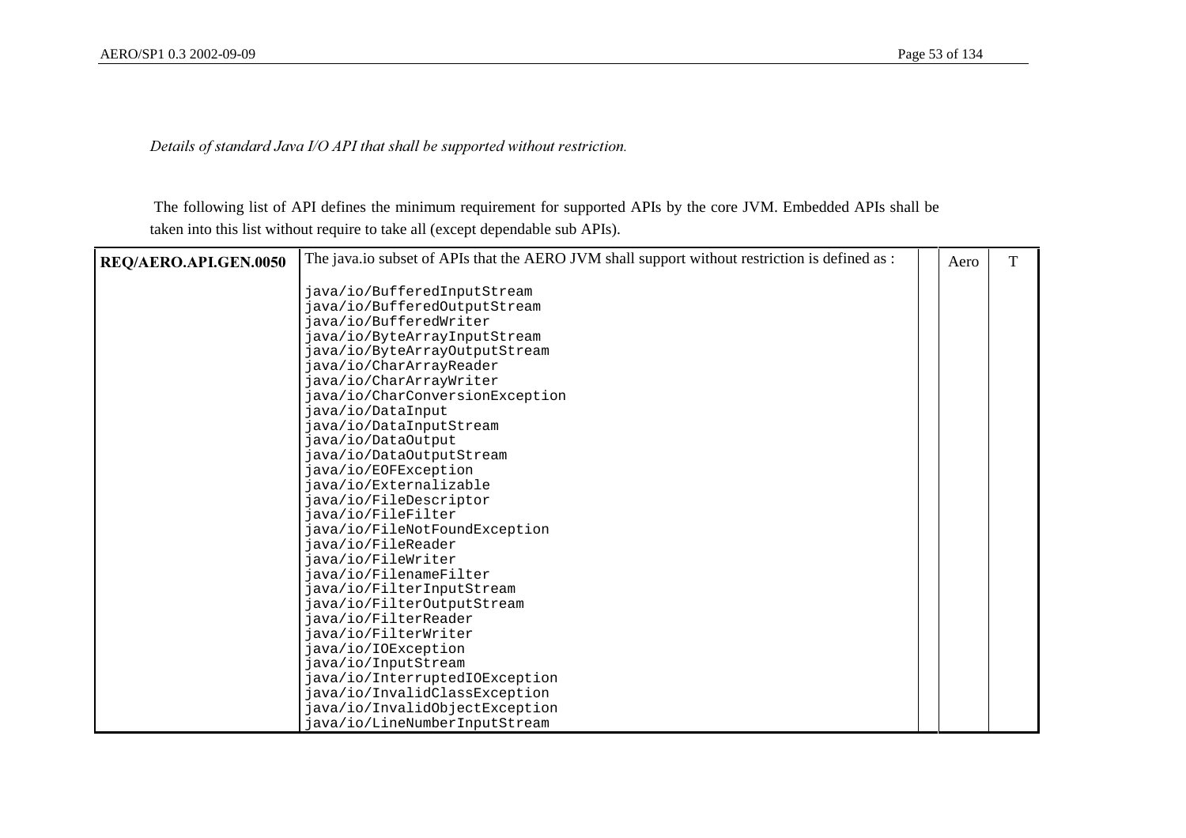*Details of standard Java I/O API that shall be supported without restriction.*

The following list of API defines the minimum requirement for supported APIs by the core JVM. Embedded APIs shall be taken into this list without require to take all (except dependable sub APIs).

| REQ/AERO.API.GEN.0050 | The java.io subset of APIs that the AERO JVM shall support without restriction is defined as :<br><br>java/io/BufferedInputStream<br>java/io/BufferedOutputStream<br>java/io/BufferedWriter<br>java/io/ByteArrayInputStream<br>java/io/ByteArrayOutputStream<br>java/io/CharArrayReader<br>java/io/CharArrayWriter<br>java/io/CharConversionException<br>java/io/DataInput<br>java/io/DataInputStream<br>java/io/DataOutput<br>java/io/DataOutputStream<br>java/io/EOFException<br>java/io/Externalizable<br>java/io/FileDescriptor<br>java/io/FileFilter<br>java/io/FileNotFoundException<br>java/io/FileReader<br>java/io/FileWriter<br>java/io/FilenameFilter<br>java/io/FilterInputStream<br>java/io/FilterOutputStream<br>java/io/FilterReader<br>java/io/FilterWriter<br>java/io/IOException<br>java/io/InputStream<br>java/io/InterruptedIOException<br>java/io/InvalidClassException<br>java/io/InvalidObjectException<br>java/io/LineNumberInputStream | | Aero | T |
|---|---|---|---|---|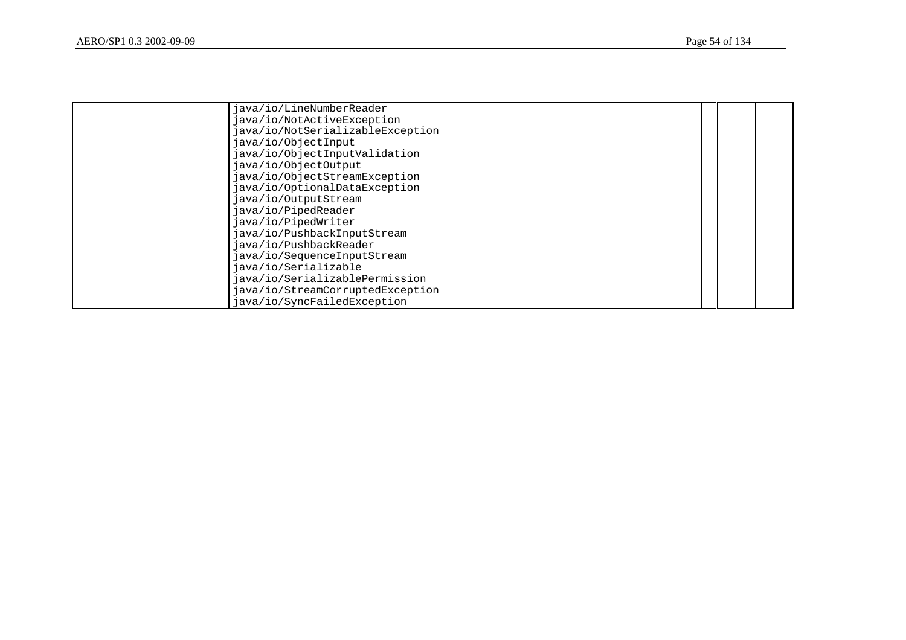| | | | | |
|---|---|---|---|---|
| | java/io/LineNumberReader<br>java/io/NotActiveException<br>java/io/NotSerializableException<br>java/io/ObjectInput<br>java/io/ObjectInputValidation<br>java/io/ObjectOutput<br>java/io/ObjectStreamException<br>java/io/OptionalDataException<br>java/io/OutputStream<br>java/io/PipedReader<br>java/io/PipedWriter<br>java/io/PushbackInputStream<br>java/io/PushbackReader<br>java/io/SequenceInputStream<br>java/io/Serializable<br>java/io/SerializablePermission<br>java/io/StreamCorruptedException<br>java/io/SyncFailedException | | | |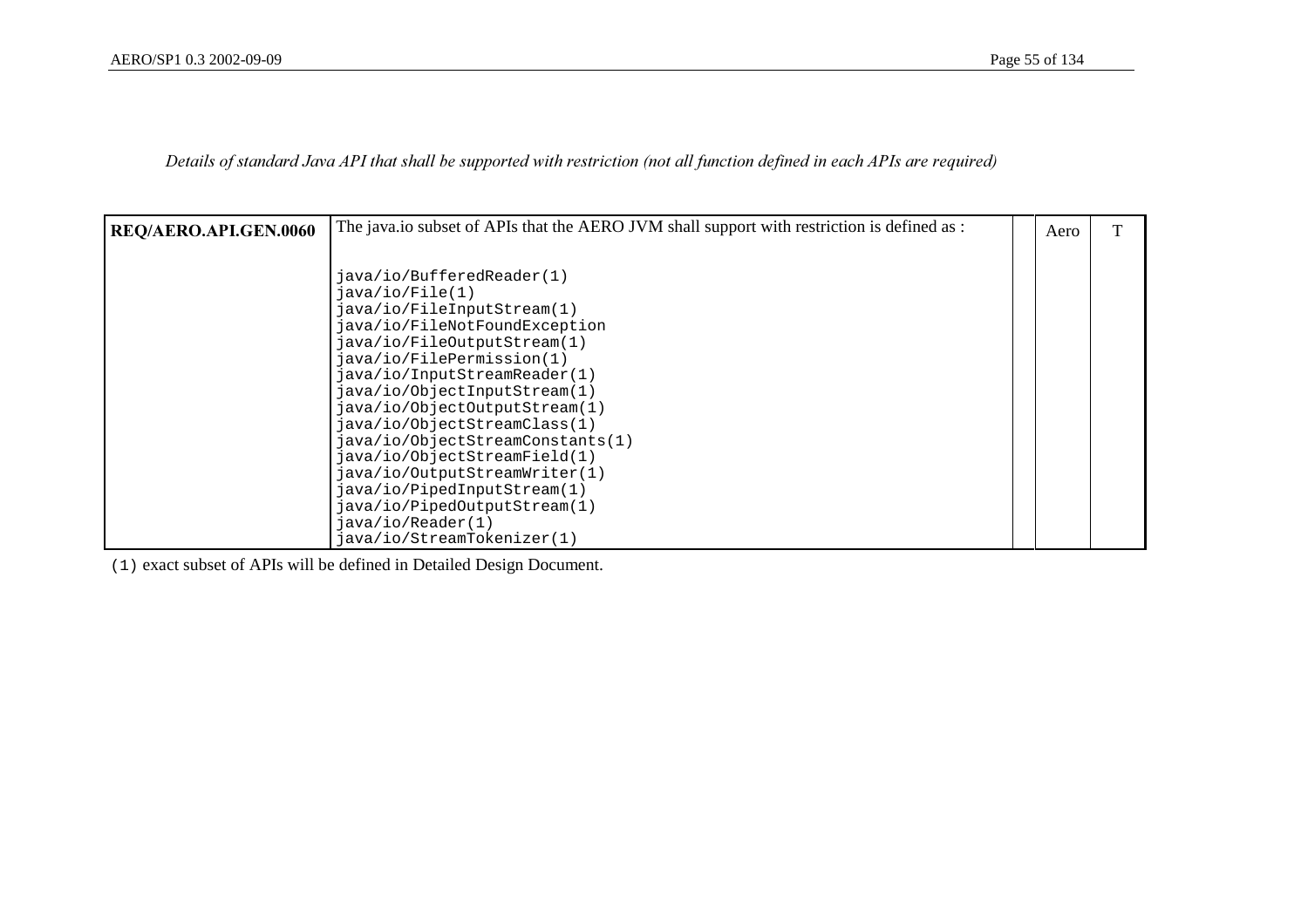*Details of standard Java API that shall be supported with restriction (not all function defined in each APIs are required)*

| REQ/AERO.API.GEN.0060 | The java.io subset of APIs that the AERO JVM shall support with restriction is defined as :<br><br>`java/io/BufferedReader(1)`<br>`java/io/File(1)`<br>`java/io/FileInputStream(1)`<br>`java/io/FileNotFoundException`<br>`java/io/FileOutputStream(1)`<br>`java/io/FilePermission(1)`<br>`java/io/InputStreamReader(1)`<br>`java/io/ObjectInputStream(1)`<br>`java/io/ObjectOutputStream(1)`<br>`java/io/ObjectStreamClass(1)`<br>`java/io/ObjectStreamConstants(1)`<br>`java/io/ObjectStreamField(1)`<br>`java/io/OutputStreamWriter(1)`<br>`java/io/PipedInputStream(1)`<br>`java/io/PipedOutputStream(1)`<br>`java/io/Reader(1)`<br>`java/io/StreamTokenizer(1)` | | Aero | T |
|---|---|---|---|---|

`(1)` exact subset of APIs will be defined in Detailed Design Document.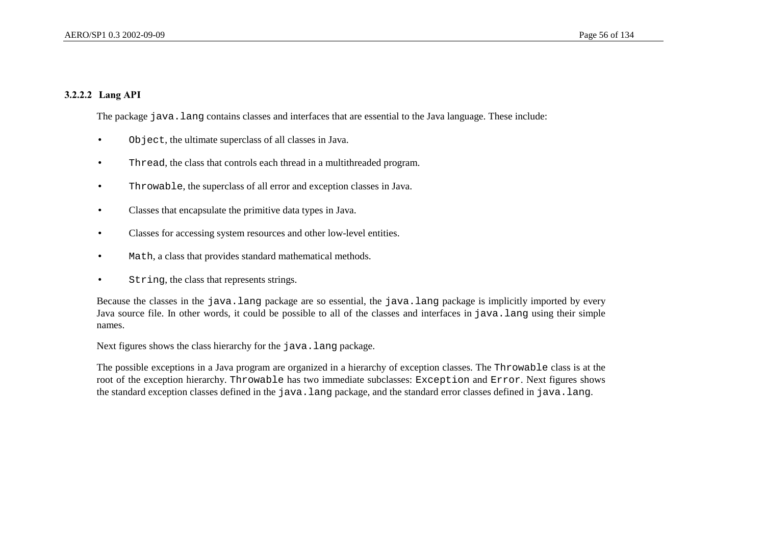#### 3.2.2.2 Lang API

The package `java.lang` contains classes and interfaces that are essential to the Java language. These include:

- `Object`, the ultimate superclass of all classes in Java.
- `Thread`, the class that controls each thread in a multithreaded program.
- `Throwable`, the superclass of all error and exception classes in Java.
- Classes that encapsulate the primitive data types in Java.
- Classes for accessing system resources and other low-level entities.
- `Math`, a class that provides standard mathematical methods.
- `String`, the class that represents strings.

Because the classes in the `java.lang` package are so essential, the `java.lang` package is implicitly imported by every Java source file. In other words, it could be possible to all of the classes and interfaces in `java.lang` using their simple names.

Next figures shows the class hierarchy for the `java.lang` package.

The possible exceptions in a Java program are organized in a hierarchy of exception classes. The `Throwable` class is at the root of the exception hierarchy. `Throwable` has two immediate subclasses: `Exception` and `Error`. Next figures shows the standard exception classes defined in the `java.lang` package, and the standard error classes defined in `java.lang`.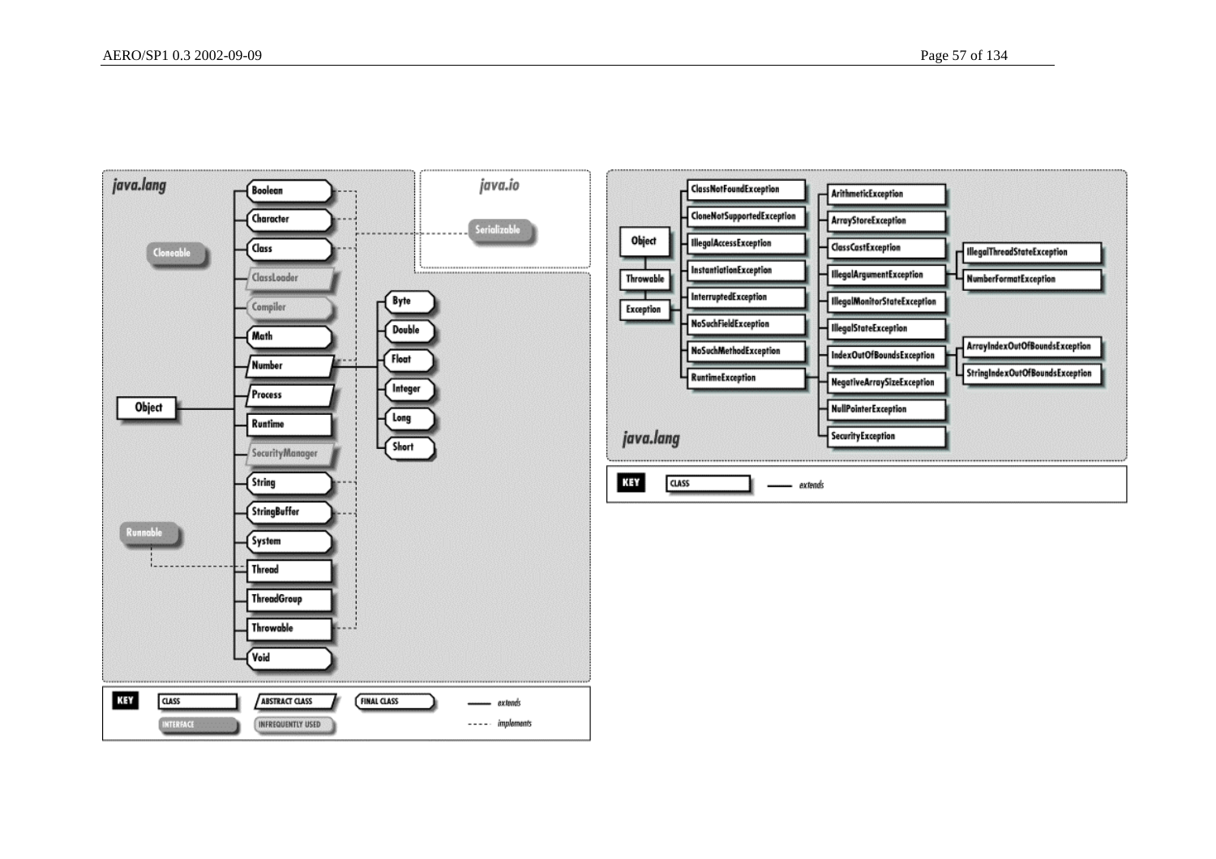**java.lang**

- Object
  - Boolean
  - Character
  - Class
  - ClassLoader
  - Compiler
  - Math
  - Number
    - Byte
    - Double
    - Float
    - Integer
    - Long
    - Short
  - Process
  - Runtime
  - SecurityManager
  - String
  - StringBuffer
  - System
  - Thread
  - ThreadGroup
  - Throwable
  - Void

Cloneable

Runnable

**java.io**

Serializable

KEY: CLASS, ABSTRACT CLASS, FINAL CLASS, INTERFACE, INFREQUENTLY USED, —— extends, - - - - implements

**java.lang**

- Object
  - Throwable
    - Exception
      - ClassNotFoundException
      - CloneNotSupportedException
      - IllegalAccessException
      - InstantiationException
      - InterruptedException
      - NoSuchFieldException
      - NoSuchMethodException
      - RuntimeException
        - ArithmeticException
        - ArrayStoreException
        - ClassCastException
        - IllegalArgumentException
          - IllegalThreadStateException
          - NumberFormatException
        - IllegalMonitorStateException
        - IllegalStateException
        - IndexOutOfBoundsException
          - ArrayIndexOutOfBoundsException
          - StringIndexOutOfBoundsException
        - NegativeArraySizeException
        - NullPointerException
        - SecurityException

KEY: CLASS, —— extends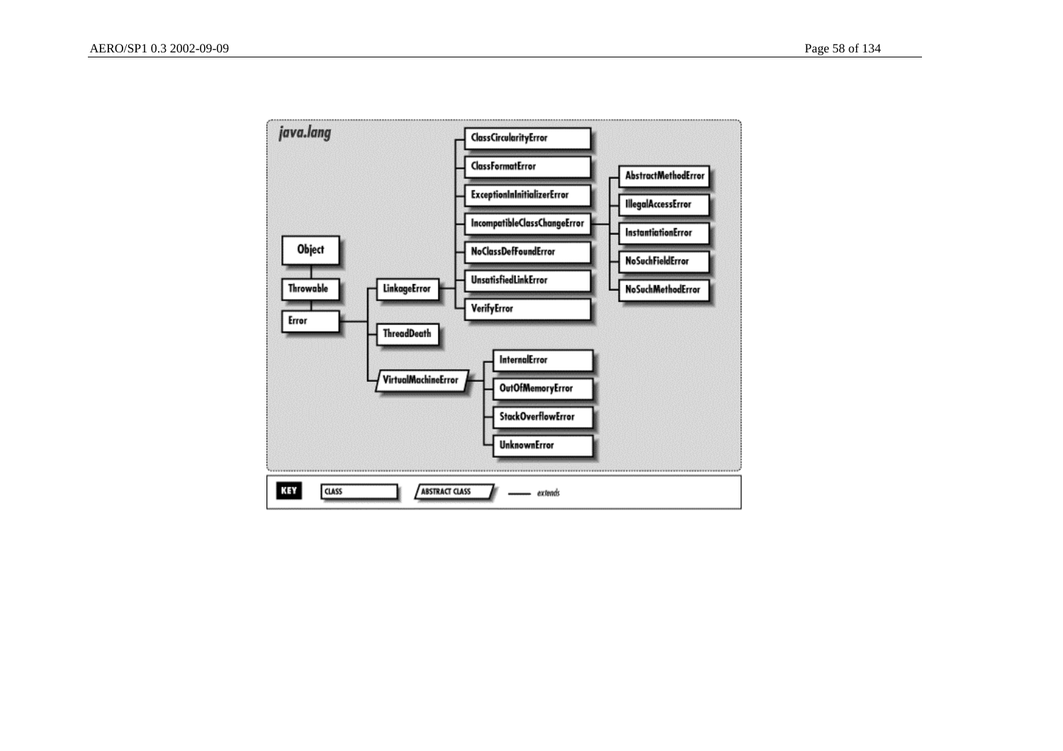**java.lang**

- Object
  - Throwable
    - Error
      - LinkageError
        - ClassCircularityError
        - ClassFormatError
        - ExceptionInInitializerError
        - IncompatibleClassChangeError
          - AbstractMethodError
          - IllegalAccessError
          - InstantiationError
          - NoSuchFieldError
          - NoSuchMethodError
        - NoClassDefFoundError
        - UnsatisfiedLinkError
        - VerifyError
      - ThreadDeath
      - *VirtualMachineError*
        - InternalError
        - OutOfMemoryError
        - StackOverflowError
        - UnknownError

**KEY:** CLASS | *ABSTRACT CLASS* | —— *extends*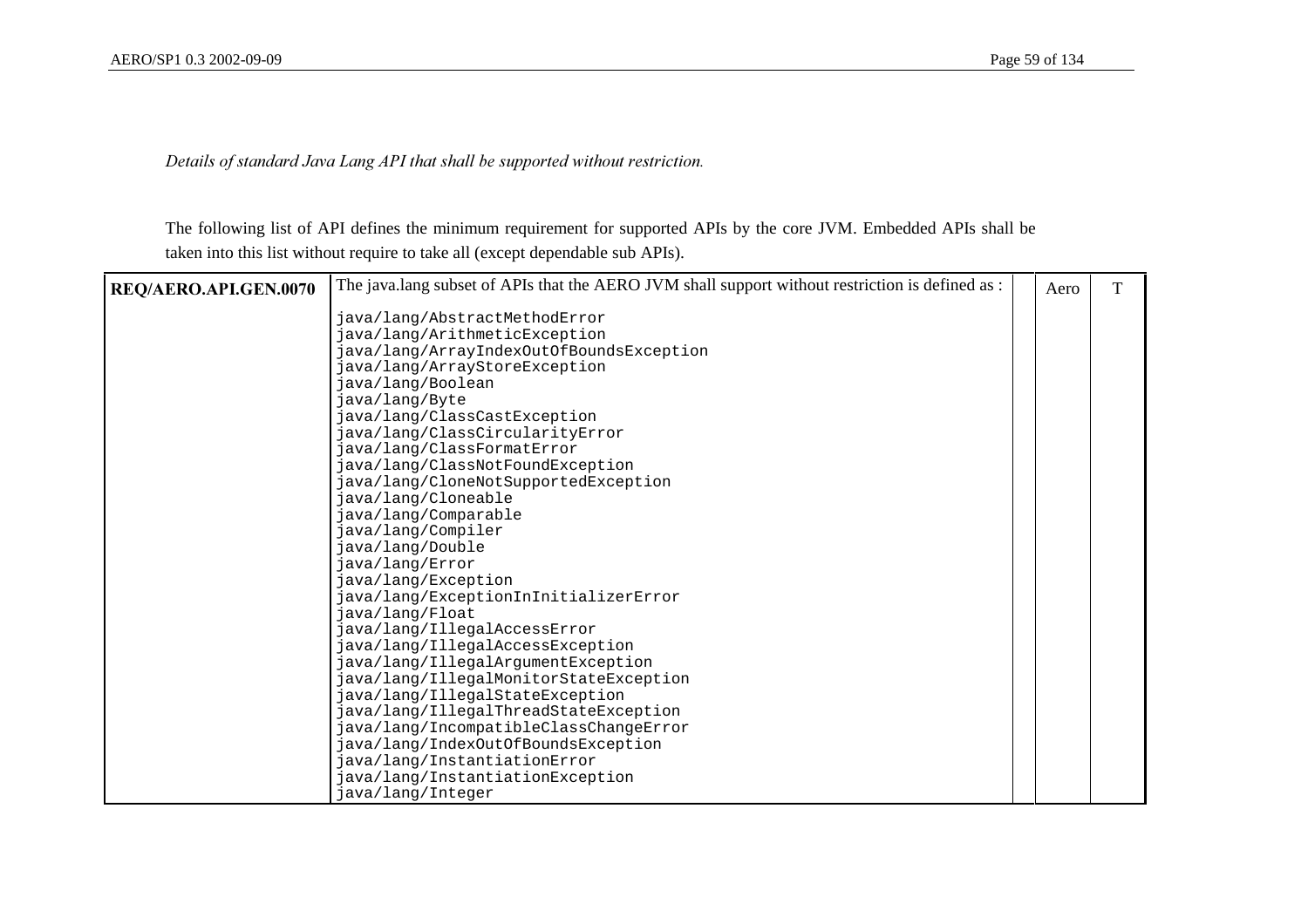*Details of standard Java Lang API that shall be supported without restriction.*

The following list of API defines the minimum requirement for supported APIs by the core JVM. Embedded APIs shall be taken into this list without require to take all (except dependable sub APIs).

| **REQ/AERO.API.GEN.0070** | The java.lang subset of APIs that the AERO JVM shall support without restriction is defined as :<br><br>java/lang/AbstractMethodError<br>java/lang/ArithmeticException<br>java/lang/ArrayIndexOutOfBoundsException<br>java/lang/ArrayStoreException<br>java/lang/Boolean<br>java/lang/Byte<br>java/lang/ClassCastException<br>java/lang/ClassCircularityError<br>java/lang/ClassFormatError<br>java/lang/ClassNotFoundException<br>java/lang/CloneNotSupportedException<br>java/lang/Cloneable<br>java/lang/Comparable<br>java/lang/Compiler<br>java/lang/Double<br>java/lang/Error<br>java/lang/Exception<br>java/lang/ExceptionInInitializerError<br>java/lang/Float<br>java/lang/IllegalAccessError<br>java/lang/IllegalAccessException<br>java/lang/IllegalArgumentException<br>java/lang/IllegalMonitorStateException<br>java/lang/IllegalStateException<br>java/lang/IllegalThreadStateException<br>java/lang/IncompatibleClassChangeError<br>java/lang/IndexOutOfBoundsException<br>java/lang/InstantiationError<br>java/lang/InstantiationException<br>java/lang/Integer | | Aero | T |
|---|---|---|---|---|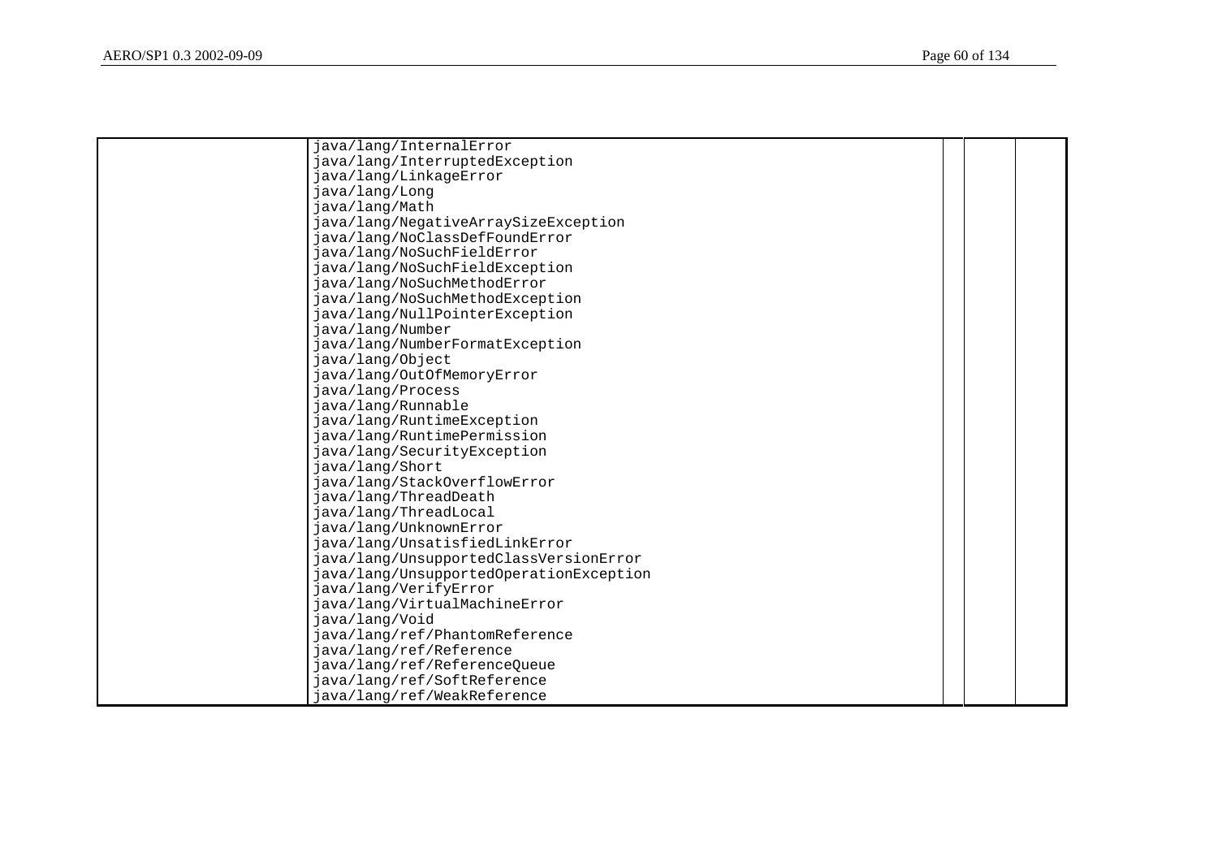| | | | | |
|---|---|---|---|---|
| | java/lang/InternalError<br>java/lang/InterruptedException<br>java/lang/LinkageError<br>java/lang/Long<br>java/lang/Math<br>java/lang/NegativeArraySizeException<br>java/lang/NoClassDefFoundError<br>java/lang/NoSuchFieldError<br>java/lang/NoSuchFieldException<br>java/lang/NoSuchMethodError<br>java/lang/NoSuchMethodException<br>java/lang/NullPointerException<br>java/lang/Number<br>java/lang/NumberFormatException<br>java/lang/Object<br>java/lang/OutOfMemoryError<br>java/lang/Process<br>java/lang/Runnable<br>java/lang/RuntimeException<br>java/lang/RuntimePermission<br>java/lang/SecurityException<br>java/lang/Short<br>java/lang/StackOverflowError<br>java/lang/ThreadDeath<br>java/lang/ThreadLocal<br>java/lang/UnknownError<br>java/lang/UnsatisfiedLinkError<br>java/lang/UnsupportedClassVersionError<br>java/lang/UnsupportedOperationException<br>java/lang/VerifyError<br>java/lang/VirtualMachineError<br>java/lang/Void<br>java/lang/ref/PhantomReference<br>java/lang/ref/Reference<br>java/lang/ref/ReferenceQueue<br>java/lang/ref/SoftReference<br>java/lang/ref/WeakReference | | | |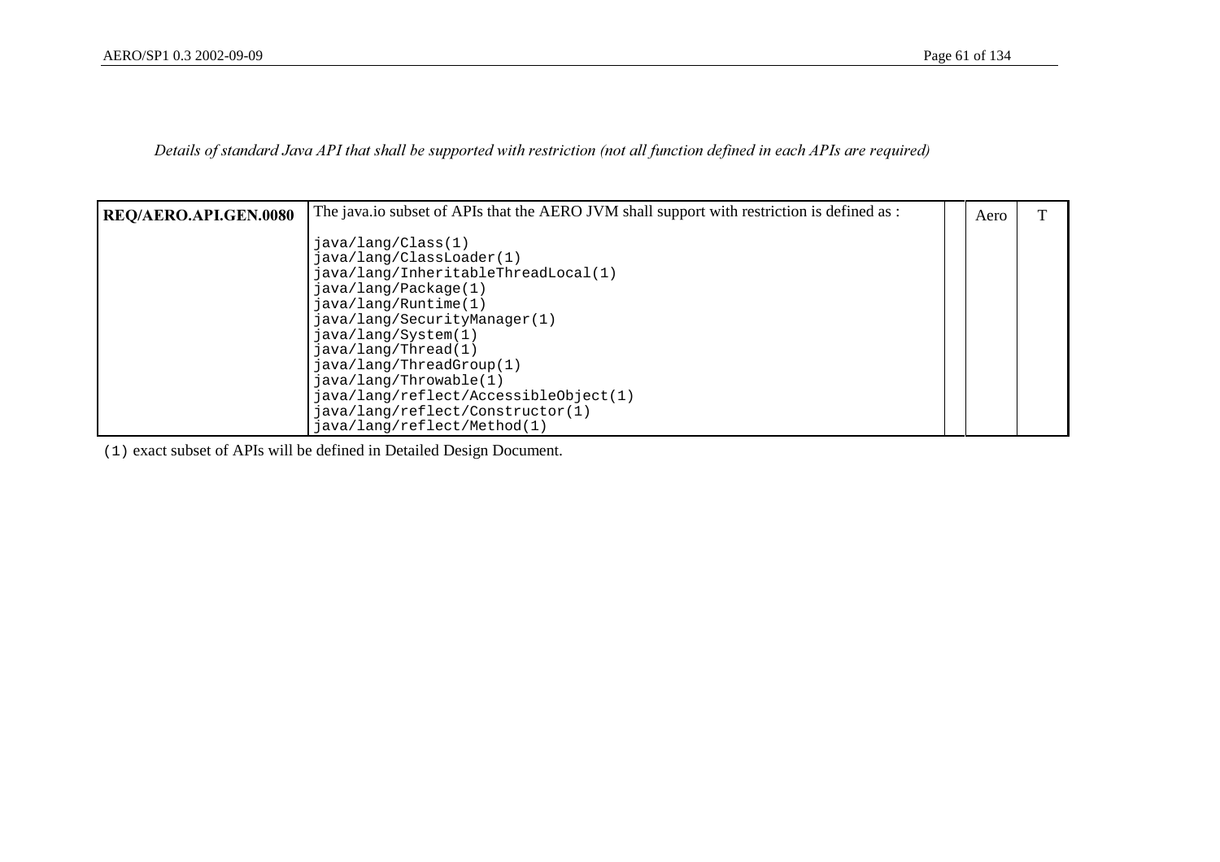*Details of standard Java API that shall be supported with restriction (not all function defined in each APIs are required)*

| REQ/AERO.API.GEN.0080 | The java.io subset of APIs that the AERO JVM shall support with restriction is defined as :<br><br>`java/lang/Class(1)`<br>`java/lang/ClassLoader(1)`<br>`java/lang/InheritableThreadLocal(1)`<br>`java/lang/Package(1)`<br>`java/lang/Runtime(1)`<br>`java/lang/SecurityManager(1)`<br>`java/lang/System(1)`<br>`java/lang/Thread(1)`<br>`java/lang/ThreadGroup(1)`<br>`java/lang/Throwable(1)`<br>`java/lang/reflect/AccessibleObject(1)`<br>`java/lang/reflect/Constructor(1)`<br>`java/lang/reflect/Method(1)` | | Aero | T |
|---|---|---|---|---|

`(1)` exact subset of APIs will be defined in Detailed Design Document.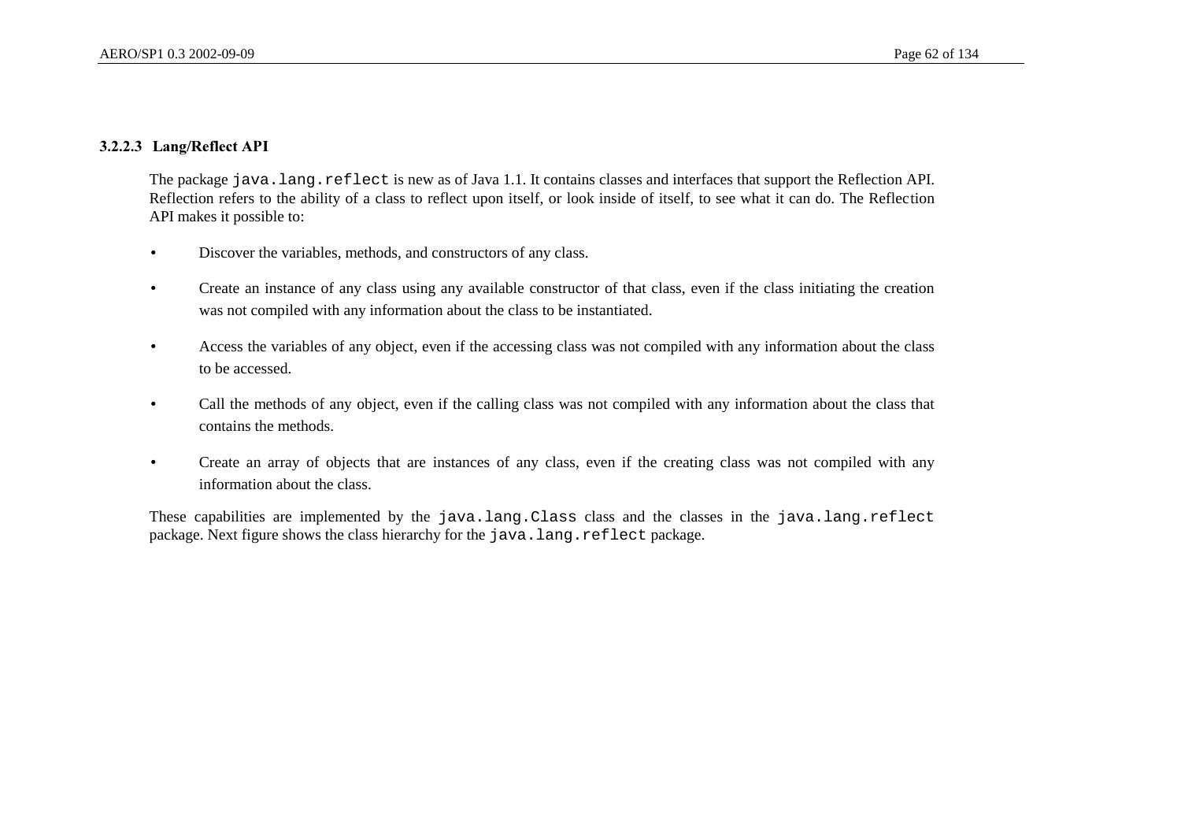#### 3.2.2.3 Lang/Reflect API

The package `java.lang.reflect` is new as of Java 1.1. It contains classes and interfaces that support the Reflection API. Reflection refers to the ability of a class to reflect upon itself, or look inside of itself, to see what it can do. The Reflection API makes it possible to:

- Discover the variables, methods, and constructors of any class.
- Create an instance of any class using any available constructor of that class, even if the class initiating the creation was not compiled with any information about the class to be instantiated.
- Access the variables of any object, even if the accessing class was not compiled with any information about the class to be accessed.
- Call the methods of any object, even if the calling class was not compiled with any information about the class that contains the methods.
- Create an array of objects that are instances of any class, even if the creating class was not compiled with any information about the class.

These capabilities are implemented by the `java.lang.Class` class and the classes in the `java.lang.reflect` package. Next figure shows the class hierarchy for the `java.lang.reflect` package.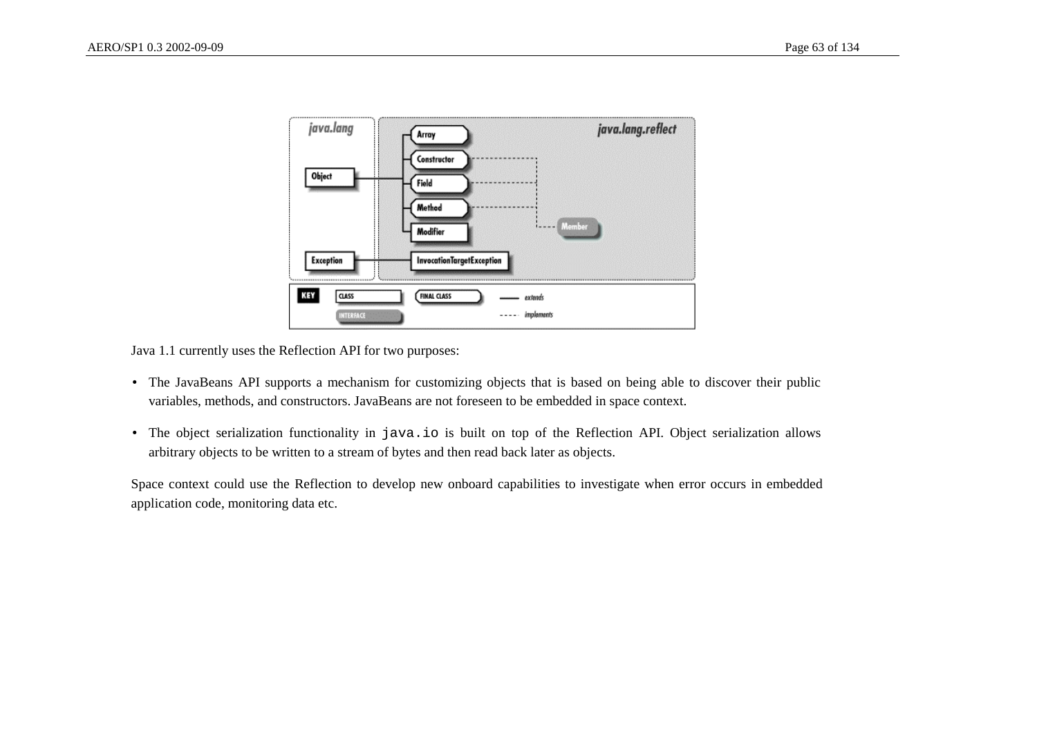Java 1.1 currently uses the Reflection API for two purposes:

- The JavaBeans API supports a mechanism for customizing objects that is based on being able to discover their public variables, methods, and constructors. JavaBeans are not foreseen to be embedded in space context.
- The object serialization functionality in `java.io` is built on top of the Reflection API. Object serialization allows arbitrary objects to be written to a stream of bytes and then read back later as objects.

Space context could use the Reflection to develop new onboard capabilities to investigate when error occurs in embedded application code, monitoring data etc.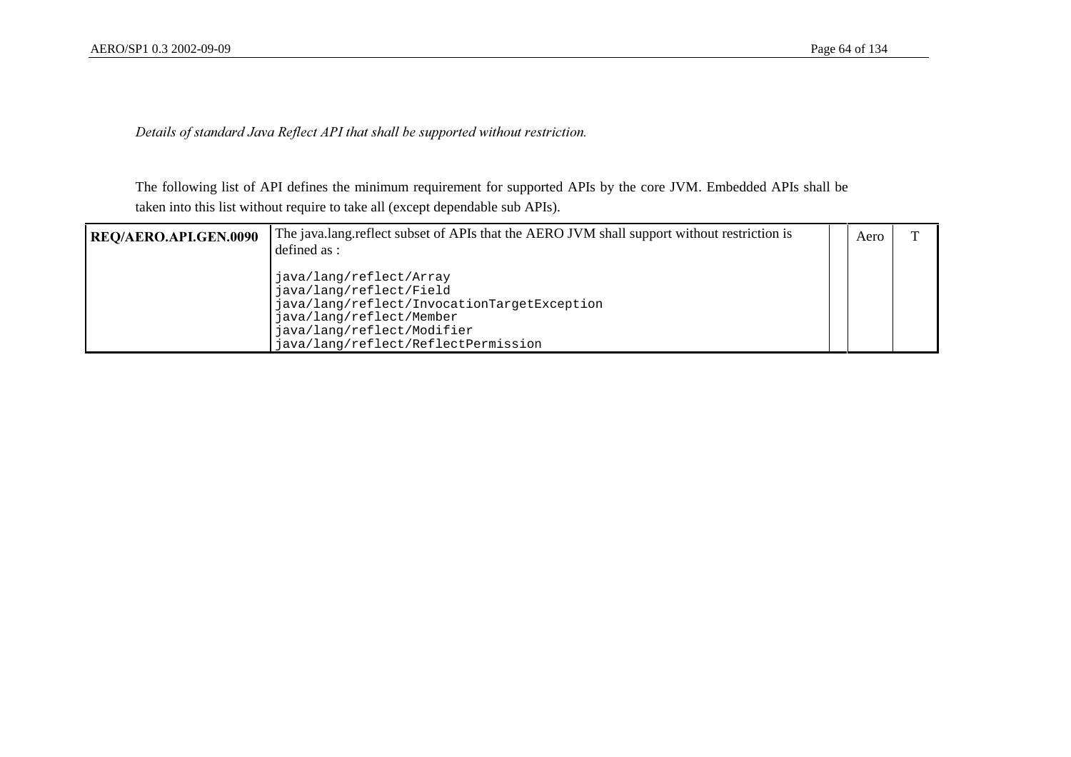*Details of standard Java Reflect API that shall be supported without restriction.*

The following list of API defines the minimum requirement for supported APIs by the core JVM. Embedded APIs shall be taken into this list without require to take all (except dependable sub APIs).

| | | | | |
|---|---|---|---|---|
| **REQ/AERO.API.GEN.0090** | The java.lang.reflect subset of APIs that the AERO JVM shall support without restriction is defined as :<br><br>`java/lang/reflect/Array`<br>`java/lang/reflect/Field`<br>`java/lang/reflect/InvocationTargetException`<br>`java/lang/reflect/Member`<br>`java/lang/reflect/Modifier`<br>`java/lang/reflect/ReflectPermission` | | Aero | T |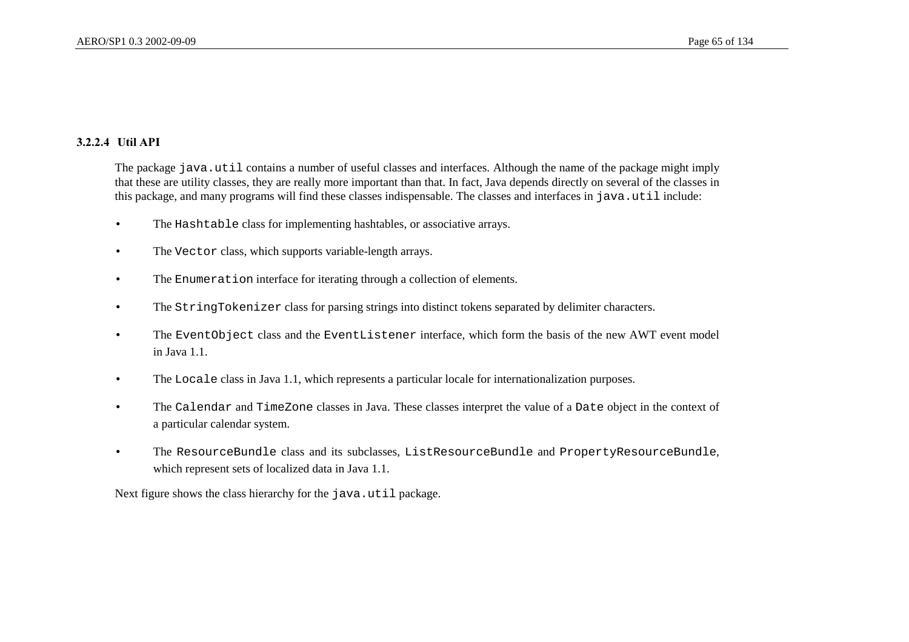#### 3.2.2.4 Util API

The package `java.util` contains a number of useful classes and interfaces. Although the name of the package might imply that these are utility classes, they are really more important than that. In fact, Java depends directly on several of the classes in this package, and many programs will find these classes indispensable. The classes and interfaces in `java.util` include:

- The `Hashtable` class for implementing hashtables, or associative arrays.
- The `Vector` class, which supports variable-length arrays.
- The `Enumeration` interface for iterating through a collection of elements.
- The `StringTokenizer` class for parsing strings into distinct tokens separated by delimiter characters.
- The `EventObject` class and the `EventListener` interface, which form the basis of the new AWT event model in Java 1.1.
- The `Locale` class in Java 1.1, which represents a particular locale for internationalization purposes.
- The `Calendar` and `TimeZone` classes in Java. These classes interpret the value of a `Date` object in the context of a particular calendar system.
- The `ResourceBundle` class and its subclasses, `ListResourceBundle` and `PropertyResourceBundle`, which represent sets of localized data in Java 1.1.

Next figure shows the class hierarchy for the `java.util` package.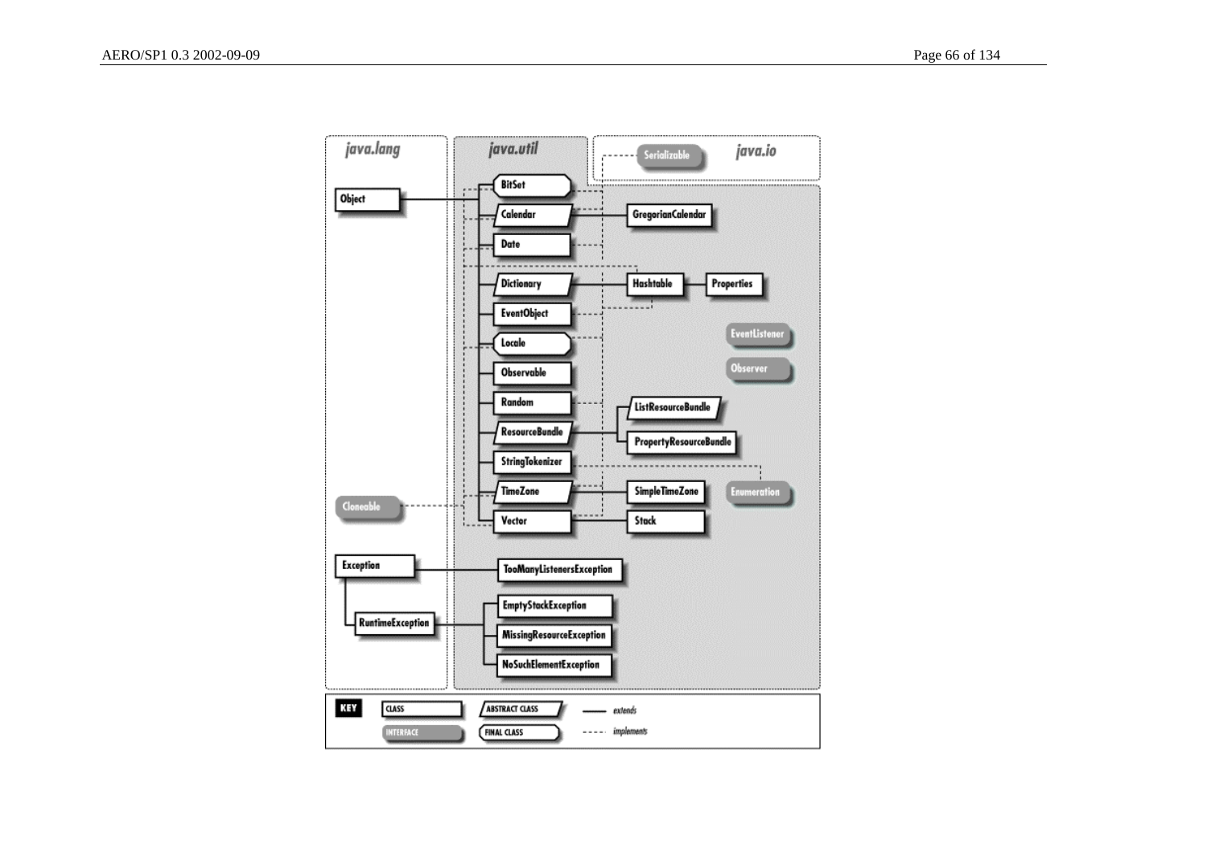java.lang

java.util

java.io

Object

Serializable

BitSet

Calendar

GregorianCalendar

Date

Dictionary

Hashtable

Properties

EventObject

EventListener

Locale

Observer

Observable

Random

ListResourceBundle

ResourceBundle

PropertyResourceBundle

StringTokenizer

Enumeration

TimeZone

SimpleTimeZone

Cloneable

Vector

Stack

Exception

TooManyListenersException

EmptyStackException

RuntimeException

MissingResourceException

NoSuchElementException

KEY

CLASS

ABSTRACT CLASS

extends

INTERFACE

FINAL CLASS

implements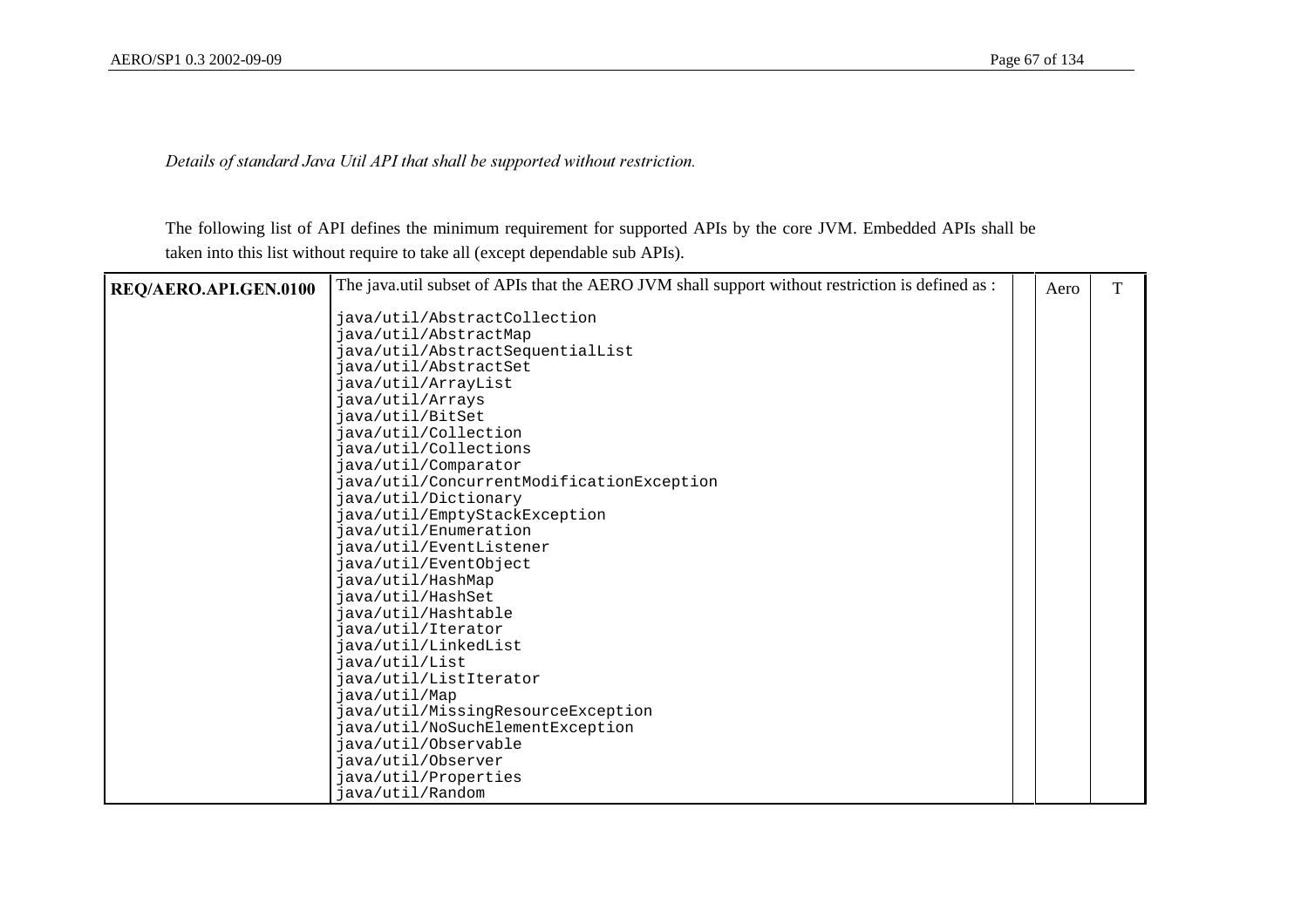*Details of standard Java Util API that shall be supported without restriction.*

The following list of API defines the minimum requirement for supported APIs by the core JVM. Embedded APIs shall be taken into this list without require to take all (except dependable sub APIs).

| | | | | |
|---|---|---|---|---|
| **REQ/AERO.API.GEN.0100** | The java.util subset of APIs that the AERO JVM shall support without restriction is defined as :<br><br>`java/util/AbstractCollection`<br>`java/util/AbstractMap`<br>`java/util/AbstractSequentialList`<br>`java/util/AbstractSet`<br>`java/util/ArrayList`<br>`java/util/Arrays`<br>`java/util/BitSet`<br>`java/util/Collection`<br>`java/util/Collections`<br>`java/util/Comparator`<br>`java/util/ConcurrentModificationException`<br>`java/util/Dictionary`<br>`java/util/EmptyStackException`<br>`java/util/Enumeration`<br>`java/util/EventListener`<br>`java/util/EventObject`<br>`java/util/HashMap`<br>`java/util/HashSet`<br>`java/util/Hashtable`<br>`java/util/Iterator`<br>`java/util/LinkedList`<br>`java/util/List`<br>`java/util/ListIterator`<br>`java/util/Map`<br>`java/util/MissingResourceException`<br>`java/util/NoSuchElementException`<br>`java/util/Observable`<br>`java/util/Observer`<br>`java/util/Properties`<br>`java/util/Random` | | Aero | T |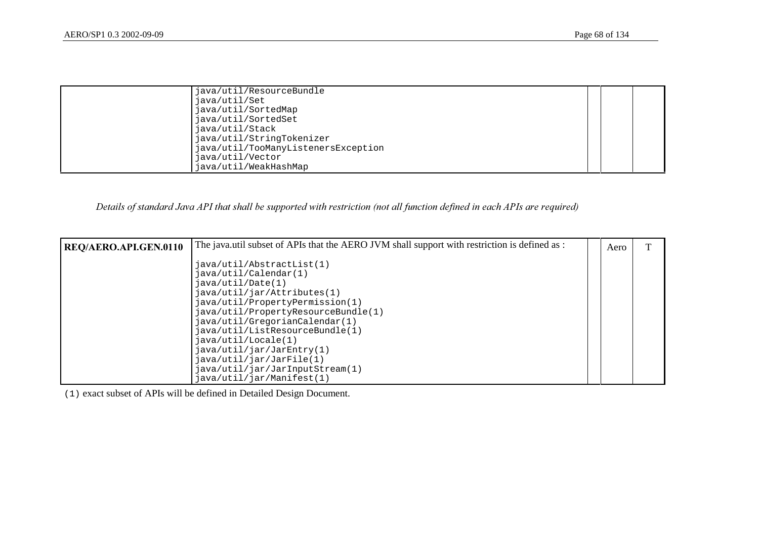|  | java/util/ResourceBundle<br>java/util/Set<br>java/util/SortedMap<br>java/util/SortedSet<br>java/util/Stack<br>java/util/StringTokenizer<br>java/util/TooManyListenersException<br>java/util/Vector<br>java/util/WeakHashMap |  |  |  |
|---|---|---|---|---|

*Details of standard Java API that shall be supported with restriction (not all function defined in each APIs are required)*

| **REQ/AERO.API.GEN.0110** | The java.util subset of APIs that the AERO JVM shall support with restriction is defined as :<br><br>java/util/AbstractList(1)<br>java/util/Calendar(1)<br>java/util/Date(1)<br>java/util/jar/Attributes(1)<br>java/util/PropertyPermission(1)<br>java/util/PropertyResourceBundle(1)<br>java/util/GregorianCalendar(1)<br>java/util/ListResourceBundle(1)<br>java/util/Locale(1)<br>java/util/jar/JarEntry(1)<br>java/util/jar/JarFile(1)<br>java/util/jar/JarInputStream(1)<br>java/util/jar/Manifest(1) |  | Aero | T |
|---|---|---|---|---|

(1) exact subset of APIs will be defined in Detailed Design Document.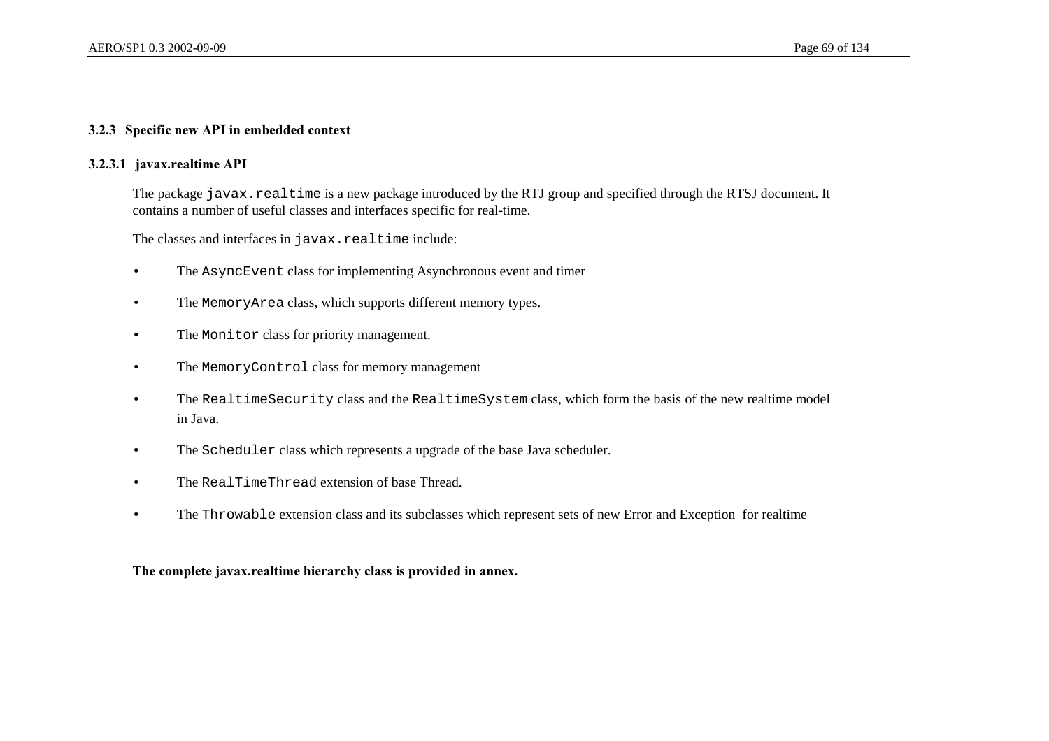### 3.2.3 Specific new API in embedded context

#### 3.2.3.1 javax.realtime API

The package `javax.realtime` is a new package introduced by the RTJ group and specified through the RTSJ document. It contains a number of useful classes and interfaces specific for real-time.

The classes and interfaces in `javax.realtime` include:

- The `AsyncEvent` class for implementing Asynchronous event and timer
- The `MemoryArea` class, which supports different memory types.
- The `Monitor` class for priority management.
- The `MemoryControl` class for memory management
- The `RealtimeSecurity` class and the `RealtimeSystem` class, which form the basis of the new realtime model in Java.
- The `Scheduler` class which represents a upgrade of the base Java scheduler.
- The `RealTimeThread` extension of base Thread.
- The `Throwable` extension class and its subclasses which represent sets of new Error and Exception for realtime

**The complete javax.realtime hierarchy class is provided in annex.**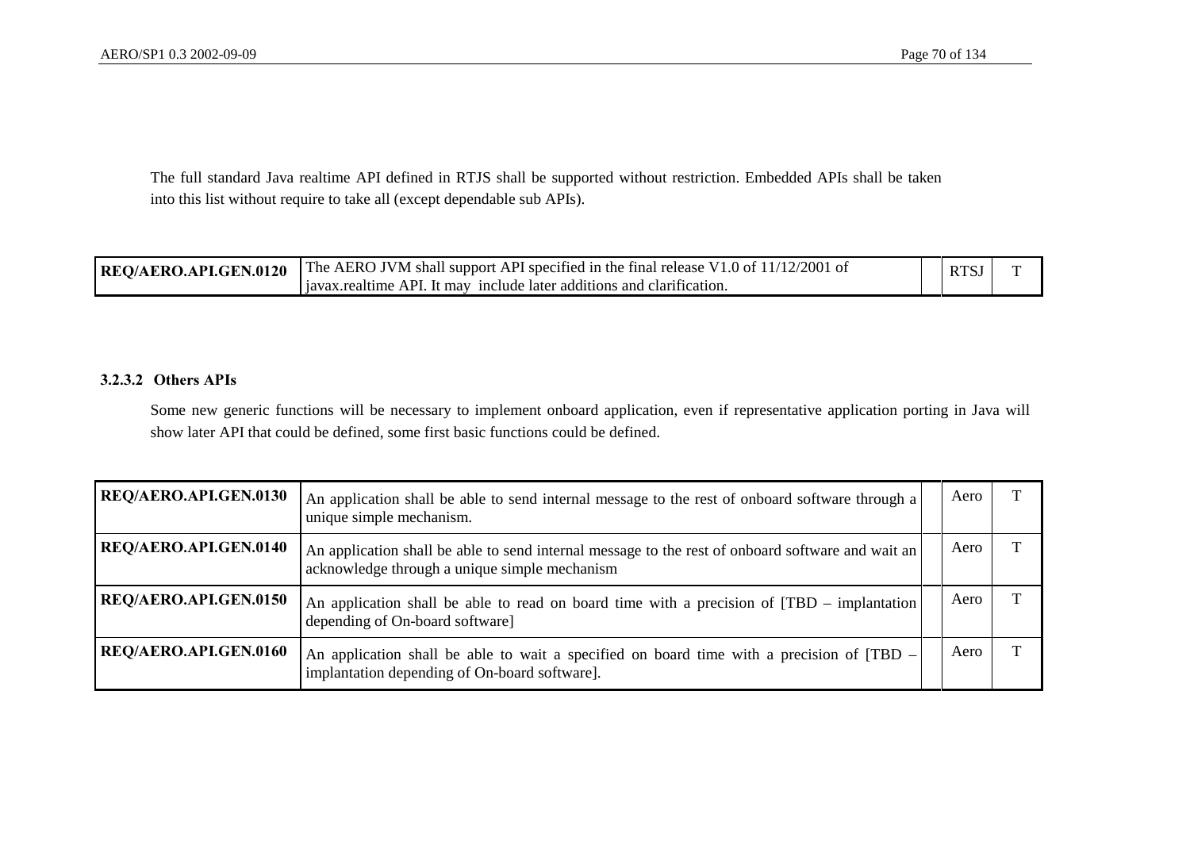The full standard Java realtime API defined in RTJS shall be supported without restriction. Embedded APIs shall be taken into this list without require to take all (except dependable sub APIs).

| | | | | |
|---|---|---|---|---|
| **REQ/AERO.API.GEN.0120** | The AERO JVM shall support API specified in the final release V1.0 of 11/12/2001 of javax.realtime API. It may include later additions and clarification. | | RTSJ | T |

#### 3.2.3.2 Others APIs

Some new generic functions will be necessary to implement onboard application, even if representative application porting in Java will show later API that could be defined, some first basic functions could be defined.

| | | | | |
|---|---|---|---|---|
| **REQ/AERO.API.GEN.0130** | An application shall be able to send internal message to the rest of onboard software through a unique simple mechanism. | | Aero | T |
| **REQ/AERO.API.GEN.0140** | An application shall be able to send internal message to the rest of onboard software and wait an acknowledge through a unique simple mechanism | | Aero | T |
| **REQ/AERO.API.GEN.0150** | An application shall be able to read on board time with a precision of [TBD – implantation depending of On-board software] | | Aero | T |
| **REQ/AERO.API.GEN.0160** | An application shall be able to wait a specified on board time with a precision of [TBD – implantation depending of On-board software]. | | Aero | T |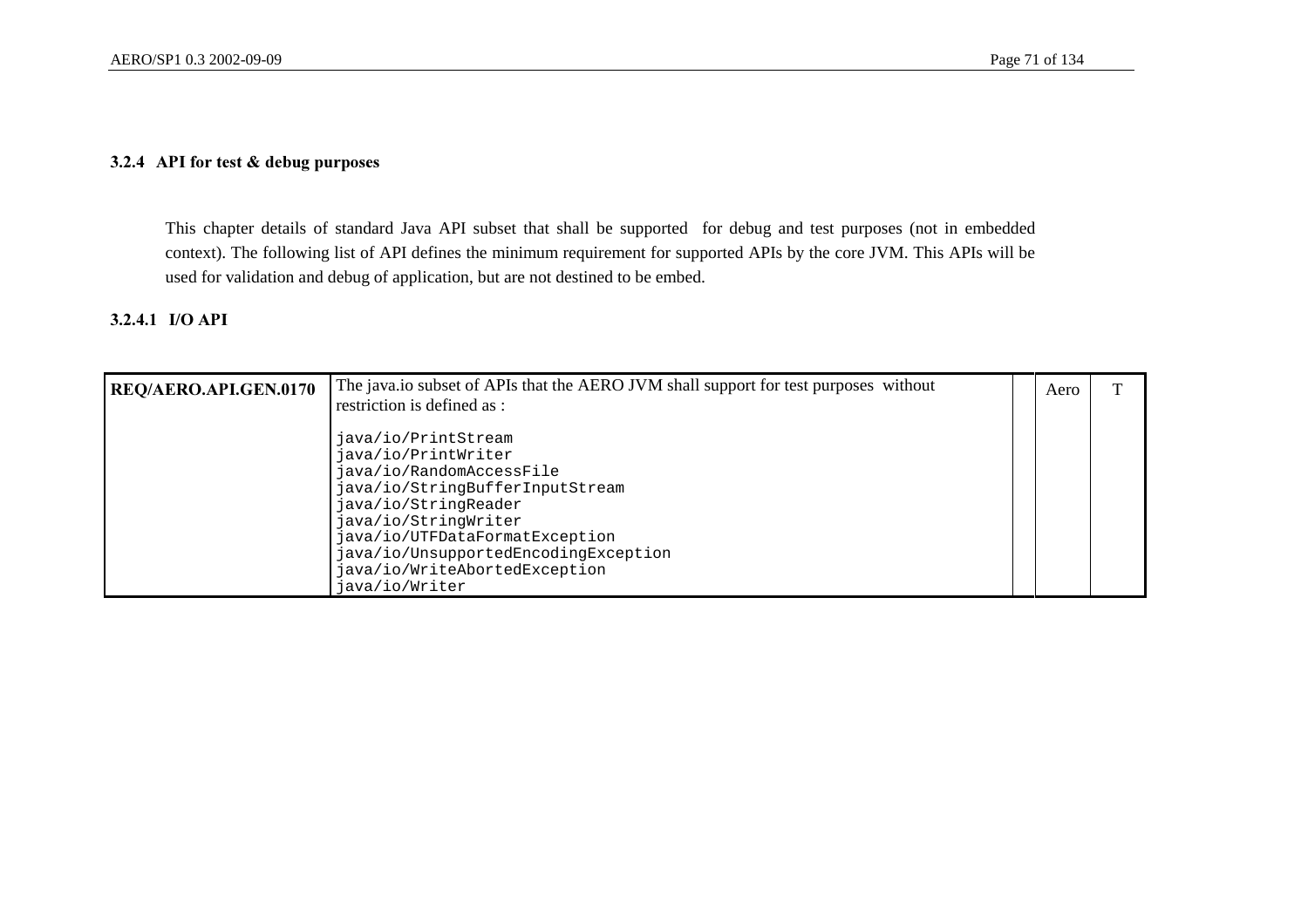### 3.2.4 API for test & debug purposes

This chapter details of standard Java API subset that shall be supported for debug and test purposes (not in embedded context). The following list of API defines the minimum requirement for supported APIs by the core JVM. This APIs will be used for validation and debug of application, but are not destined to be embed.

#### 3.2.4.1 I/O API

| REQ/AERO.API.GEN.0170 | The java.io subset of APIs that the AERO JVM shall support for test purposes without restriction is defined as :<br><br>`java/io/PrintStream`<br>`java/io/PrintWriter`<br>`java/io/RandomAccessFile`<br>`java/io/StringBufferInputStream`<br>`java/io/StringReader`<br>`java/io/StringWriter`<br>`java/io/UTFDataFormatException`<br>`java/io/UnsupportedEncodingException`<br>`java/io/WriteAbortedException`<br>`java/io/Writer` | | Aero | T |
|---|---|---|---|---|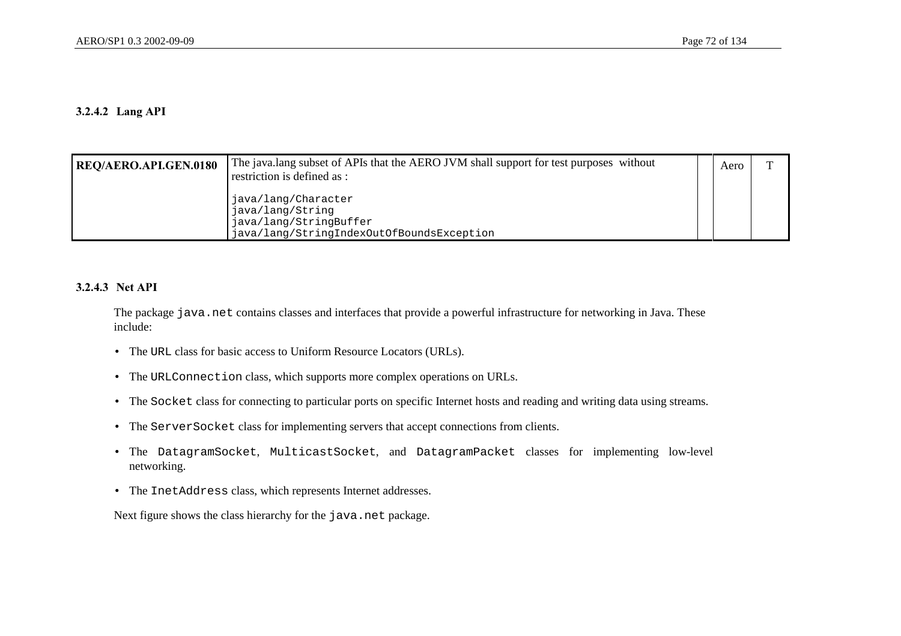### 3.2.4.2 Lang API

| REQ/AERO.API.GEN.0180 | The java.lang subset of APIs that the AERO JVM shall support for test purposes without restriction is defined as :<br><br>`java/lang/Character`<br>`java/lang/String`<br>`java/lang/StringBuffer`<br>`java/lang/StringIndexOutOfBoundsException` | | Aero | T |
|---|---|---|---|---|

### 3.2.4.3 Net API

The package `java.net` contains classes and interfaces that provide a powerful infrastructure for networking in Java. These include:

- The `URL` class for basic access to Uniform Resource Locators (URLs).
- The `URLConnection` class, which supports more complex operations on URLs.
- The `Socket` class for connecting to particular ports on specific Internet hosts and reading and writing data using streams.
- The `ServerSocket` class for implementing servers that accept connections from clients.
- The `DatagramSocket`, `MulticastSocket`, and `DatagramPacket` classes for implementing low-level networking.
- The `InetAddress` class, which represents Internet addresses.

Next figure shows the class hierarchy for the `java.net` package.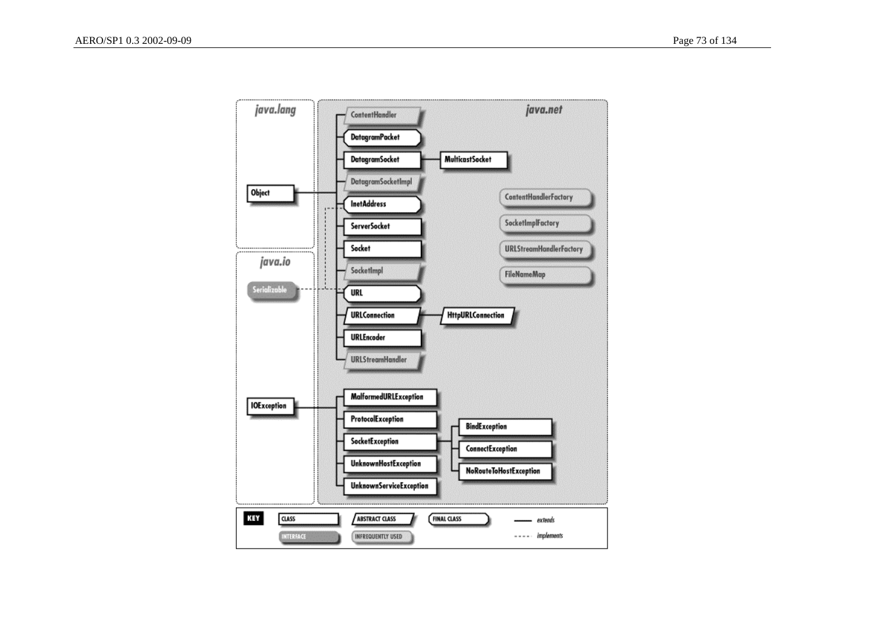**java.lang**

- Object
- IOException

**java.io**

- Serializable

**java.net**

- ContentHandler
- DatagramPacket
- DatagramSocket
  - MulticastSocket
- DatagramSocketImpl
- InetAddress
- ServerSocket
- Socket
- SocketImpl
- URL
- URLConnection
  - HttpURLConnection
- URLEncoder
- URLStreamHandler
- ContentHandlerFactory
- SocketImplFactory
- URLStreamHandlerFactory
- FileNameMap
- MalformedURLException
- ProtocolException
- SocketException
  - BindException
  - ConnectException
  - NoRouteToHostException
- UnknownHostException
- UnknownServiceException

**KEY**

- CLASS
- ABSTRACT CLASS
- FINAL CLASS
- INTERFACE
- INFREQUENTLY USED
- —— extends
- - - - implements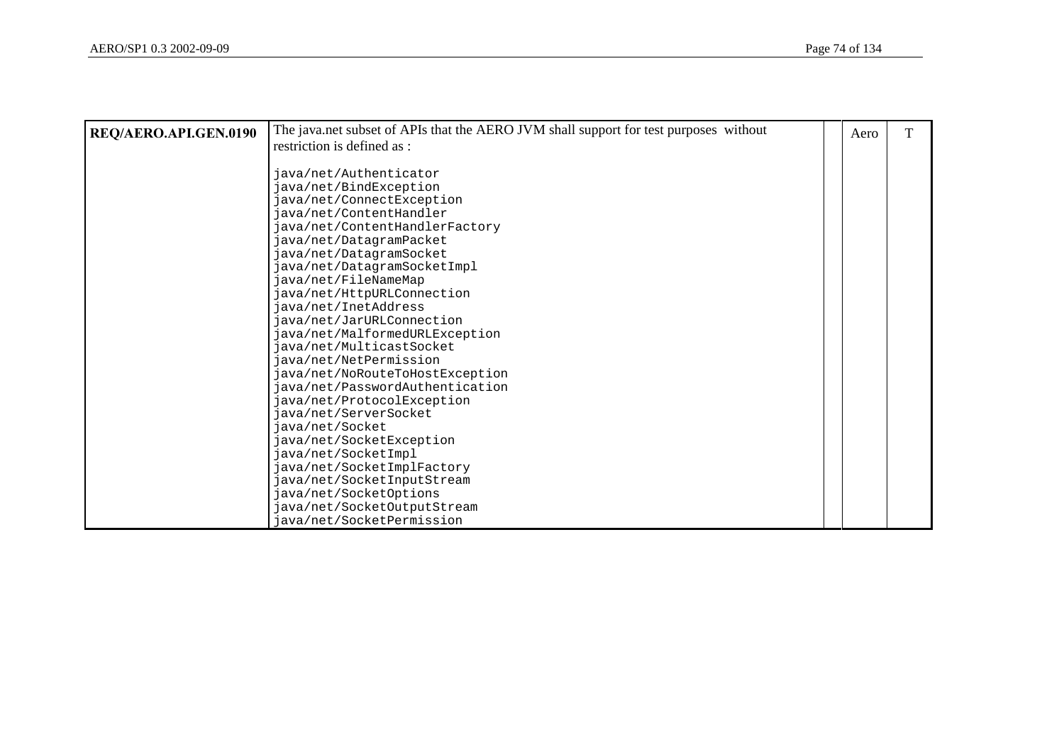| REQ/AERO.API.GEN.0190 | The java.net subset of APIs that the AERO JVM shall support for test purposes without restriction is defined as :<br><br>java/net/Authenticator<br>java/net/BindException<br>java/net/ConnectException<br>java/net/ContentHandler<br>java/net/ContentHandlerFactory<br>java/net/DatagramPacket<br>java/net/DatagramSocket<br>java/net/DatagramSocketImpl<br>java/net/FileNameMap<br>java/net/HttpURLConnection<br>java/net/InetAddress<br>java/net/JarURLConnection<br>java/net/MalformedURLException<br>java/net/MulticastSocket<br>java/net/NetPermission<br>java/net/NoRouteToHostException<br>java/net/PasswordAuthentication<br>java/net/ProtocolException<br>java/net/ServerSocket<br>java/net/Socket<br>java/net/SocketException<br>java/net/SocketImpl<br>java/net/SocketImplFactory<br>java/net/SocketInputStream<br>java/net/SocketOptions<br>java/net/SocketOutputStream<br>java/net/SocketPermission | | Aero | T |
|---|---|---|---|---|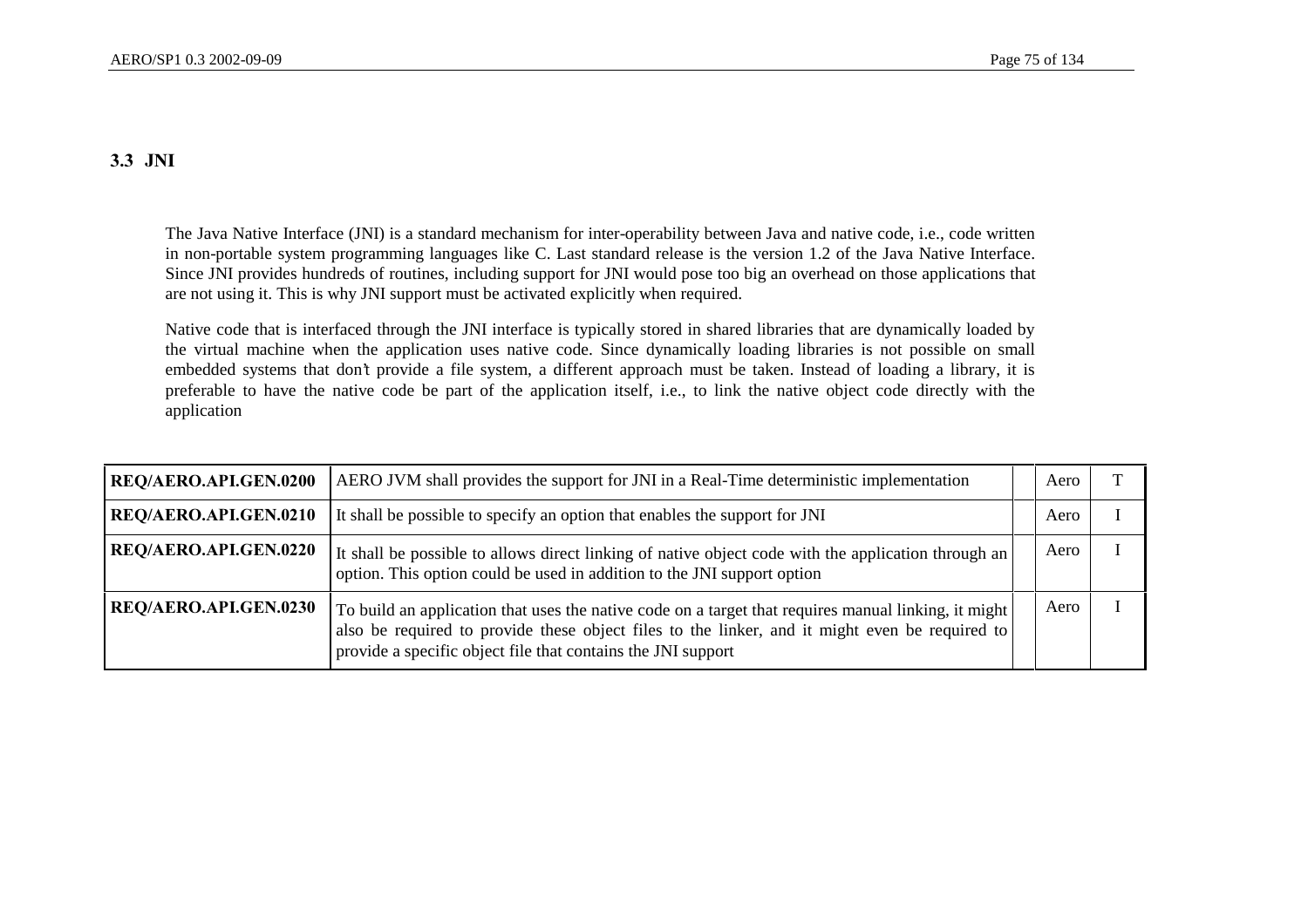## 3.3 JNI

The Java Native Interface (JNI) is a standard mechanism for inter-operability between Java and native code, i.e., code written in non-portable system programming languages like C. Last standard release is the version 1.2 of the Java Native Interface. Since JNI provides hundreds of routines, including support for JNI would pose too big an overhead on those applications that are not using it. This is why JNI support must be activated explicitly when required.

Native code that is interfaced through the JNI interface is typically stored in shared libraries that are dynamically loaded by the virtual machine when the application uses native code. Since dynamically loading libraries is not possible on small embedded systems that don't provide a file system, a different approach must be taken. Instead of loading a library, it is preferable to have the native code be part of the application itself, i.e., to link the native object code directly with the application

| | | | | |
|---|---|---|---|---|
| **REQ/AERO.API.GEN.0200** | AERO JVM shall provides the support for JNI in a Real-Time deterministic implementation | | Aero | T |
| **REQ/AERO.API.GEN.0210** | It shall be possible to specify an option that enables the support for JNI | | Aero | I |
| **REQ/AERO.API.GEN.0220** | It shall be possible to allows direct linking of native object code with the application through an option. This option could be used in addition to the JNI support option | | Aero | I |
| **REQ/AERO.API.GEN.0230** | To build an application that uses the native code on a target that requires manual linking, it might also be required to provide these object files to the linker, and it might even be required to provide a specific object file that contains the JNI support | | Aero | I |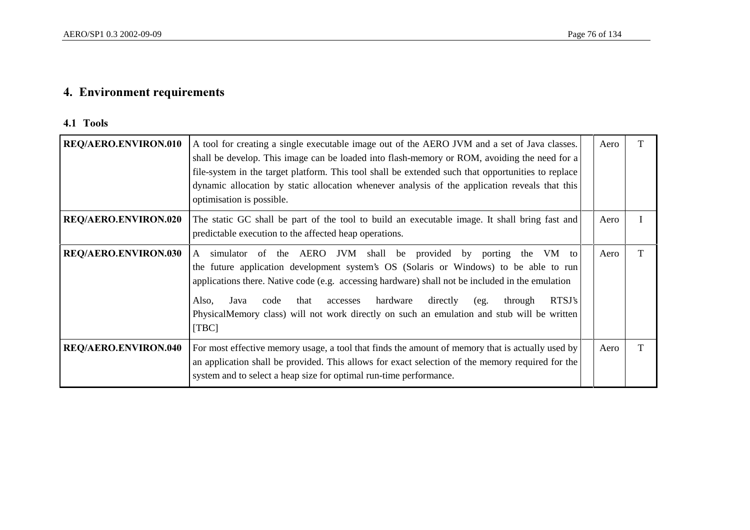# 4. Environment requirements

## 4.1 Tools

| | | | | |
|---|---|---|---|---|
| **REQ/AERO.ENVIRON.010** | A tool for creating a single executable image out of the AERO JVM and a set of Java classes. shall be develop. This image can be loaded into flash-memory or ROM, avoiding the need for a file-system in the target platform. This tool shall be extended such that opportunities to replace dynamic allocation by static allocation whenever analysis of the application reveals that this optimisation is possible. | | Aero | T |
| **REQ/AERO.ENVIRON.020** | The static GC shall be part of the tool to build an executable image. It shall bring fast and predictable execution to the affected heap operations. | | Aero | I |
| **REQ/AERO.ENVIRON.030** | A simulator of the AERO JVM shall be provided by porting the VM to the future application development system's OS (Solaris or Windows) to be able to run applications there. Native code (e.g. accessing hardware) shall not be included in the emulation<br><br>Also, Java code that accesses hardware directly (eg. through RTSJ's PhysicalMemory class) will not work directly on such an emulation and stub will be written [TBC] | | Aero | T |
| **REQ/AERO.ENVIRON.040** | For most effective memory usage, a tool that finds the amount of memory that is actually used by an application shall be provided. This allows for exact selection of the memory required for the system and to select a heap size for optimal run-time performance. | | Aero | T |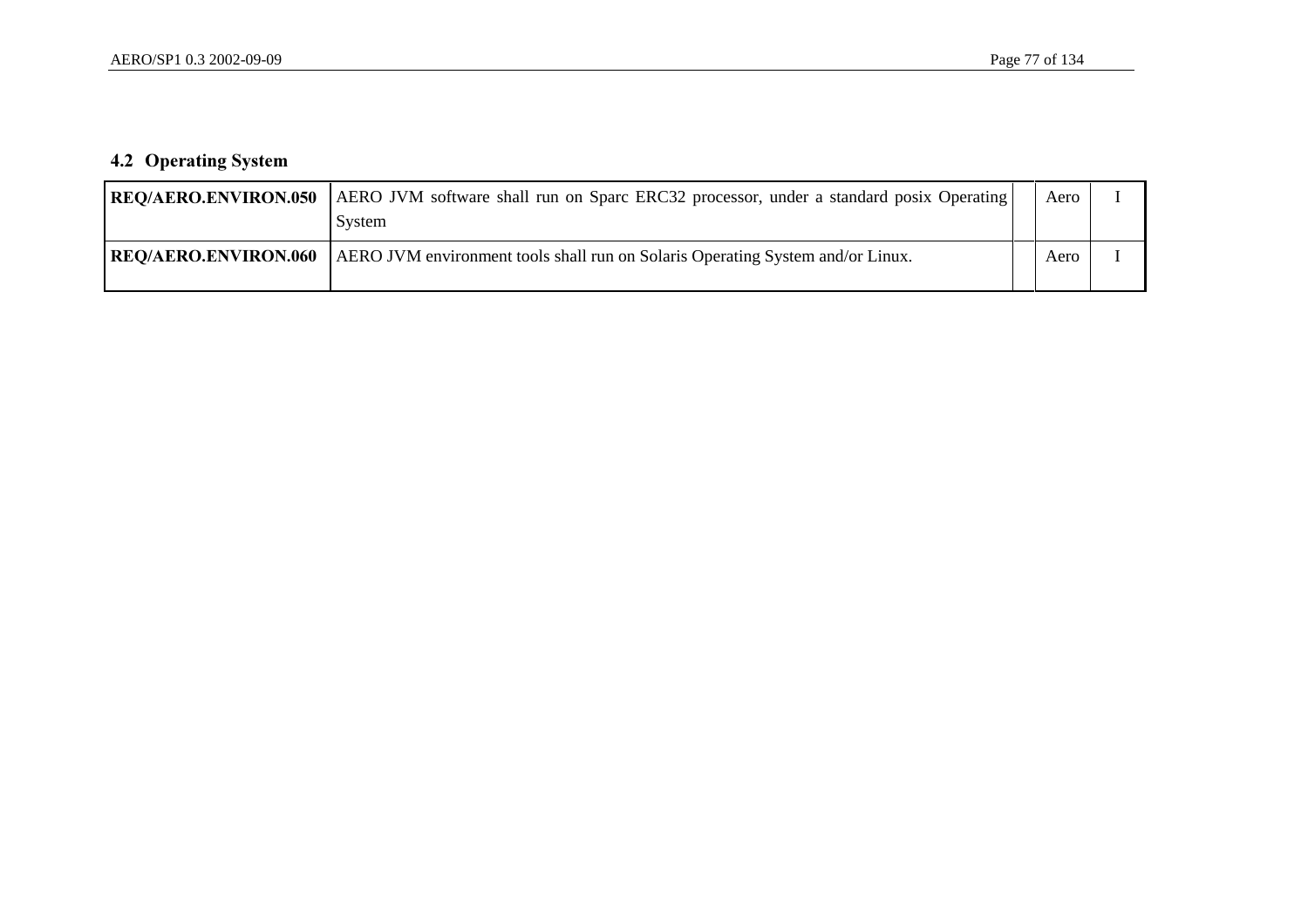## 4.2 Operating System

| | | | | |
|---|---|---|---|---|
| **REQ/AERO.ENVIRON.050** | AERO JVM software shall run on Sparc ERC32 processor, under a standard posix Operating System | | Aero | I |
| **REQ/AERO.ENVIRON.060** | AERO JVM environment tools shall run on Solaris Operating System and/or Linux. | | Aero | I |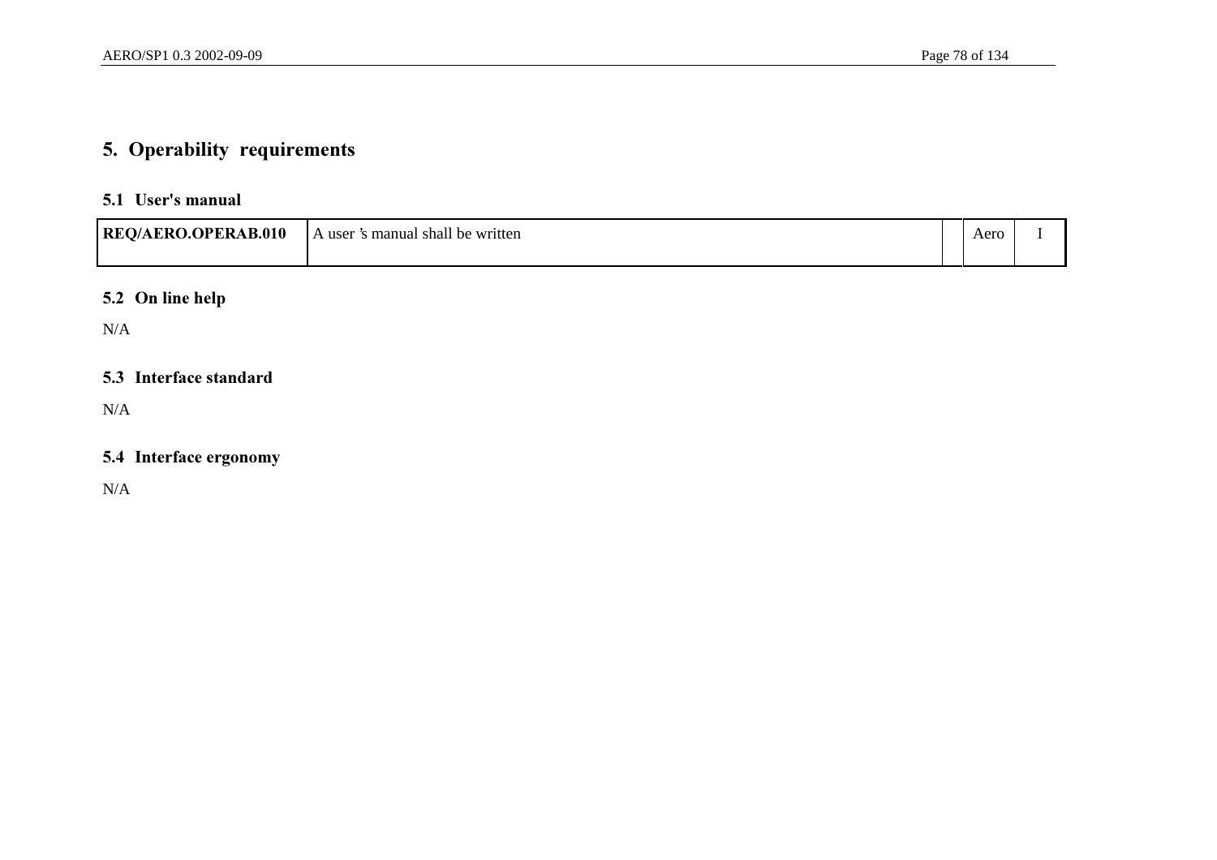# 5. Operability requirements

## 5.1 User's manual

| REQ/AERO.OPERAB.010 | A user's manual shall be written | | Aero | I |
|---|---|---|---|---|

## 5.2 On line help

N/A

## 5.3 Interface standard

N/A

## 5.4 Interface ergonomy

N/A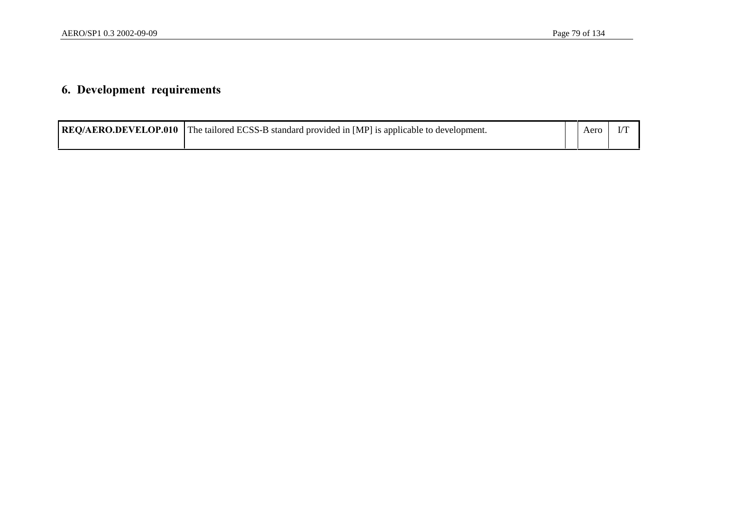# 6. Development requirements

| | | | | |
|---|---|---|---|---|
| **REQ/AERO.DEVELOP.010** | The tailored ECSS-B standard provided in [MP] is applicable to development. | | Aero | I/T |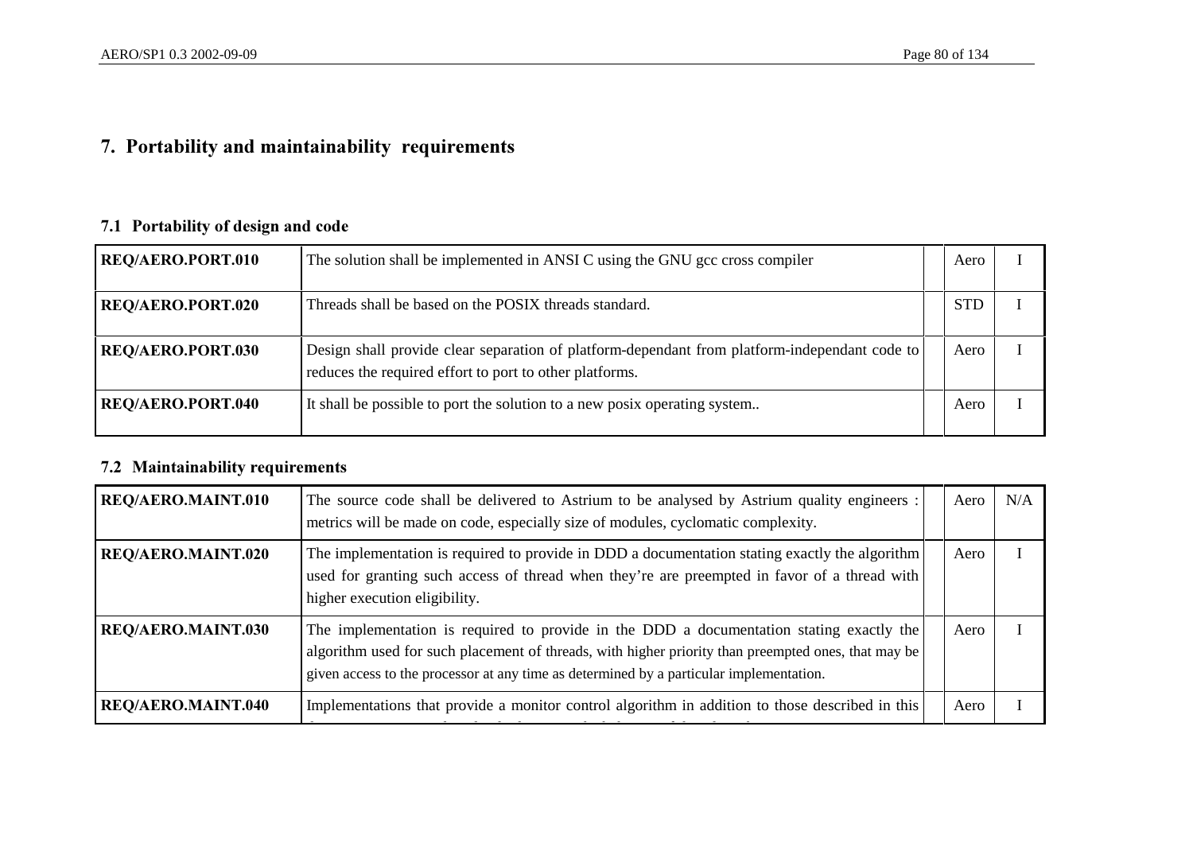# 7. Portability and maintainability requirements

## 7.1 Portability of design and code

| | | | | |
|---|---|---|---|---|
| **REQ/AERO.PORT.010** | The solution shall be implemented in ANSI C using the GNU gcc cross compiler | | Aero | I |
| **REQ/AERO.PORT.020** | Threads shall be based on the POSIX threads standard. | | STD | I |
| **REQ/AERO.PORT.030** | Design shall provide clear separation of platform-dependant from platform-independant code to reduces the required effort to port to other platforms. | | Aero | I |
| **REQ/AERO.PORT.040** | It shall be possible to port the solution to a new posix operating system.. | | Aero | I |

## 7.2 Maintainability requirements

| | | | | |
|---|---|---|---|---|
| **REQ/AERO.MAINT.010** | The source code shall be delivered to Astrium to be analysed by Astrium quality engineers : metrics will be made on code, especially size of modules, cyclomatic complexity. | | Aero | N/A |
| **REQ/AERO.MAINT.020** | The implementation is required to provide in DDD a documentation stating exactly the algorithm used for granting such access of thread when they're are preempted in favor of a thread with higher execution eligibility. | | Aero | I |
| **REQ/AERO.MAINT.030** | The implementation is required to provide in the DDD a documentation stating exactly the algorithm used for such placement of threads, with higher priority than preempted ones, that may be given access to the processor at any time as determined by a particular implementation. | | Aero | I |
| **REQ/AERO.MAINT.040** | Implementations that provide a monitor control algorithm in addition to those described in this | | Aero | I |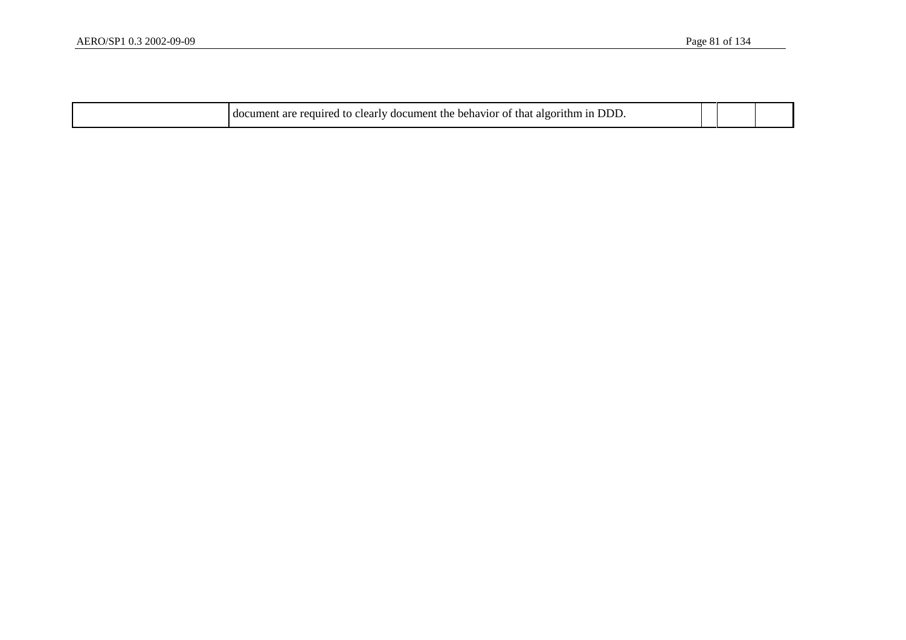| | | | | |
|---|---|---|---|---|
| | document are required to clearly document the behavior of that algorithm in DDD. | | | |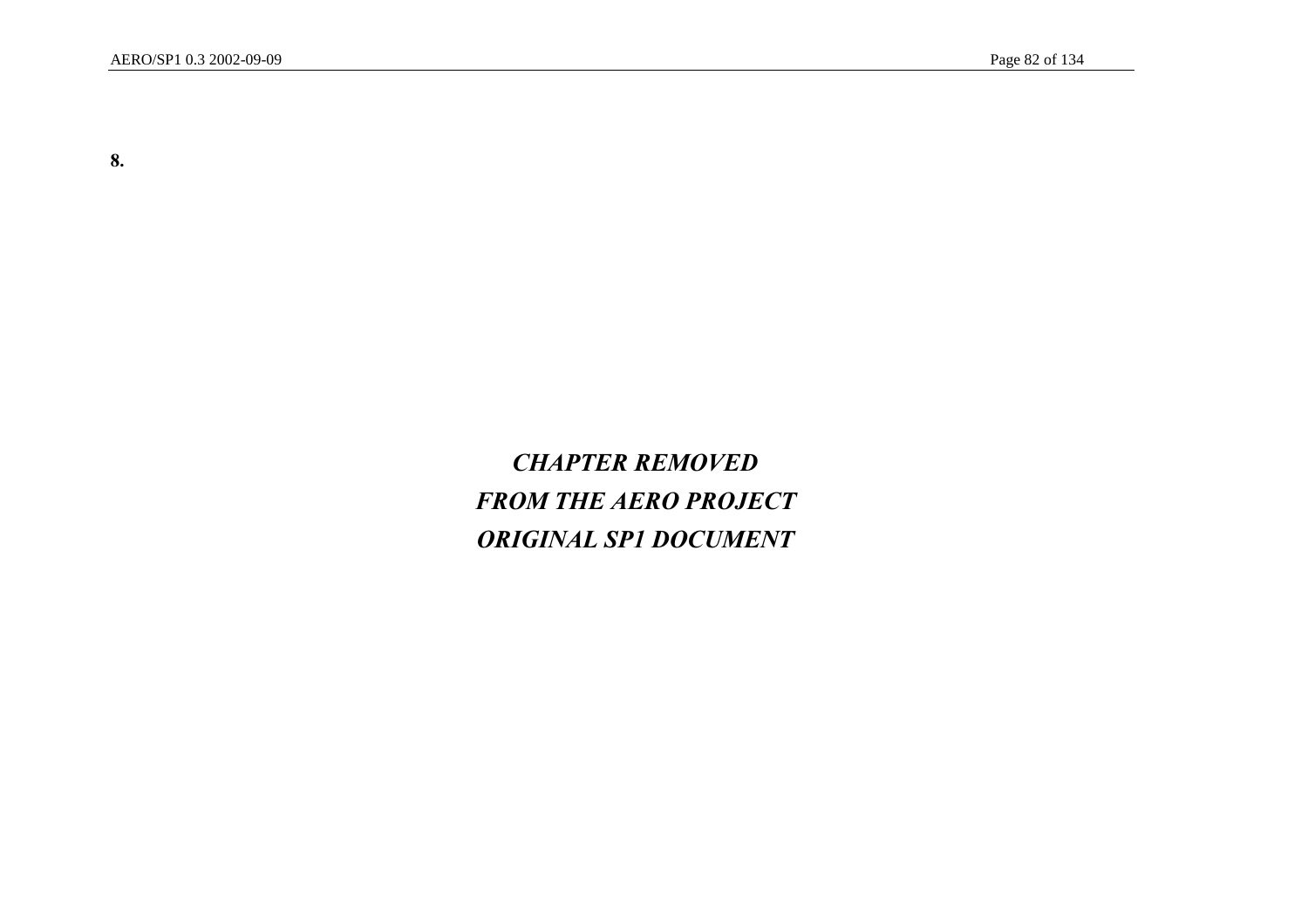# 8.

***CHAPTER REMOVED***
***FROM THE AERO PROJECT***
***ORIGINAL SP1 DOCUMENT***